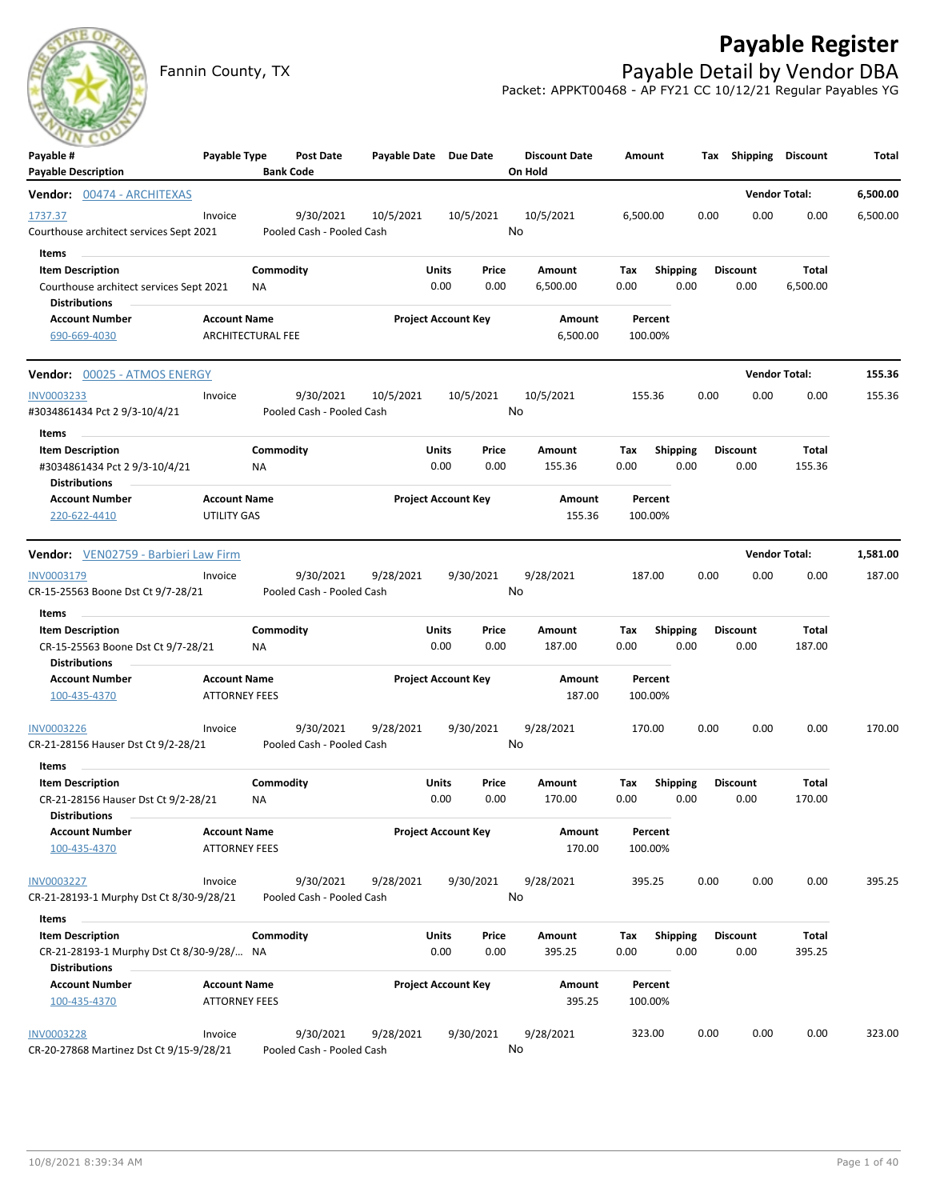# Payable Register

Fannin County, TX

## Payable Detail by Vendor DBA

Packet: APPKT00468 - AP FY21 CC 10/12/21 Regular Payables YG

| Payable # / Payable Description | Payable Type | Post Date / Bank Code | Payable Date | Due Date | Discount Date / On Hold | Amount | Tax | Shipping | Discount | Total |
|---|---|---|---|---|---|---|---|---|---|---|

**Vendor: 00474 - ARCHITEXAS** — Vendor Total: **6,500.00**

| Payable # | Payable Type | Post Date | Payable Date | Due Date | Discount Date | Amount | Tax | Shipping | Discount | Total |
|---|---|---|---|---|---|---|---|---|---|---|
| 1737.37 | Invoice | 9/30/2021 | 10/5/2021 | 10/5/2021 | 10/5/2021 | 6,500.00 | 0.00 | 0.00 | 0.00 | 6,500.00 |
| Courthouse architect services Sept 2021 | | Pooled Cash - Pooled Cash | | | No | | | | | |

Items

| Item Description | Commodity | Units | Price | Amount | Tax | Shipping | Discount | Total |
|---|---|---|---|---|---|---|---|---|
| Courthouse architect services Sept 2021 | NA | 0.00 | 0.00 | 6,500.00 | 0.00 | 0.00 | 0.00 | 6,500.00 |

Distributions

| Account Number | Account Name | Project Account Key | Amount | Percent |
|---|---|---|---|---|
| 690-669-4030 | ARCHITECTURAL FEE | | 6,500.00 | 100.00% |

**Vendor: 00025 - ATMOS ENERGY** — Vendor Total: **155.36**

| Payable # | Payable Type | Post Date | Payable Date | Due Date | Discount Date | Amount | Tax | Shipping | Discount | Total |
|---|---|---|---|---|---|---|---|---|---|---|
| INV0003233 | Invoice | 9/30/2021 | 10/5/2021 | 10/5/2021 | 10/5/2021 | 155.36 | 0.00 | 0.00 | 0.00 | 155.36 |
| #3034861434 Pct 2 9/3-10/4/21 | | Pooled Cash - Pooled Cash | | | No | | | | | |

Items

| Item Description | Commodity | Units | Price | Amount | Tax | Shipping | Discount | Total |
|---|---|---|---|---|---|---|---|---|
| #3034861434 Pct 2 9/3-10/4/21 | NA | 0.00 | 0.00 | 155.36 | 0.00 | 0.00 | 0.00 | 155.36 |

Distributions

| Account Number | Account Name | Project Account Key | Amount | Percent |
|---|---|---|---|---|
| 220-622-4410 | UTILITY GAS | | 155.36 | 100.00% |

**Vendor: VEN02759 - Barbieri Law Firm** — Vendor Total: **1,581.00**

| Payable # | Payable Type | Post Date | Payable Date | Due Date | Discount Date | Amount | Tax | Shipping | Discount | Total |
|---|---|---|---|---|---|---|---|---|---|---|
| INV0003179 | Invoice | 9/30/2021 | 9/28/2021 | 9/30/2021 | 9/28/2021 | 187.00 | 0.00 | 0.00 | 0.00 | 187.00 |
| CR-15-25563 Boone Dst Ct 9/7-28/21 | | Pooled Cash - Pooled Cash | | | No | | | | | |

Items

| Item Description | Commodity | Units | Price | Amount | Tax | Shipping | Discount | Total |
|---|---|---|---|---|---|---|---|---|
| CR-15-25563 Boone Dst Ct 9/7-28/21 | NA | 0.00 | 0.00 | 187.00 | 0.00 | 0.00 | 0.00 | 187.00 |

Distributions

| Account Number | Account Name | Project Account Key | Amount | Percent |
|---|---|---|---|---|
| 100-435-4370 | ATTORNEY FEES | | 187.00 | 100.00% |

| Payable # | Payable Type | Post Date | Payable Date | Due Date | Discount Date | Amount | Tax | Shipping | Discount | Total |
|---|---|---|---|---|---|---|---|---|---|---|
| INV0003226 | Invoice | 9/30/2021 | 9/28/2021 | 9/30/2021 | 9/28/2021 | 170.00 | 0.00 | 0.00 | 0.00 | 170.00 |
| CR-21-28156 Hauser Dst Ct 9/2-28/21 | | Pooled Cash - Pooled Cash | | | No | | | | | |

Items

| Item Description | Commodity | Units | Price | Amount | Tax | Shipping | Discount | Total |
|---|---|---|---|---|---|---|---|---|
| CR-21-28156 Hauser Dst Ct 9/2-28/21 | NA | 0.00 | 0.00 | 170.00 | 0.00 | 0.00 | 0.00 | 170.00 |

Distributions

| Account Number | Account Name | Project Account Key | Amount | Percent |
|---|---|---|---|---|
| 100-435-4370 | ATTORNEY FEES | | 170.00 | 100.00% |

| Payable # | Payable Type | Post Date | Payable Date | Due Date | Discount Date | Amount | Tax | Shipping | Discount | Total |
|---|---|---|---|---|---|---|---|---|---|---|
| INV0003227 | Invoice | 9/30/2021 | 9/28/2021 | 9/30/2021 | 9/28/2021 | 395.25 | 0.00 | 0.00 | 0.00 | 395.25 |
| CR-21-28193-1 Murphy Dst Ct 8/30-9/28/21 | | Pooled Cash - Pooled Cash | | | No | | | | | |

Items

| Item Description | Commodity | Units | Price | Amount | Tax | Shipping | Discount | Total |
|---|---|---|---|---|---|---|---|---|
| CR-21-28193-1 Murphy Dst Ct 8/30-9/28/... | NA | 0.00 | 0.00 | 395.25 | 0.00 | 0.00 | 0.00 | 395.25 |

Distributions

| Account Number | Account Name | Project Account Key | Amount | Percent |
|---|---|---|---|---|
| 100-435-4370 | ATTORNEY FEES | | 395.25 | 100.00% |

| Payable # | Payable Type | Post Date | Payable Date | Due Date | Discount Date | Amount | Tax | Shipping | Discount | Total |
|---|---|---|---|---|---|---|---|---|---|---|
| INV0003228 | Invoice | 9/30/2021 | 9/28/2021 | 9/30/2021 | 9/28/2021 | 323.00 | 0.00 | 0.00 | 0.00 | 323.00 |
| CR-20-27868 Martinez Dst Ct 9/15-9/28/21 | | Pooled Cash - Pooled Cash | | | No | | | | | |

10/8/2021 8:39:34 AM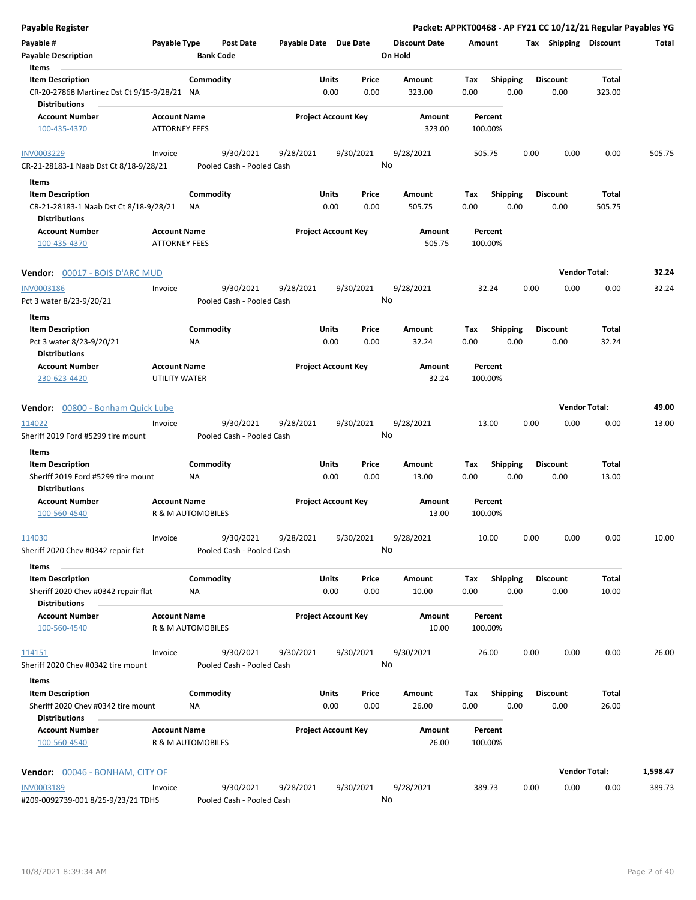**Payable Register** — Packet: APPKT00468 - AP FY21 CC 10/12/21 Regular Payables YG

| Payable # | Payable Type | Post Date | Payable Date | Due Date | Discount Date | Amount | Tax | Shipping | Discount | Total |
|---|---|---|---|---|---|---|---|---|---|---|
| Payable Description | | Bank Code | | | On Hold | | | | | |

**Items**

| Item Description | Commodity | Units | Price | Amount | Tax | Shipping | Discount | Total |
|---|---|---|---|---|---|---|---|---|
| CR-20-27868 Martinez Dst Ct 9/15-9/28/21 | NA | 0.00 | 0.00 | 323.00 | 0.00 | 0.00 | 0.00 | 323.00 |

**Distributions**

| Account Number | Account Name | Project Account Key | Amount | Percent |
|---|---|---|---|---|
| 100-435-4370 | ATTORNEY FEES | | 323.00 | 100.00% |

| Payable # | Payable Type | Post Date | Payable Date | Due Date | Discount Date | Amount | Tax | Shipping | Discount | Total |
|---|---|---|---|---|---|---|---|---|---|---|
| INV0003229 | Invoice | 9/30/2021 | 9/28/2021 | 9/30/2021 | 9/28/2021 | 505.75 | 0.00 | 0.00 | 0.00 | 505.75 |
| CR-21-28183-1 Naab Dst Ct 8/18-9/28/21 | | Pooled Cash - Pooled Cash | | | No | | | | | |

**Items**

| Item Description | Commodity | Units | Price | Amount | Tax | Shipping | Discount | Total |
|---|---|---|---|---|---|---|---|---|
| CR-21-28183-1 Naab Dst Ct 8/18-9/28/21 | NA | 0.00 | 0.00 | 505.75 | 0.00 | 0.00 | 0.00 | 505.75 |

**Distributions**

| Account Number | Account Name | Project Account Key | Amount | Percent |
|---|---|---|---|---|
| 100-435-4370 | ATTORNEY FEES | | 505.75 | 100.00% |

**Vendor:** 00017 - BOIS D'ARC MUD — **Vendor Total: 32.24**

| Payable # | Payable Type | Post Date | Payable Date | Due Date | Discount Date | Amount | Tax | Shipping | Discount | Total |
|---|---|---|---|---|---|---|---|---|---|---|
| INV0003186 | Invoice | 9/30/2021 | 9/28/2021 | 9/30/2021 | 9/28/2021 | 32.24 | 0.00 | 0.00 | 0.00 | 32.24 |
| Pct 3 water 8/23-9/20/21 | | Pooled Cash - Pooled Cash | | | No | | | | | |

**Items**

| Item Description | Commodity | Units | Price | Amount | Tax | Shipping | Discount | Total |
|---|---|---|---|---|---|---|---|---|
| Pct 3 water 8/23-9/20/21 | NA | 0.00 | 0.00 | 32.24 | 0.00 | 0.00 | 0.00 | 32.24 |

**Distributions**

| Account Number | Account Name | Project Account Key | Amount | Percent |
|---|---|---|---|---|
| 230-623-4420 | UTILITY WATER | | 32.24 | 100.00% |

**Vendor:** 00800 - Bonham Quick Lube — **Vendor Total: 49.00**

| Payable # | Payable Type | Post Date | Payable Date | Due Date | Discount Date | Amount | Tax | Shipping | Discount | Total |
|---|---|---|---|---|---|---|---|---|---|---|
| 114022 | Invoice | 9/30/2021 | 9/28/2021 | 9/30/2021 | 9/28/2021 | 13.00 | 0.00 | 0.00 | 0.00 | 13.00 |
| Sheriff 2019 Ford #5299 tire mount | | Pooled Cash - Pooled Cash | | | No | | | | | |

**Items**

| Item Description | Commodity | Units | Price | Amount | Tax | Shipping | Discount | Total |
|---|---|---|---|---|---|---|---|---|
| Sheriff 2019 Ford #5299 tire mount | NA | 0.00 | 0.00 | 13.00 | 0.00 | 0.00 | 0.00 | 13.00 |

**Distributions**

| Account Number | Account Name | Project Account Key | Amount | Percent |
|---|---|---|---|---|
| 100-560-4540 | R & M AUTOMOBILES | | 13.00 | 100.00% |

| Payable # | Payable Type | Post Date | Payable Date | Due Date | Discount Date | Amount | Tax | Shipping | Discount | Total |
|---|---|---|---|---|---|---|---|---|---|---|
| 114030 | Invoice | 9/30/2021 | 9/28/2021 | 9/30/2021 | 9/28/2021 | 10.00 | 0.00 | 0.00 | 0.00 | 10.00 |
| Sheriff 2020 Chev #0342 repair flat | | Pooled Cash - Pooled Cash | | | No | | | | | |

**Items**

| Item Description | Commodity | Units | Price | Amount | Tax | Shipping | Discount | Total |
|---|---|---|---|---|---|---|---|---|
| Sheriff 2020 Chev #0342 repair flat | NA | 0.00 | 0.00 | 10.00 | 0.00 | 0.00 | 0.00 | 10.00 |

**Distributions**

| Account Number | Account Name | Project Account Key | Amount | Percent |
|---|---|---|---|---|
| 100-560-4540 | R & M AUTOMOBILES | | 10.00 | 100.00% |

| Payable # | Payable Type | Post Date | Payable Date | Due Date | Discount Date | Amount | Tax | Shipping | Discount | Total |
|---|---|---|---|---|---|---|---|---|---|---|
| 114151 | Invoice | 9/30/2021 | 9/30/2021 | 9/30/2021 | 9/30/2021 | 26.00 | 0.00 | 0.00 | 0.00 | 26.00 |
| Sheriff 2020 Chev #0342 tire mount | | Pooled Cash - Pooled Cash | | | No | | | | | |

**Items**

| Item Description | Commodity | Units | Price | Amount | Tax | Shipping | Discount | Total |
|---|---|---|---|---|---|---|---|---|
| Sheriff 2020 Chev #0342 tire mount | NA | 0.00 | 0.00 | 26.00 | 0.00 | 0.00 | 0.00 | 26.00 |

**Distributions**

| Account Number | Account Name | Project Account Key | Amount | Percent |
|---|---|---|---|---|
| 100-560-4540 | R & M AUTOMOBILES | | 26.00 | 100.00% |

**Vendor:** 00046 - BONHAM, CITY OF — **Vendor Total: 1,598.47**

| Payable # | Payable Type | Post Date | Payable Date | Due Date | Discount Date | Amount | Tax | Shipping | Discount | Total |
|---|---|---|---|---|---|---|---|---|---|---|
| INV0003189 | Invoice | 9/30/2021 | 9/28/2021 | 9/30/2021 | 9/28/2021 | 389.73 | 0.00 | 0.00 | 0.00 | 389.73 |
| #209-0092739-001 8/25-9/23/21 TDHS | | Pooled Cash - Pooled Cash | | | No | | | | | |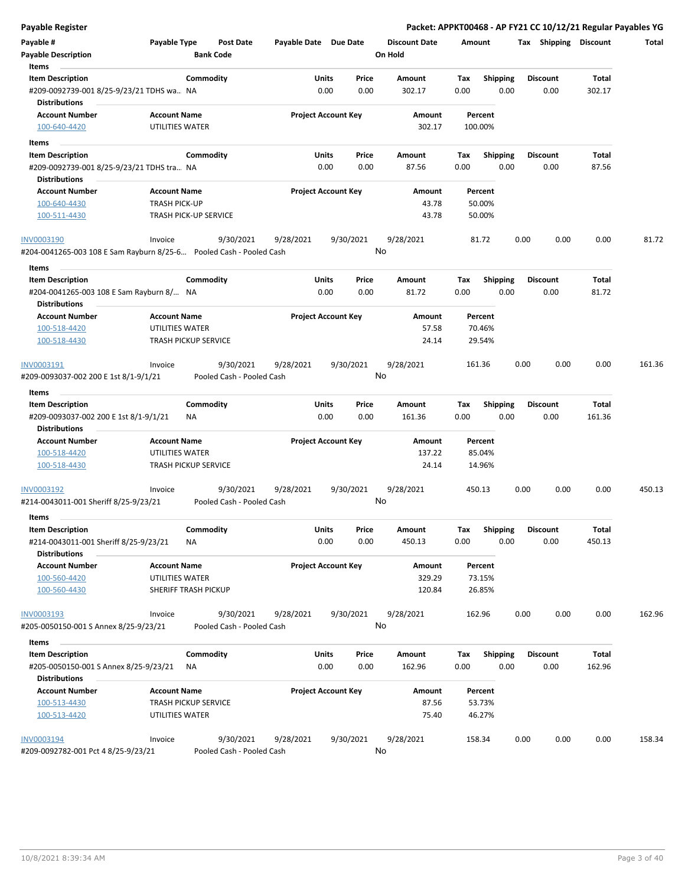# Payable Register

**Packet: APPKT00468 - AP FY21 CC 10/12/21 Regular Payables YG**

| Payable # | Payable Type | Post Date | Payable Date | Due Date | Discount Date | Amount | Tax | Shipping | Discount | Total |
|---|---|---|---|---|---|---|---|---|---|---|
| Payable Description | | Bank Code | | | On Hold | | | | | |

**Items**

| Item Description | Commodity | Units | Price | Amount | Tax | Shipping | Discount | Total |
|---|---|---|---|---|---|---|---|---|
| #209-0092739-001 8/25-9/23/21 TDHS wa... | NA | 0.00 | 0.00 | 302.17 | 0.00 | 0.00 | 0.00 | 302.17 |

**Distributions**

| Account Number | Account Name | Project Account Key | Amount | Percent |
|---|---|---|---|---|
| 100-640-4420 | UTILITIES WATER | | 302.17 | 100.00% |

**Items**

| Item Description | Commodity | Units | Price | Amount | Tax | Shipping | Discount | Total |
|---|---|---|---|---|---|---|---|---|
| #209-0092739-001 8/25-9/23/21 TDHS tra... | NA | 0.00 | 0.00 | 87.56 | 0.00 | 0.00 | 0.00 | 87.56 |

**Distributions**

| Account Number | Account Name | Project Account Key | Amount | Percent |
|---|---|---|---|---|
| 100-640-4430 | TRASH PICK-UP | | 43.78 | 50.00% |
| 100-511-4430 | TRASH PICK-UP SERVICE | | 43.78 | 50.00% |

| Payable # | Payable Type | Post Date | Payable Date | Due Date | Discount Date | Amount | Tax | Shipping | Discount | Total |
|---|---|---|---|---|---|---|---|---|---|---|
| INV0003190 | Invoice | 9/30/2021 | 9/28/2021 | 9/30/2021 | 9/28/2021 | 81.72 | 0.00 | 0.00 | 0.00 | 81.72 |
| #204-0041265-003 108 E Sam Rayburn 8/25-6... | | Pooled Cash - Pooled Cash | | | No | | | | | |

**Items**

| Item Description | Commodity | Units | Price | Amount | Tax | Shipping | Discount | Total |
|---|---|---|---|---|---|---|---|---|
| #204-0041265-003 108 E Sam Rayburn 8/... | NA | 0.00 | 0.00 | 81.72 | 0.00 | 0.00 | 0.00 | 81.72 |

**Distributions**

| Account Number | Account Name | Project Account Key | Amount | Percent |
|---|---|---|---|---|
| 100-518-4420 | UTILITIES WATER | | 57.58 | 70.46% |
| 100-518-4430 | TRASH PICKUP SERVICE | | 24.14 | 29.54% |

| Payable # | Payable Type | Post Date | Payable Date | Due Date | Discount Date | Amount | Tax | Shipping | Discount | Total |
|---|---|---|---|---|---|---|---|---|---|---|
| INV0003191 | Invoice | 9/30/2021 | 9/28/2021 | 9/30/2021 | 9/28/2021 | 161.36 | 0.00 | 0.00 | 0.00 | 161.36 |
| #209-0093037-002 200 E 1st 8/1-9/1/21 | | Pooled Cash - Pooled Cash | | | No | | | | | |

**Items**

| Item Description | Commodity | Units | Price | Amount | Tax | Shipping | Discount | Total |
|---|---|---|---|---|---|---|---|---|
| #209-0093037-002 200 E 1st 8/1-9/1/21 | NA | 0.00 | 0.00 | 161.36 | 0.00 | 0.00 | 0.00 | 161.36 |

**Distributions**

| Account Number | Account Name | Project Account Key | Amount | Percent |
|---|---|---|---|---|
| 100-518-4420 | UTILITIES WATER | | 137.22 | 85.04% |
| 100-518-4430 | TRASH PICKUP SERVICE | | 24.14 | 14.96% |

| Payable # | Payable Type | Post Date | Payable Date | Due Date | Discount Date | Amount | Tax | Shipping | Discount | Total |
|---|---|---|---|---|---|---|---|---|---|---|
| INV0003192 | Invoice | 9/30/2021 | 9/28/2021 | 9/30/2021 | 9/28/2021 | 450.13 | 0.00 | 0.00 | 0.00 | 450.13 |
| #214-0043011-001 Sheriff 8/25-9/23/21 | | Pooled Cash - Pooled Cash | | | No | | | | | |

**Items**

| Item Description | Commodity | Units | Price | Amount | Tax | Shipping | Discount | Total |
|---|---|---|---|---|---|---|---|---|
| #214-0043011-001 Sheriff 8/25-9/23/21 | NA | 0.00 | 0.00 | 450.13 | 0.00 | 0.00 | 0.00 | 450.13 |

**Distributions**

| Account Number | Account Name | Project Account Key | Amount | Percent |
|---|---|---|---|---|
| 100-560-4420 | UTILITIES WATER | | 329.29 | 73.15% |
| 100-560-4430 | SHERIFF TRASH PICKUP | | 120.84 | 26.85% |

| Payable # | Payable Type | Post Date | Payable Date | Due Date | Discount Date | Amount | Tax | Shipping | Discount | Total |
|---|---|---|---|---|---|---|---|---|---|---|
| INV0003193 | Invoice | 9/30/2021 | 9/28/2021 | 9/30/2021 | 9/28/2021 | 162.96 | 0.00 | 0.00 | 0.00 | 162.96 |
| #205-0050150-001 S Annex 8/25-9/23/21 | | Pooled Cash - Pooled Cash | | | No | | | | | |

**Items**

| Item Description | Commodity | Units | Price | Amount | Tax | Shipping | Discount | Total |
|---|---|---|---|---|---|---|---|---|
| #205-0050150-001 S Annex 8/25-9/23/21 | NA | 0.00 | 0.00 | 162.96 | 0.00 | 0.00 | 0.00 | 162.96 |

**Distributions**

| Account Number | Account Name | Project Account Key | Amount | Percent |
|---|---|---|---|---|
| 100-513-4430 | TRASH PICKUP SERVICE | | 87.56 | 53.73% |
| 100-513-4420 | UTILITIES WATER | | 75.40 | 46.27% |

| Payable # | Payable Type | Post Date | Payable Date | Due Date | Discount Date | Amount | Tax | Shipping | Discount | Total |
|---|---|---|---|---|---|---|---|---|---|---|
| INV0003194 | Invoice | 9/30/2021 | 9/28/2021 | 9/30/2021 | 9/28/2021 | 158.34 | 0.00 | 0.00 | 0.00 | 158.34 |
| #209-0092782-001 Pct 4 8/25-9/23/21 | | Pooled Cash - Pooled Cash | | | No | | | | | |

10/8/2021 8:39:34 AM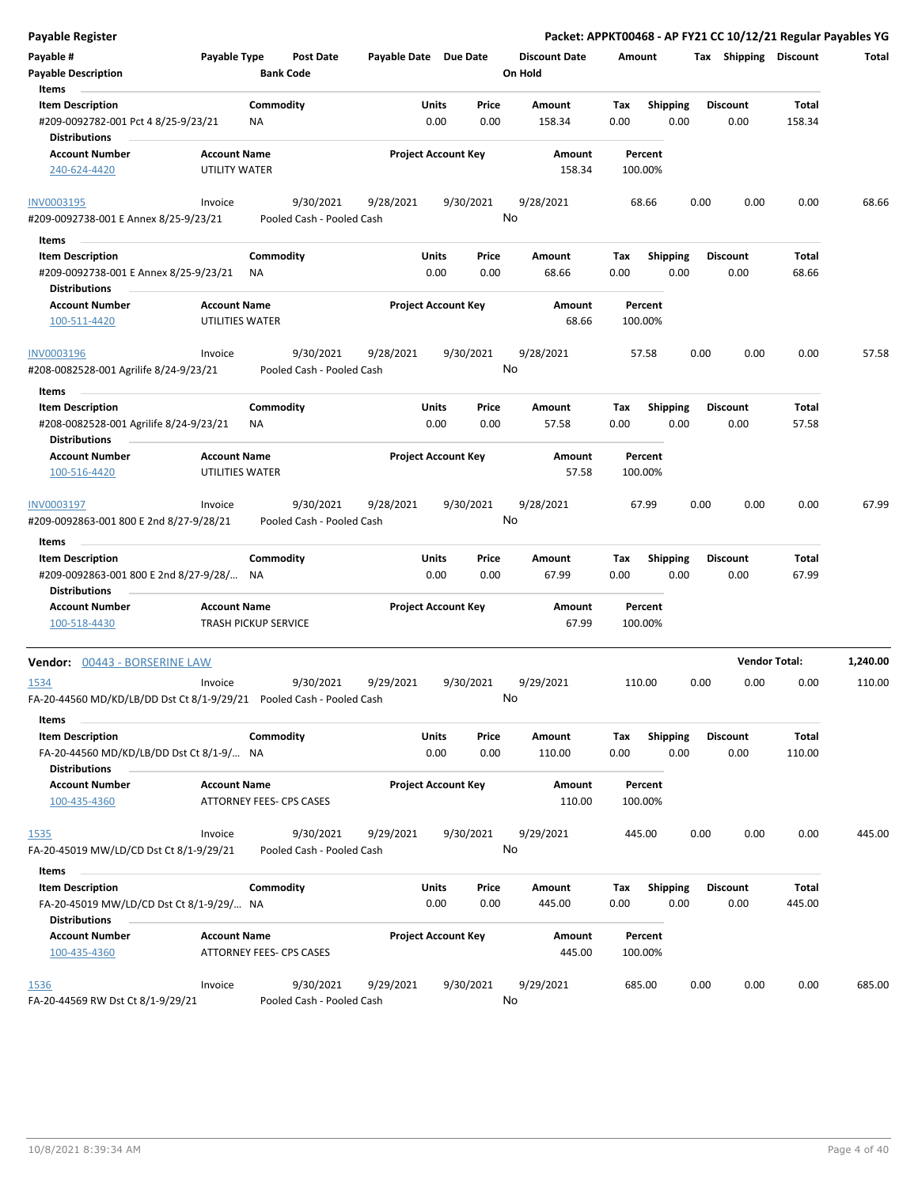**Payable Register** — Packet: APPKT00468 - AP FY21 CC 10/12/21 Regular Payables YG

| Payable # | Payable Type | Post Date | Payable Date | Due Date | Discount Date | Amount | Tax | Shipping | Discount | Total |
|---|---|---|---|---|---|---|---|---|---|---|
| Payable Description | | Bank Code | | | On Hold | | | | | |

**Items**

| Item Description | Commodity | Units | Price | Amount | Tax | Shipping | Discount | Total |
|---|---|---|---|---|---|---|---|---|
| #209-0092782-001 Pct 4 8/25-9/23/21 | NA | 0.00 | 0.00 | 158.34 | 0.00 | 0.00 | 0.00 | 158.34 |

**Distributions**

| Account Number | Account Name | Project Account Key | Amount | Percent |
|---|---|---|---|---|
| 240-624-4420 | UTILITY WATER | | 158.34 | 100.00% |

| Payable # | Payable Type | Post Date | Payable Date | Due Date | Discount Date | Amount | Tax | Shipping | Discount | Total |
|---|---|---|---|---|---|---|---|---|---|---|
| INV0003195 | Invoice | 9/30/2021 | 9/28/2021 | 9/30/2021 | 9/28/2021 | 68.66 | 0.00 | 0.00 | 0.00 | 68.66 |
| #209-0092738-001 E Annex 8/25-9/23/21 | | Pooled Cash - Pooled Cash | | | No | | | | | |

**Items**

| Item Description | Commodity | Units | Price | Amount | Tax | Shipping | Discount | Total |
|---|---|---|---|---|---|---|---|---|
| #209-0092738-001 E Annex 8/25-9/23/21 | NA | 0.00 | 0.00 | 68.66 | 0.00 | 0.00 | 0.00 | 68.66 |

**Distributions**

| Account Number | Account Name | Project Account Key | Amount | Percent |
|---|---|---|---|---|
| 100-511-4420 | UTILITIES WATER | | 68.66 | 100.00% |

| Payable # | Payable Type | Post Date | Payable Date | Due Date | Discount Date | Amount | Tax | Shipping | Discount | Total |
|---|---|---|---|---|---|---|---|---|---|---|
| INV0003196 | Invoice | 9/30/2021 | 9/28/2021 | 9/30/2021 | 9/28/2021 | 57.58 | 0.00 | 0.00 | 0.00 | 57.58 |
| #208-0082528-001 Agrilife 8/24-9/23/21 | | Pooled Cash - Pooled Cash | | | No | | | | | |

**Items**

| Item Description | Commodity | Units | Price | Amount | Tax | Shipping | Discount | Total |
|---|---|---|---|---|---|---|---|---|
| #208-0082528-001 Agrilife 8/24-9/23/21 | NA | 0.00 | 0.00 | 57.58 | 0.00 | 0.00 | 0.00 | 57.58 |

**Distributions**

| Account Number | Account Name | Project Account Key | Amount | Percent |
|---|---|---|---|---|
| 100-516-4420 | UTILITIES WATER | | 57.58 | 100.00% |

| Payable # | Payable Type | Post Date | Payable Date | Due Date | Discount Date | Amount | Tax | Shipping | Discount | Total |
|---|---|---|---|---|---|---|---|---|---|---|
| INV0003197 | Invoice | 9/30/2021 | 9/28/2021 | 9/30/2021 | 9/28/2021 | 67.99 | 0.00 | 0.00 | 0.00 | 67.99 |
| #209-0092863-001 800 E 2nd 8/27-9/28/21 | | Pooled Cash - Pooled Cash | | | No | | | | | |

**Items**

| Item Description | Commodity | Units | Price | Amount | Tax | Shipping | Discount | Total |
|---|---|---|---|---|---|---|---|---|
| #209-0092863-001 800 E 2nd 8/27-9/28/... | NA | 0.00 | 0.00 | 67.99 | 0.00 | 0.00 | 0.00 | 67.99 |

**Distributions**

| Account Number | Account Name | Project Account Key | Amount | Percent |
|---|---|---|---|---|
| 100-518-4430 | TRASH PICKUP SERVICE | | 67.99 | 100.00% |

**Vendor: 00443 - BORSERINE LAW** — **Vendor Total: 1,240.00**

| Payable # | Payable Type | Post Date | Payable Date | Due Date | Discount Date | Amount | Tax | Shipping | Discount | Total |
|---|---|---|---|---|---|---|---|---|---|---|
| 1534 | Invoice | 9/30/2021 | 9/29/2021 | 9/30/2021 | 9/29/2021 | 110.00 | 0.00 | 0.00 | 0.00 | 110.00 |
| FA-20-44560 MD/KD/LB/DD Dst Ct 8/1-9/29/21 | | Pooled Cash - Pooled Cash | | | No | | | | | |

**Items**

| Item Description | Commodity | Units | Price | Amount | Tax | Shipping | Discount | Total |
|---|---|---|---|---|---|---|---|---|
| FA-20-44560 MD/KD/LB/DD Dst Ct 8/1-9/... | NA | 0.00 | 0.00 | 110.00 | 0.00 | 0.00 | 0.00 | 110.00 |

**Distributions**

| Account Number | Account Name | Project Account Key | Amount | Percent |
|---|---|---|---|---|
| 100-435-4360 | ATTORNEY FEES- CPS CASES | | 110.00 | 100.00% |

| Payable # | Payable Type | Post Date | Payable Date | Due Date | Discount Date | Amount | Tax | Shipping | Discount | Total |
|---|---|---|---|---|---|---|---|---|---|---|
| 1535 | Invoice | 9/30/2021 | 9/29/2021 | 9/30/2021 | 9/29/2021 | 445.00 | 0.00 | 0.00 | 0.00 | 445.00 |
| FA-20-45019 MW/LD/CD Dst Ct 8/1-9/29/21 | | Pooled Cash - Pooled Cash | | | No | | | | | |

**Items**

| Item Description | Commodity | Units | Price | Amount | Tax | Shipping | Discount | Total |
|---|---|---|---|---|---|---|---|---|
| FA-20-45019 MW/LD/CD Dst Ct 8/1-9/29/... | NA | 0.00 | 0.00 | 445.00 | 0.00 | 0.00 | 0.00 | 445.00 |

**Distributions**

| Account Number | Account Name | Project Account Key | Amount | Percent |
|---|---|---|---|---|
| 100-435-4360 | ATTORNEY FEES- CPS CASES | | 445.00 | 100.00% |

| Payable # | Payable Type | Post Date | Payable Date | Due Date | Discount Date | Amount | Tax | Shipping | Discount | Total |
|---|---|---|---|---|---|---|---|---|---|---|
| 1536 | Invoice | 9/30/2021 | 9/29/2021 | 9/30/2021 | 9/29/2021 | 685.00 | 0.00 | 0.00 | 0.00 | 685.00 |
| FA-20-44569 RW Dst Ct 8/1-9/29/21 | | Pooled Cash - Pooled Cash | | | No | | | | | |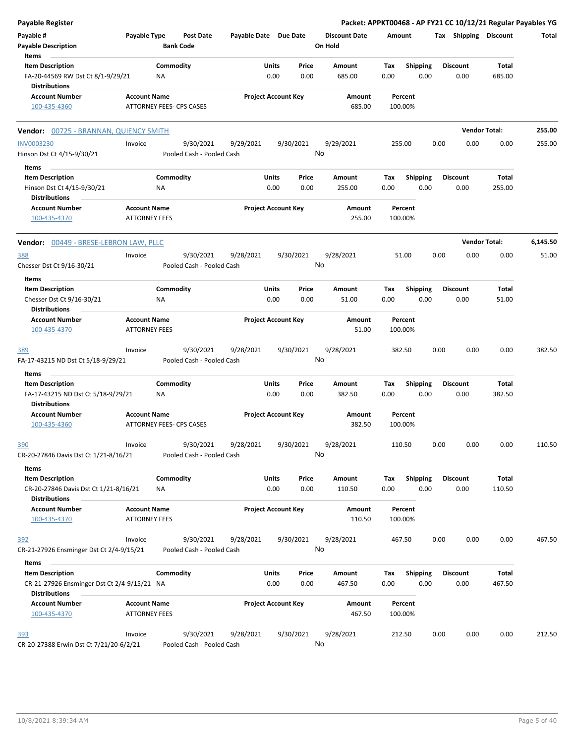**Payable Register** — **Packet: APPKT00468 - AP FY21 CC 10/12/21 Regular Payables YG**

| Payable # | Payable Type | Post Date | Payable Date | Due Date | Discount Date | Amount | Tax | Shipping | Discount | Total |
|---|---|---|---|---|---|---|---|---|---|---|
| Payable Description | | Bank Code | | | On Hold | | | | | |

**Items**

| Item Description | Commodity | Units | Price | Amount | Tax | Shipping | Discount | Total |
|---|---|---|---|---|---|---|---|---|
| FA-20-44569 RW Dst Ct 8/1-9/29/21 | NA | 0.00 | 0.00 | 685.00 | 0.00 | 0.00 | 0.00 | 685.00 |

**Distributions**

| Account Number | Account Name | Project Account Key | Amount | Percent |
|---|---|---|---|---|
| 100-435-4360 | ATTORNEY FEES- CPS CASES | | 685.00 | 100.00% |

---

## Vendor: 00725 - BRANNAN, QUIENCY SMITH — Vendor Total: 255.00

| Payable # | Payable Type | Post Date | Payable Date | Due Date | Discount Date | Amount | Tax | Shipping | Discount | Total |
|---|---|---|---|---|---|---|---|---|---|---|
| INV0003230 | Invoice | 9/30/2021 | 9/29/2021 | 9/30/2021 | 9/29/2021 | 255.00 | 0.00 | 0.00 | 0.00 | 255.00 |
| Hinson Dst Ct 4/15-9/30/21 | | Pooled Cash - Pooled Cash | | | No | | | | | |

**Items**

| Item Description | Commodity | Units | Price | Amount | Tax | Shipping | Discount | Total |
|---|---|---|---|---|---|---|---|---|
| Hinson Dst Ct 4/15-9/30/21 | NA | 0.00 | 0.00 | 255.00 | 0.00 | 0.00 | 0.00 | 255.00 |

**Distributions**

| Account Number | Account Name | Project Account Key | Amount | Percent |
|---|---|---|---|---|
| 100-435-4370 | ATTORNEY FEES | | 255.00 | 100.00% |

---

## Vendor: 00449 - BRESE-LEBRON LAW, PLLC — Vendor Total: 6,145.50

| Payable # | Payable Type | Post Date | Payable Date | Due Date | Discount Date | Amount | Tax | Shipping | Discount | Total |
|---|---|---|---|---|---|---|---|---|---|---|
| 388 | Invoice | 9/30/2021 | 9/28/2021 | 9/30/2021 | 9/28/2021 | 51.00 | 0.00 | 0.00 | 0.00 | 51.00 |
| Chesser Dst Ct 9/16-30/21 | | Pooled Cash - Pooled Cash | | | No | | | | | |

**Items**

| Item Description | Commodity | Units | Price | Amount | Tax | Shipping | Discount | Total |
|---|---|---|---|---|---|---|---|---|
| Chesser Dst Ct 9/16-30/21 | NA | 0.00 | 0.00 | 51.00 | 0.00 | 0.00 | 0.00 | 51.00 |

**Distributions**

| Account Number | Account Name | Project Account Key | Amount | Percent |
|---|---|---|---|---|
| 100-435-4370 | ATTORNEY FEES | | 51.00 | 100.00% |

| Payable # | Payable Type | Post Date | Payable Date | Due Date | Discount Date | Amount | Tax | Shipping | Discount | Total |
|---|---|---|---|---|---|---|---|---|---|---|
| 389 | Invoice | 9/30/2021 | 9/28/2021 | 9/30/2021 | 9/28/2021 | 382.50 | 0.00 | 0.00 | 0.00 | 382.50 |
| FA-17-43215 ND Dst Ct 5/18-9/29/21 | | Pooled Cash - Pooled Cash | | | No | | | | | |

**Items**

| Item Description | Commodity | Units | Price | Amount | Tax | Shipping | Discount | Total |
|---|---|---|---|---|---|---|---|---|
| FA-17-43215 ND Dst Ct 5/18-9/29/21 | NA | 0.00 | 0.00 | 382.50 | 0.00 | 0.00 | 0.00 | 382.50 |

**Distributions**

| Account Number | Account Name | Project Account Key | Amount | Percent |
|---|---|---|---|---|
| 100-435-4360 | ATTORNEY FEES- CPS CASES | | 382.50 | 100.00% |

| Payable # | Payable Type | Post Date | Payable Date | Due Date | Discount Date | Amount | Tax | Shipping | Discount | Total |
|---|---|---|---|---|---|---|---|---|---|---|
| 390 | Invoice | 9/30/2021 | 9/28/2021 | 9/30/2021 | 9/28/2021 | 110.50 | 0.00 | 0.00 | 0.00 | 110.50 |
| CR-20-27846 Davis Dst Ct 1/21-8/16/21 | | Pooled Cash - Pooled Cash | | | No | | | | | |

**Items**

| Item Description | Commodity | Units | Price | Amount | Tax | Shipping | Discount | Total |
|---|---|---|---|---|---|---|---|---|
| CR-20-27846 Davis Dst Ct 1/21-8/16/21 | NA | 0.00 | 0.00 | 110.50 | 0.00 | 0.00 | 0.00 | 110.50 |

**Distributions**

| Account Number | Account Name | Project Account Key | Amount | Percent |
|---|---|---|---|---|
| 100-435-4370 | ATTORNEY FEES | | 110.50 | 100.00% |

| Payable # | Payable Type | Post Date | Payable Date | Due Date | Discount Date | Amount | Tax | Shipping | Discount | Total |
|---|---|---|---|---|---|---|---|---|---|---|
| 392 | Invoice | 9/30/2021 | 9/28/2021 | 9/30/2021 | 9/28/2021 | 467.50 | 0.00 | 0.00 | 0.00 | 467.50 |
| CR-21-27926 Ensminger Dst Ct 2/4-9/15/21 | | Pooled Cash - Pooled Cash | | | No | | | | | |

**Items**

| Item Description | Commodity | Units | Price | Amount | Tax | Shipping | Discount | Total |
|---|---|---|---|---|---|---|---|---|
| CR-21-27926 Ensminger Dst Ct 2/4-9/15/21 | NA | 0.00 | 0.00 | 467.50 | 0.00 | 0.00 | 0.00 | 467.50 |

**Distributions**

| Account Number | Account Name | Project Account Key | Amount | Percent |
|---|---|---|---|---|
| 100-435-4370 | ATTORNEY FEES | | 467.50 | 100.00% |

| Payable # | Payable Type | Post Date | Payable Date | Due Date | Discount Date | Amount | Tax | Shipping | Discount | Total |
|---|---|---|---|---|---|---|---|---|---|---|
| 393 | Invoice | 9/30/2021 | 9/28/2021 | 9/30/2021 | 9/28/2021 | 212.50 | 0.00 | 0.00 | 0.00 | 212.50 |
| CR-20-27388 Erwin Dst Ct 7/21/20-6/2/21 | | Pooled Cash - Pooled Cash | | | No | | | | | |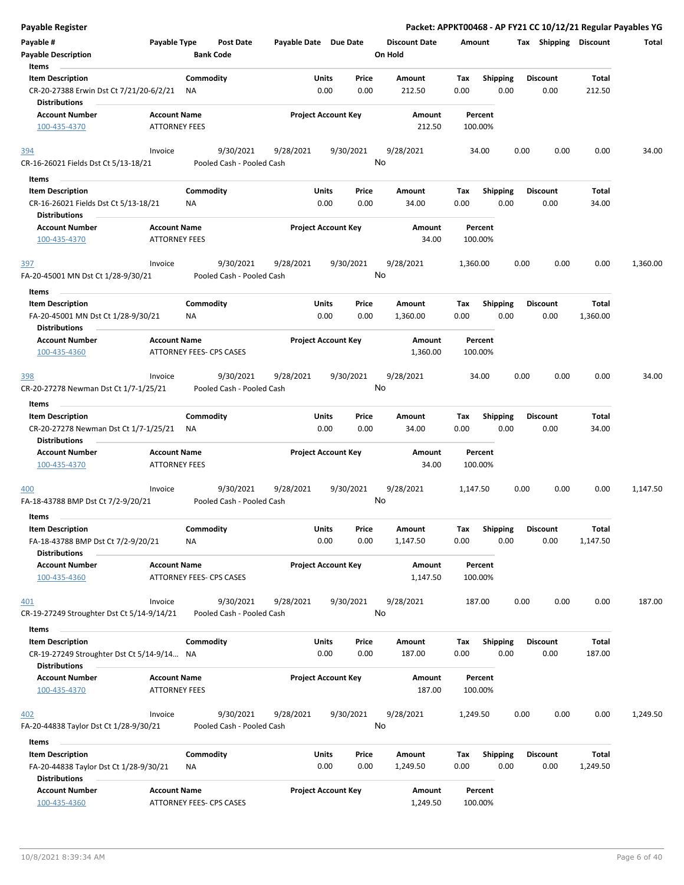**Payable Register** — **Packet: APPKT00468 - AP FY21 CC 10/12/21 Regular Payables YG**

| Payable # | Payable Type | Post Date | Payable Date | Due Date | Discount Date | Amount | Tax | Shipping | Discount | Total |
|---|---|---|---|---|---|---|---|---|---|---|
| **Payable Description** | | **Bank Code** | | | **On Hold** | | | | | |

**Items**

| Item Description | Commodity | Units | Price | Amount | Tax | Shipping | Discount | Total |
|---|---|---|---|---|---|---|---|---|
| CR-20-27388 Erwin Dst Ct 7/21/20-6/2/21 | NA | 0.00 | 0.00 | 212.50 | 0.00 | 0.00 | 0.00 | 212.50 |

**Distributions**

| Account Number | Account Name | Project Account Key | Amount | Percent |
|---|---|---|---|---|
| 100-435-4370 | ATTORNEY FEES | | 212.50 | 100.00% |

| Payable # | Payable Type | Post Date | Payable Date | Due Date | Discount Date | Amount | Tax | Shipping | Discount | Total |
|---|---|---|---|---|---|---|---|---|---|---|
| 394 | Invoice | 9/30/2021 | 9/28/2021 | 9/30/2021 | 9/28/2021 | 34.00 | 0.00 | 0.00 | 0.00 | 34.00 |
| CR-16-26021 Fields Dst Ct 5/13-18/21 | | Pooled Cash - Pooled Cash | | | No | | | | | |

**Items**

| Item Description | Commodity | Units | Price | Amount | Tax | Shipping | Discount | Total |
|---|---|---|---|---|---|---|---|---|
| CR-16-26021 Fields Dst Ct 5/13-18/21 | NA | 0.00 | 0.00 | 34.00 | 0.00 | 0.00 | 0.00 | 34.00 |

**Distributions**

| Account Number | Account Name | Project Account Key | Amount | Percent |
|---|---|---|---|---|
| 100-435-4370 | ATTORNEY FEES | | 34.00 | 100.00% |

| Payable # | Payable Type | Post Date | Payable Date | Due Date | Discount Date | Amount | Tax | Shipping | Discount | Total |
|---|---|---|---|---|---|---|---|---|---|---|
| 397 | Invoice | 9/30/2021 | 9/28/2021 | 9/30/2021 | 9/28/2021 | 1,360.00 | 0.00 | 0.00 | 0.00 | 1,360.00 |
| FA-20-45001 MN Dst Ct 1/28-9/30/21 | | Pooled Cash - Pooled Cash | | | No | | | | | |

**Items**

| Item Description | Commodity | Units | Price | Amount | Tax | Shipping | Discount | Total |
|---|---|---|---|---|---|---|---|---|
| FA-20-45001 MN Dst Ct 1/28-9/30/21 | NA | 0.00 | 0.00 | 1,360.00 | 0.00 | 0.00 | 0.00 | 1,360.00 |

**Distributions**

| Account Number | Account Name | Project Account Key | Amount | Percent |
|---|---|---|---|---|
| 100-435-4360 | ATTORNEY FEES- CPS CASES | | 1,360.00 | 100.00% |

| Payable # | Payable Type | Post Date | Payable Date | Due Date | Discount Date | Amount | Tax | Shipping | Discount | Total |
|---|---|---|---|---|---|---|---|---|---|---|
| 398 | Invoice | 9/30/2021 | 9/28/2021 | 9/30/2021 | 9/28/2021 | 34.00 | 0.00 | 0.00 | 0.00 | 34.00 |
| CR-20-27278 Newman Dst Ct 1/7-1/25/21 | | Pooled Cash - Pooled Cash | | | No | | | | | |

**Items**

| Item Description | Commodity | Units | Price | Amount | Tax | Shipping | Discount | Total |
|---|---|---|---|---|---|---|---|---|
| CR-20-27278 Newman Dst Ct 1/7-1/25/21 | NA | 0.00 | 0.00 | 34.00 | 0.00 | 0.00 | 0.00 | 34.00 |

**Distributions**

| Account Number | Account Name | Project Account Key | Amount | Percent |
|---|---|---|---|---|
| 100-435-4370 | ATTORNEY FEES | | 34.00 | 100.00% |

| Payable # | Payable Type | Post Date | Payable Date | Due Date | Discount Date | Amount | Tax | Shipping | Discount | Total |
|---|---|---|---|---|---|---|---|---|---|---|
| 400 | Invoice | 9/30/2021 | 9/28/2021 | 9/30/2021 | 9/28/2021 | 1,147.50 | 0.00 | 0.00 | 0.00 | 1,147.50 |
| FA-18-43788 BMP Dst Ct 7/2-9/20/21 | | Pooled Cash - Pooled Cash | | | No | | | | | |

**Items**

| Item Description | Commodity | Units | Price | Amount | Tax | Shipping | Discount | Total |
|---|---|---|---|---|---|---|---|---|
| FA-18-43788 BMP Dst Ct 7/2-9/20/21 | NA | 0.00 | 0.00 | 1,147.50 | 0.00 | 0.00 | 0.00 | 1,147.50 |

**Distributions**

| Account Number | Account Name | Project Account Key | Amount | Percent |
|---|---|---|---|---|
| 100-435-4360 | ATTORNEY FEES- CPS CASES | | 1,147.50 | 100.00% |

| Payable # | Payable Type | Post Date | Payable Date | Due Date | Discount Date | Amount | Tax | Shipping | Discount | Total |
|---|---|---|---|---|---|---|---|---|---|---|
| 401 | Invoice | 9/30/2021 | 9/28/2021 | 9/30/2021 | 9/28/2021 | 187.00 | 0.00 | 0.00 | 0.00 | 187.00 |
| CR-19-27249 Stroughter Dst Ct 5/14-9/14/21 | | Pooled Cash - Pooled Cash | | | No | | | | | |

**Items**

| Item Description | Commodity | Units | Price | Amount | Tax | Shipping | Discount | Total |
|---|---|---|---|---|---|---|---|---|
| CR-19-27249 Stroughter Dst Ct 5/14-9/14... | NA | 0.00 | 0.00 | 187.00 | 0.00 | 0.00 | 0.00 | 187.00 |

**Distributions**

| Account Number | Account Name | Project Account Key | Amount | Percent |
|---|---|---|---|---|
| 100-435-4370 | ATTORNEY FEES | | 187.00 | 100.00% |

| Payable # | Payable Type | Post Date | Payable Date | Due Date | Discount Date | Amount | Tax | Shipping | Discount | Total |
|---|---|---|---|---|---|---|---|---|---|---|
| 402 | Invoice | 9/30/2021 | 9/28/2021 | 9/30/2021 | 9/28/2021 | 1,249.50 | 0.00 | 0.00 | 0.00 | 1,249.50 |
| FA-20-44838 Taylor Dst Ct 1/28-9/30/21 | | Pooled Cash - Pooled Cash | | | No | | | | | |

**Items**

| Item Description | Commodity | Units | Price | Amount | Tax | Shipping | Discount | Total |
|---|---|---|---|---|---|---|---|---|
| FA-20-44838 Taylor Dst Ct 1/28-9/30/21 | NA | 0.00 | 0.00 | 1,249.50 | 0.00 | 0.00 | 0.00 | 1,249.50 |

**Distributions**

| Account Number | Account Name | Project Account Key | Amount | Percent |
|---|---|---|---|---|
| 100-435-4360 | ATTORNEY FEES- CPS CASES | | 1,249.50 | 100.00% |

10/8/2021 8:39:34 AM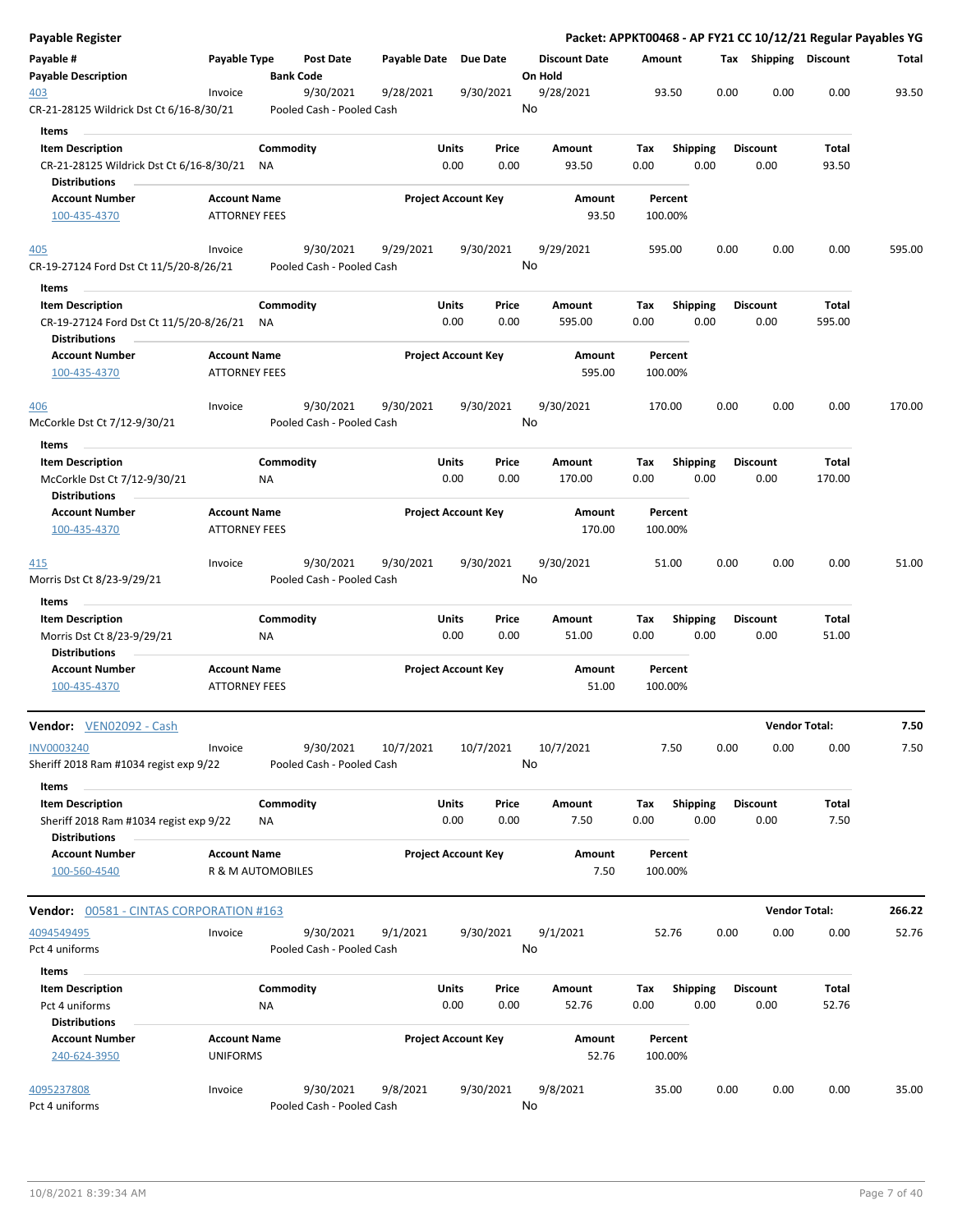## Payable Register

**Packet: APPKT00468 - AP FY21 CC 10/12/21 Regular Payables YG**

| Payable # | Payable Type | Post Date | Payable Date | Due Date | Discount Date | Amount | Tax | Shipping | Discount | Total |
|---|---|---|---|---|---|---|---|---|---|---|
| **Payable Description** | | **Bank Code** | | | **On Hold** | | | | | |
| 403 | Invoice | 9/30/2021 | 9/28/2021 | 9/30/2021 | 9/28/2021 | 93.50 | 0.00 | 0.00 | 0.00 | 93.50 |
| CR-21-28125 Wildrick Dst Ct 6/16-8/30/21 | | Pooled Cash - Pooled Cash | | | No | | | | | |

**Items**

| Item Description | Commodity | Units | Price | Amount | Tax | Shipping | Discount | Total |
|---|---|---|---|---|---|---|---|---|
| CR-21-28125 Wildrick Dst Ct 6/16-8/30/21 | NA | 0.00 | 0.00 | 93.50 | 0.00 | 0.00 | 0.00 | 93.50 |

**Distributions**

| Account Number | Account Name | Project Account Key | Amount | Percent |
|---|---|---|---|---|
| 100-435-4370 | ATTORNEY FEES | | 93.50 | 100.00% |

| Payable # | Payable Type | Post Date | Payable Date | Due Date | Discount Date | Amount | Tax | Shipping | Discount | Total |
|---|---|---|---|---|---|---|---|---|---|---|
| 405 | Invoice | 9/30/2021 | 9/29/2021 | 9/30/2021 | 9/29/2021 | 595.00 | 0.00 | 0.00 | 0.00 | 595.00 |
| CR-19-27124 Ford Dst Ct 11/5/20-8/26/21 | | Pooled Cash - Pooled Cash | | | No | | | | | |

**Items**

| Item Description | Commodity | Units | Price | Amount | Tax | Shipping | Discount | Total |
|---|---|---|---|---|---|---|---|---|
| CR-19-27124 Ford Dst Ct 11/5/20-8/26/21 | NA | 0.00 | 0.00 | 595.00 | 0.00 | 0.00 | 0.00 | 595.00 |

**Distributions**

| Account Number | Account Name | Project Account Key | Amount | Percent |
|---|---|---|---|---|
| 100-435-4370 | ATTORNEY FEES | | 595.00 | 100.00% |

| Payable # | Payable Type | Post Date | Payable Date | Due Date | Discount Date | Amount | Tax | Shipping | Discount | Total |
|---|---|---|---|---|---|---|---|---|---|---|
| 406 | Invoice | 9/30/2021 | 9/30/2021 | 9/30/2021 | 9/30/2021 | 170.00 | 0.00 | 0.00 | 0.00 | 170.00 |
| McCorkle Dst Ct 7/12-9/30/21 | | Pooled Cash - Pooled Cash | | | No | | | | | |

**Items**

| Item Description | Commodity | Units | Price | Amount | Tax | Shipping | Discount | Total |
|---|---|---|---|---|---|---|---|---|
| McCorkle Dst Ct 7/12-9/30/21 | NA | 0.00 | 0.00 | 170.00 | 0.00 | 0.00 | 0.00 | 170.00 |

**Distributions**

| Account Number | Account Name | Project Account Key | Amount | Percent |
|---|---|---|---|---|
| 100-435-4370 | ATTORNEY FEES | | 170.00 | 100.00% |

| Payable # | Payable Type | Post Date | Payable Date | Due Date | Discount Date | Amount | Tax | Shipping | Discount | Total |
|---|---|---|---|---|---|---|---|---|---|---|
| 415 | Invoice | 9/30/2021 | 9/30/2021 | 9/30/2021 | 9/30/2021 | 51.00 | 0.00 | 0.00 | 0.00 | 51.00 |
| Morris Dst Ct 8/23-9/29/21 | | Pooled Cash - Pooled Cash | | | No | | | | | |

**Items**

| Item Description | Commodity | Units | Price | Amount | Tax | Shipping | Discount | Total |
|---|---|---|---|---|---|---|---|---|
| Morris Dst Ct 8/23-9/29/21 | NA | 0.00 | 0.00 | 51.00 | 0.00 | 0.00 | 0.00 | 51.00 |

**Distributions**

| Account Number | Account Name | Project Account Key | Amount | Percent |
|---|---|---|---|---|
| 100-435-4370 | ATTORNEY FEES | | 51.00 | 100.00% |

### Vendor: VEN02092 - Cash — Vendor Total: 7.50

| Payable # | Payable Type | Post Date | Payable Date | Due Date | Discount Date | Amount | Tax | Shipping | Discount | Total |
|---|---|---|---|---|---|---|---|---|---|---|
| INV0003240 | Invoice | 9/30/2021 | 10/7/2021 | 10/7/2021 | 10/7/2021 | 7.50 | 0.00 | 0.00 | 0.00 | 7.50 |
| Sheriff 2018 Ram #1034 regist exp 9/22 | | Pooled Cash - Pooled Cash | | | No | | | | | |

**Items**

| Item Description | Commodity | Units | Price | Amount | Tax | Shipping | Discount | Total |
|---|---|---|---|---|---|---|---|---|
| Sheriff 2018 Ram #1034 regist exp 9/22 | NA | 0.00 | 0.00 | 7.50 | 0.00 | 0.00 | 0.00 | 7.50 |

**Distributions**

| Account Number | Account Name | Project Account Key | Amount | Percent |
|---|---|---|---|---|
| 100-560-4540 | R & M AUTOMOBILES | | 7.50 | 100.00% |

### Vendor: 00581 - CINTAS CORPORATION #163 — Vendor Total: 266.22

| Payable # | Payable Type | Post Date | Payable Date | Due Date | Discount Date | Amount | Tax | Shipping | Discount | Total |
|---|---|---|---|---|---|---|---|---|---|---|
| 4094549495 | Invoice | 9/30/2021 | 9/1/2021 | 9/30/2021 | 9/1/2021 | 52.76 | 0.00 | 0.00 | 0.00 | 52.76 |
| Pct 4 uniforms | | Pooled Cash - Pooled Cash | | | No | | | | | |

**Items**

| Item Description | Commodity | Units | Price | Amount | Tax | Shipping | Discount | Total |
|---|---|---|---|---|---|---|---|---|
| Pct 4 uniforms | NA | 0.00 | 0.00 | 52.76 | 0.00 | 0.00 | 0.00 | 52.76 |

**Distributions**

| Account Number | Account Name | Project Account Key | Amount | Percent |
|---|---|---|---|---|
| 240-624-3950 | UNIFORMS | | 52.76 | 100.00% |

| Payable # | Payable Type | Post Date | Payable Date | Due Date | Discount Date | Amount | Tax | Shipping | Discount | Total |
|---|---|---|---|---|---|---|---|---|---|---|
| 4095237808 | Invoice | 9/30/2021 | 9/8/2021 | 9/30/2021 | 9/8/2021 | 35.00 | 0.00 | 0.00 | 0.00 | 35.00 |
| Pct 4 uniforms | | Pooled Cash - Pooled Cash | | | No | | | | | |

10/8/2021 8:39:34 AM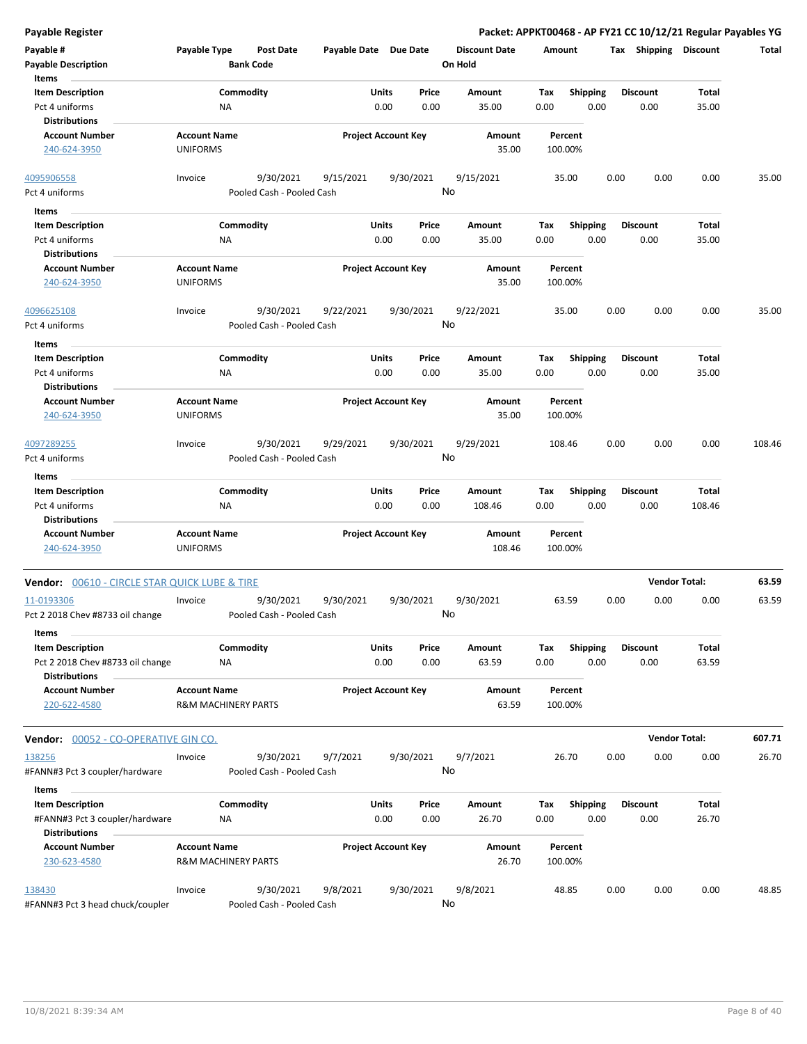**Payable Register** — **Packet: APPKT00468 - AP FY21 CC 10/12/21 Regular Payables YG**

| Payable # / Payable Description | Payable Type | Post Date / Bank Code | Payable Date | Due Date | Discount Date / On Hold | Amount | Tax | Shipping | Discount | Total |
|---|---|---|---|---|---|---|---|---|---|---|

**Items**

| Item Description | Commodity | Units | Price | Amount | Tax | Shipping | Discount | Total |
|---|---|---|---|---|---|---|---|---|
| Pct 4 uniforms | NA | 0.00 | 0.00 | 35.00 | 0.00 | 0.00 | 0.00 | 35.00 |

**Distributions**

| Account Number | Account Name | Project Account Key | Amount | Percent |
|---|---|---|---|---|
| 240-624-3950 | UNIFORMS | | 35.00 | 100.00% |

| Payable # | Payable Type | Post Date | Payable Date | Due Date | Discount Date | Amount | Tax | Shipping | Discount | Total |
|---|---|---|---|---|---|---|---|---|---|---|
| 4095906558 | Invoice | 9/30/2021 | 9/15/2021 | 9/30/2021 | 9/15/2021 | 35.00 | 0.00 | 0.00 | 0.00 | 35.00 |
| Pct 4 uniforms | | Pooled Cash - Pooled Cash | | | No | | | | | |

**Items**

| Item Description | Commodity | Units | Price | Amount | Tax | Shipping | Discount | Total |
|---|---|---|---|---|---|---|---|---|
| Pct 4 uniforms | NA | 0.00 | 0.00 | 35.00 | 0.00 | 0.00 | 0.00 | 35.00 |

**Distributions**

| Account Number | Account Name | Project Account Key | Amount | Percent |
|---|---|---|---|---|
| 240-624-3950 | UNIFORMS | | 35.00 | 100.00% |

| Payable # | Payable Type | Post Date | Payable Date | Due Date | Discount Date | Amount | Tax | Shipping | Discount | Total |
|---|---|---|---|---|---|---|---|---|---|---|
| 4096625108 | Invoice | 9/30/2021 | 9/22/2021 | 9/30/2021 | 9/22/2021 | 35.00 | 0.00 | 0.00 | 0.00 | 35.00 |
| Pct 4 uniforms | | Pooled Cash - Pooled Cash | | | No | | | | | |

**Items**

| Item Description | Commodity | Units | Price | Amount | Tax | Shipping | Discount | Total |
|---|---|---|---|---|---|---|---|---|
| Pct 4 uniforms | NA | 0.00 | 0.00 | 35.00 | 0.00 | 0.00 | 0.00 | 35.00 |

**Distributions**

| Account Number | Account Name | Project Account Key | Amount | Percent |
|---|---|---|---|---|
| 240-624-3950 | UNIFORMS | | 35.00 | 100.00% |

| Payable # | Payable Type | Post Date | Payable Date | Due Date | Discount Date | Amount | Tax | Shipping | Discount | Total |
|---|---|---|---|---|---|---|---|---|---|---|
| 4097289255 | Invoice | 9/30/2021 | 9/29/2021 | 9/30/2021 | 9/29/2021 | 108.46 | 0.00 | 0.00 | 0.00 | 108.46 |
| Pct 4 uniforms | | Pooled Cash - Pooled Cash | | | No | | | | | |

**Items**

| Item Description | Commodity | Units | Price | Amount | Tax | Shipping | Discount | Total |
|---|---|---|---|---|---|---|---|---|
| Pct 4 uniforms | NA | 0.00 | 0.00 | 108.46 | 0.00 | 0.00 | 0.00 | 108.46 |

**Distributions**

| Account Number | Account Name | Project Account Key | Amount | Percent |
|---|---|---|---|---|
| 240-624-3950 | UNIFORMS | | 108.46 | 100.00% |

**Vendor: 00610 - CIRCLE STAR QUICK LUBE & TIRE** — **Vendor Total: 63.59**

| Payable # | Payable Type | Post Date | Payable Date | Due Date | Discount Date | Amount | Tax | Shipping | Discount | Total |
|---|---|---|---|---|---|---|---|---|---|---|
| 11-0193306 | Invoice | 9/30/2021 | 9/30/2021 | 9/30/2021 | 9/30/2021 | 63.59 | 0.00 | 0.00 | 0.00 | 63.59 |
| Pct 2 2018 Chev #8733 oil change | | Pooled Cash - Pooled Cash | | | No | | | | | |

**Items**

| Item Description | Commodity | Units | Price | Amount | Tax | Shipping | Discount | Total |
|---|---|---|---|---|---|---|---|---|
| Pct 2 2018 Chev #8733 oil change | NA | 0.00 | 0.00 | 63.59 | 0.00 | 0.00 | 0.00 | 63.59 |

**Distributions**

| Account Number | Account Name | Project Account Key | Amount | Percent |
|---|---|---|---|---|
| 220-622-4580 | R&M MACHINERY PARTS | | 63.59 | 100.00% |

**Vendor: 00052 - CO-OPERATIVE GIN CO.** — **Vendor Total: 607.71**

| Payable # | Payable Type | Post Date | Payable Date | Due Date | Discount Date | Amount | Tax | Shipping | Discount | Total |
|---|---|---|---|---|---|---|---|---|---|---|
| 138256 | Invoice | 9/30/2021 | 9/7/2021 | 9/30/2021 | 9/7/2021 | 26.70 | 0.00 | 0.00 | 0.00 | 26.70 |
| #FANN#3 Pct 3 coupler/hardware | | Pooled Cash - Pooled Cash | | | No | | | | | |

**Items**

| Item Description | Commodity | Units | Price | Amount | Tax | Shipping | Discount | Total |
|---|---|---|---|---|---|---|---|---|
| #FANN#3 Pct 3 coupler/hardware | NA | 0.00 | 0.00 | 26.70 | 0.00 | 0.00 | 0.00 | 26.70 |

**Distributions**

| Account Number | Account Name | Project Account Key | Amount | Percent |
|---|---|---|---|---|
| 230-623-4580 | R&M MACHINERY PARTS | | 26.70 | 100.00% |

| Payable # | Payable Type | Post Date | Payable Date | Due Date | Discount Date | Amount | Tax | Shipping | Discount | Total |
|---|---|---|---|---|---|---|---|---|---|---|
| 138430 | Invoice | 9/30/2021 | 9/8/2021 | 9/30/2021 | 9/8/2021 | 48.85 | 0.00 | 0.00 | 0.00 | 48.85 |
| #FANN#3 Pct 3 head chuck/coupler | | Pooled Cash - Pooled Cash | | | No | | | | | |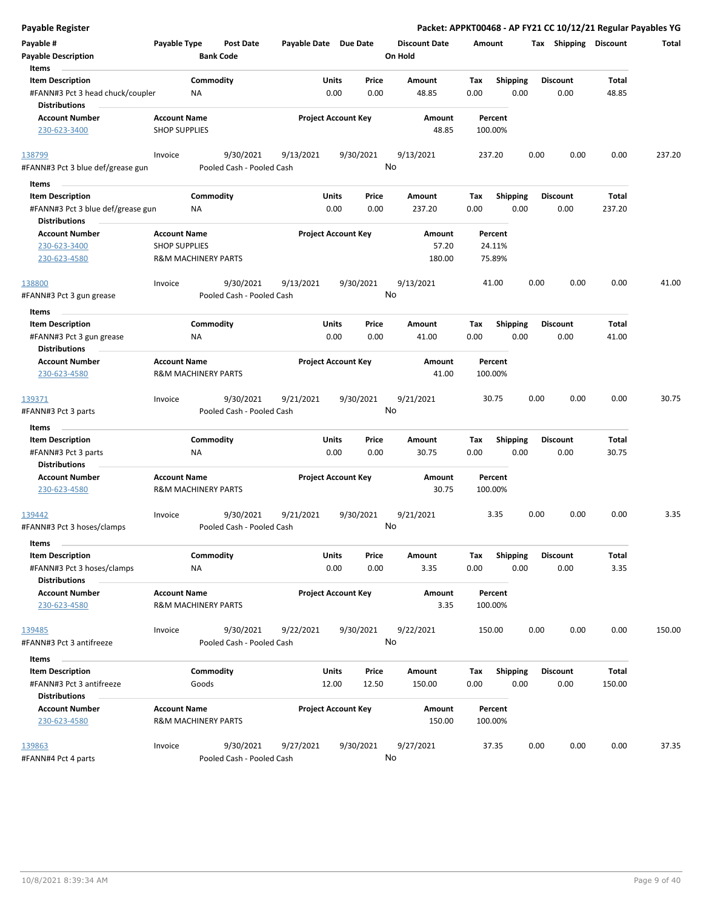**Payable Register** — Packet: APPKT00468 - AP FY21 CC 10/12/21 Regular Payables YG

| Payable # | Payable Type | Post Date | Payable Date | Due Date | Discount Date | Amount | Tax | Shipping | Discount | Total |
|---|---|---|---|---|---|---|---|---|---|---|
| **Payable Description** | | **Bank Code** | | | **On Hold** | | | | | |

**Items**

| Item Description | Commodity | Units | Price | Amount | Tax | Shipping | Discount | Total |
|---|---|---|---|---|---|---|---|---|
| #FANN#3 Pct 3 head chuck/coupler | NA | 0.00 | 0.00 | 48.85 | 0.00 | 0.00 | 0.00 | 48.85 |

**Distributions**

| Account Number | Account Name | Project Account Key | Amount | Percent |
|---|---|---|---|---|
| 230-623-3400 | SHOP SUPPLIES | | 48.85 | 100.00% |

| Payable # | Payable Type | Post Date | Payable Date | Due Date | Discount Date | Amount | Tax | Shipping | Discount | Total |
|---|---|---|---|---|---|---|---|---|---|---|
| 138799 | Invoice | 9/30/2021 | 9/13/2021 | 9/30/2021 | 9/13/2021 | 237.20 | 0.00 | 0.00 | 0.00 | 237.20 |
| #FANN#3 Pct 3 blue def/grease gun | | Pooled Cash - Pooled Cash | | | No | | | | | |

**Items**

| Item Description | Commodity | Units | Price | Amount | Tax | Shipping | Discount | Total |
|---|---|---|---|---|---|---|---|---|
| #FANN#3 Pct 3 blue def/grease gun | NA | 0.00 | 0.00 | 237.20 | 0.00 | 0.00 | 0.00 | 237.20 |

**Distributions**

| Account Number | Account Name | Project Account Key | Amount | Percent |
|---|---|---|---|---|
| 230-623-3400 | SHOP SUPPLIES | | 57.20 | 24.11% |
| 230-623-4580 | R&M MACHINERY PARTS | | 180.00 | 75.89% |

| Payable # | Payable Type | Post Date | Payable Date | Due Date | Discount Date | Amount | Tax | Shipping | Discount | Total |
|---|---|---|---|---|---|---|---|---|---|---|
| 138800 | Invoice | 9/30/2021 | 9/13/2021 | 9/30/2021 | 9/13/2021 | 41.00 | 0.00 | 0.00 | 0.00 | 41.00 |
| #FANN#3 Pct 3 gun grease | | Pooled Cash - Pooled Cash | | | No | | | | | |

**Items**

| Item Description | Commodity | Units | Price | Amount | Tax | Shipping | Discount | Total |
|---|---|---|---|---|---|---|---|---|
| #FANN#3 Pct 3 gun grease | NA | 0.00 | 0.00 | 41.00 | 0.00 | 0.00 | 0.00 | 41.00 |

**Distributions**

| Account Number | Account Name | Project Account Key | Amount | Percent |
|---|---|---|---|---|
| 230-623-4580 | R&M MACHINERY PARTS | | 41.00 | 100.00% |

| Payable # | Payable Type | Post Date | Payable Date | Due Date | Discount Date | Amount | Tax | Shipping | Discount | Total |
|---|---|---|---|---|---|---|---|---|---|---|
| 139371 | Invoice | 9/30/2021 | 9/21/2021 | 9/30/2021 | 9/21/2021 | 30.75 | 0.00 | 0.00 | 0.00 | 30.75 |
| #FANN#3 Pct 3 parts | | Pooled Cash - Pooled Cash | | | No | | | | | |

**Items**

| Item Description | Commodity | Units | Price | Amount | Tax | Shipping | Discount | Total |
|---|---|---|---|---|---|---|---|---|
| #FANN#3 Pct 3 parts | NA | 0.00 | 0.00 | 30.75 | 0.00 | 0.00 | 0.00 | 30.75 |

**Distributions**

| Account Number | Account Name | Project Account Key | Amount | Percent |
|---|---|---|---|---|
| 230-623-4580 | R&M MACHINERY PARTS | | 30.75 | 100.00% |

| Payable # | Payable Type | Post Date | Payable Date | Due Date | Discount Date | Amount | Tax | Shipping | Discount | Total |
|---|---|---|---|---|---|---|---|---|---|---|
| 139442 | Invoice | 9/30/2021 | 9/21/2021 | 9/30/2021 | 9/21/2021 | 3.35 | 0.00 | 0.00 | 0.00 | 3.35 |
| #FANN#3 Pct 3 hoses/clamps | | Pooled Cash - Pooled Cash | | | No | | | | | |

**Items**

| Item Description | Commodity | Units | Price | Amount | Tax | Shipping | Discount | Total |
|---|---|---|---|---|---|---|---|---|
| #FANN#3 Pct 3 hoses/clamps | NA | 0.00 | 0.00 | 3.35 | 0.00 | 0.00 | 0.00 | 3.35 |

**Distributions**

| Account Number | Account Name | Project Account Key | Amount | Percent |
|---|---|---|---|---|
| 230-623-4580 | R&M MACHINERY PARTS | | 3.35 | 100.00% |

| Payable # | Payable Type | Post Date | Payable Date | Due Date | Discount Date | Amount | Tax | Shipping | Discount | Total |
|---|---|---|---|---|---|---|---|---|---|---|
| 139485 | Invoice | 9/30/2021 | 9/22/2021 | 9/30/2021 | 9/22/2021 | 150.00 | 0.00 | 0.00 | 0.00 | 150.00 |
| #FANN#3 Pct 3 antifreeze | | Pooled Cash - Pooled Cash | | | No | | | | | |

**Items**

| Item Description | Commodity | Units | Price | Amount | Tax | Shipping | Discount | Total |
|---|---|---|---|---|---|---|---|---|
| #FANN#3 Pct 3 antifreeze | Goods | 12.00 | 12.50 | 150.00 | 0.00 | 0.00 | 0.00 | 150.00 |

**Distributions**

| Account Number | Account Name | Project Account Key | Amount | Percent |
|---|---|---|---|---|
| 230-623-4580 | R&M MACHINERY PARTS | | 150.00 | 100.00% |

| Payable # | Payable Type | Post Date | Payable Date | Due Date | Discount Date | Amount | Tax | Shipping | Discount | Total |
|---|---|---|---|---|---|---|---|---|---|---|
| 139863 | Invoice | 9/30/2021 | 9/27/2021 | 9/30/2021 | 9/27/2021 | 37.35 | 0.00 | 0.00 | 0.00 | 37.35 |
| #FANN#4 Pct 4 parts | | Pooled Cash - Pooled Cash | | | No | | | | | |

10/8/2021 8:39:34 AM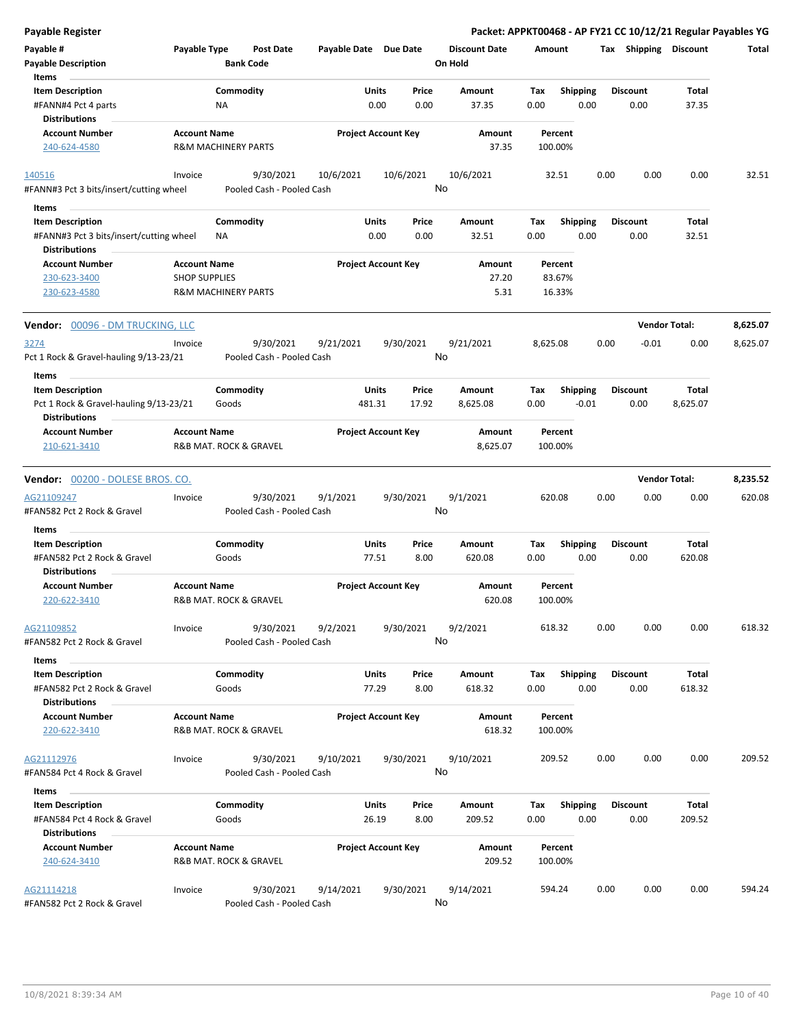| Payable # | Payable Type | Post Date | Payable Date | Due Date | Discount Date | Amount | Tax | Shipping | Discount | Total |
|---|---|---|---|---|---|---|---|---|---|---|
| Payable Description | | Bank Code | | | On Hold | | | | | |

**Items**

| Item Description | Commodity | Units | Price | Amount | Tax | Shipping | Discount | Total |
|---|---|---|---|---|---|---|---|---|
| #FANN#4 Pct 4 parts | NA | 0.00 | 0.00 | 37.35 | 0.00 | 0.00 | 0.00 | 37.35 |

**Distributions**

| Account Number | Account Name | Project Account Key | Amount | Percent |
|---|---|---|---|---|
| 240-624-4580 | R&M MACHINERY PARTS | | 37.35 | 100.00% |

| Payable # | Payable Type | Post Date | Payable Date | Due Date | Discount Date | Amount | Tax | Shipping | Discount | Total |
|---|---|---|---|---|---|---|---|---|---|---|
| 140516 | Invoice | 9/30/2021 | 10/6/2021 | 10/6/2021 | 10/6/2021 | 32.51 | 0.00 | 0.00 | 0.00 | 32.51 |
| #FANN#3 Pct 3 bits/insert/cutting wheel | | Pooled Cash - Pooled Cash | | | No | | | | | |

**Items**

| Item Description | Commodity | Units | Price | Amount | Tax | Shipping | Discount | Total |
|---|---|---|---|---|---|---|---|---|
| #FANN#3 Pct 3 bits/insert/cutting wheel | NA | 0.00 | 0.00 | 32.51 | 0.00 | 0.00 | 0.00 | 32.51 |

**Distributions**

| Account Number | Account Name | Project Account Key | Amount | Percent |
|---|---|---|---|---|
| 230-623-3400 | SHOP SUPPLIES | | 27.20 | 83.67% |
| 230-623-4580 | R&M MACHINERY PARTS | | 5.31 | 16.33% |

## Vendor: 00096 - DM TRUCKING, LLC — Vendor Total: 8,625.07

| Payable # | Payable Type | Post Date | Payable Date | Due Date | Discount Date | Amount | Tax | Shipping | Discount | Total |
|---|---|---|---|---|---|---|---|---|---|---|
| 3274 | Invoice | 9/30/2021 | 9/21/2021 | 9/30/2021 | 9/21/2021 | 8,625.08 | 0.00 | -0.01 | 0.00 | 8,625.07 |
| Pct 1 Rock & Gravel-hauling 9/13-23/21 | | Pooled Cash - Pooled Cash | | | No | | | | | |

**Items**

| Item Description | Commodity | Units | Price | Amount | Tax | Shipping | Discount | Total |
|---|---|---|---|---|---|---|---|---|
| Pct 1 Rock & Gravel-hauling 9/13-23/21 | Goods | 481.31 | 17.92 | 8,625.08 | 0.00 | -0.01 | 0.00 | 8,625.07 |

**Distributions**

| Account Number | Account Name | Project Account Key | Amount | Percent |
|---|---|---|---|---|
| 210-621-3410 | R&B MAT. ROCK & GRAVEL | | 8,625.07 | 100.00% |

## Vendor: 00200 - DOLESE BROS. CO. — Vendor Total: 8,235.52

| Payable # | Payable Type | Post Date | Payable Date | Due Date | Discount Date | Amount | Tax | Shipping | Discount | Total |
|---|---|---|---|---|---|---|---|---|---|---|
| AG21109247 | Invoice | 9/30/2021 | 9/1/2021 | 9/30/2021 | 9/1/2021 | 620.08 | 0.00 | 0.00 | 0.00 | 620.08 |
| #FAN582 Pct 2 Rock & Gravel | | Pooled Cash - Pooled Cash | | | No | | | | | |

**Items**

| Item Description | Commodity | Units | Price | Amount | Tax | Shipping | Discount | Total |
|---|---|---|---|---|---|---|---|---|
| #FAN582 Pct 2 Rock & Gravel | Goods | 77.51 | 8.00 | 620.08 | 0.00 | 0.00 | 0.00 | 620.08 |

**Distributions**

| Account Number | Account Name | Project Account Key | Amount | Percent |
|---|---|---|---|---|
| 220-622-3410 | R&B MAT. ROCK & GRAVEL | | 620.08 | 100.00% |

| Payable # | Payable Type | Post Date | Payable Date | Due Date | Discount Date | Amount | Tax | Shipping | Discount | Total |
|---|---|---|---|---|---|---|---|---|---|---|
| AG21109852 | Invoice | 9/30/2021 | 9/2/2021 | 9/30/2021 | 9/2/2021 | 618.32 | 0.00 | 0.00 | 0.00 | 618.32 |
| #FAN582 Pct 2 Rock & Gravel | | Pooled Cash - Pooled Cash | | | No | | | | | |

**Items**

| Item Description | Commodity | Units | Price | Amount | Tax | Shipping | Discount | Total |
|---|---|---|---|---|---|---|---|---|
| #FAN582 Pct 2 Rock & Gravel | Goods | 77.29 | 8.00 | 618.32 | 0.00 | 0.00 | 0.00 | 618.32 |

**Distributions**

| Account Number | Account Name | Project Account Key | Amount | Percent |
|---|---|---|---|---|
| 220-622-3410 | R&B MAT. ROCK & GRAVEL | | 618.32 | 100.00% |

| Payable # | Payable Type | Post Date | Payable Date | Due Date | Discount Date | Amount | Tax | Shipping | Discount | Total |
|---|---|---|---|---|---|---|---|---|---|---|
| AG21112976 | Invoice | 9/30/2021 | 9/10/2021 | 9/30/2021 | 9/10/2021 | 209.52 | 0.00 | 0.00 | 0.00 | 209.52 |
| #FAN584 Pct 4 Rock & Gravel | | Pooled Cash - Pooled Cash | | | No | | | | | |

**Items**

| Item Description | Commodity | Units | Price | Amount | Tax | Shipping | Discount | Total |
|---|---|---|---|---|---|---|---|---|
| #FAN584 Pct 4 Rock & Gravel | Goods | 26.19 | 8.00 | 209.52 | 0.00 | 0.00 | 0.00 | 209.52 |

**Distributions**

| Account Number | Account Name | Project Account Key | Amount | Percent |
|---|---|---|---|---|
| 240-624-3410 | R&B MAT. ROCK & GRAVEL | | 209.52 | 100.00% |

| Payable # | Payable Type | Post Date | Payable Date | Due Date | Discount Date | Amount | Tax | Shipping | Discount | Total |
|---|---|---|---|---|---|---|---|---|---|---|
| AG21114218 | Invoice | 9/30/2021 | 9/14/2021 | 9/30/2021 | 9/14/2021 | 594.24 | 0.00 | 0.00 | 0.00 | 594.24 |
| #FAN582 Pct 2 Rock & Gravel | | Pooled Cash - Pooled Cash | | | No | | | | | |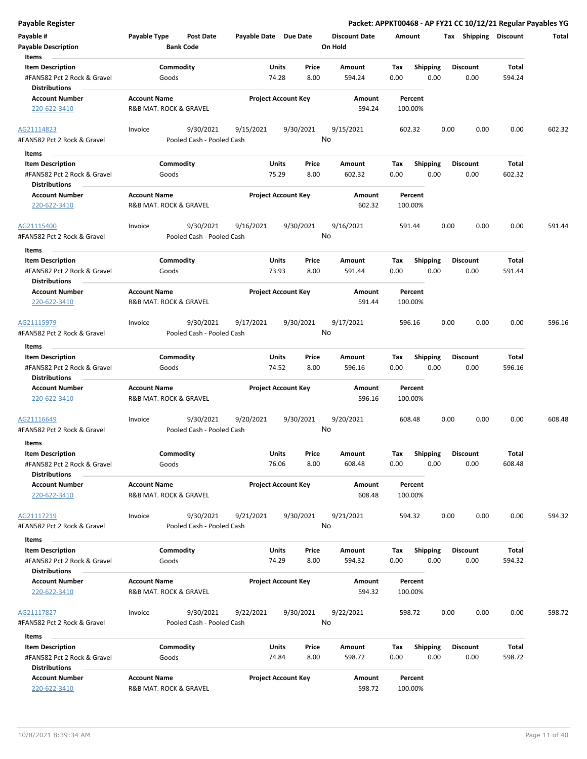**Payable Register**

**Packet: APPKT00468 - AP FY21 CC 10/12/21 Regular Payables YG**

| Payable # | Payable Type | Post Date | Payable Date | Due Date | Discount Date | Amount | Tax | Shipping | Discount | Total |
|---|---|---|---|---|---|---|---|---|---|---|
| **Payable Description** | | **Bank Code** | | | **On Hold** | | | | | |

**Items**

| Item Description | Commodity | Units | Price | Amount | Tax | Shipping | Discount | Total |
|---|---|---|---|---|---|---|---|---|
| #FAN582 Pct 2 Rock & Gravel | Goods | 74.28 | 8.00 | 594.24 | 0.00 | 0.00 | 0.00 | 594.24 |

**Distributions**

| Account Number | Account Name | Project Account Key | Amount | Percent |
|---|---|---|---|---|
| 220-622-3410 | R&B MAT. ROCK & GRAVEL | | 594.24 | 100.00% |

| AG21114823 | Invoice | 9/30/2021 | 9/15/2021 | 9/30/2021 | 9/15/2021 | 602.32 | 0.00 | 0.00 | 0.00 | 602.32 |
|---|---|---|---|---|---|---|---|---|---|---|
| #FAN582 Pct 2 Rock & Gravel | | Pooled Cash - Pooled Cash | | | No | | | | | |

**Items**

| Item Description | Commodity | Units | Price | Amount | Tax | Shipping | Discount | Total |
|---|---|---|---|---|---|---|---|---|
| #FAN582 Pct 2 Rock & Gravel | Goods | 75.29 | 8.00 | 602.32 | 0.00 | 0.00 | 0.00 | 602.32 |

**Distributions**

| Account Number | Account Name | Project Account Key | Amount | Percent |
|---|---|---|---|---|
| 220-622-3410 | R&B MAT. ROCK & GRAVEL | | 602.32 | 100.00% |

| AG21115400 | Invoice | 9/30/2021 | 9/16/2021 | 9/30/2021 | 9/16/2021 | 591.44 | 0.00 | 0.00 | 0.00 | 591.44 |
|---|---|---|---|---|---|---|---|---|---|---|
| #FAN582 Pct 2 Rock & Gravel | | Pooled Cash - Pooled Cash | | | No | | | | | |

**Items**

| Item Description | Commodity | Units | Price | Amount | Tax | Shipping | Discount | Total |
|---|---|---|---|---|---|---|---|---|
| #FAN582 Pct 2 Rock & Gravel | Goods | 73.93 | 8.00 | 591.44 | 0.00 | 0.00 | 0.00 | 591.44 |

**Distributions**

| Account Number | Account Name | Project Account Key | Amount | Percent |
|---|---|---|---|---|
| 220-622-3410 | R&B MAT. ROCK & GRAVEL | | 591.44 | 100.00% |

| AG21115979 | Invoice | 9/30/2021 | 9/17/2021 | 9/30/2021 | 9/17/2021 | 596.16 | 0.00 | 0.00 | 0.00 | 596.16 |
|---|---|---|---|---|---|---|---|---|---|---|
| #FAN582 Pct 2 Rock & Gravel | | Pooled Cash - Pooled Cash | | | No | | | | | |

**Items**

| Item Description | Commodity | Units | Price | Amount | Tax | Shipping | Discount | Total |
|---|---|---|---|---|---|---|---|---|
| #FAN582 Pct 2 Rock & Gravel | Goods | 74.52 | 8.00 | 596.16 | 0.00 | 0.00 | 0.00 | 596.16 |

**Distributions**

| Account Number | Account Name | Project Account Key | Amount | Percent |
|---|---|---|---|---|
| 220-622-3410 | R&B MAT. ROCK & GRAVEL | | 596.16 | 100.00% |

| AG21116649 | Invoice | 9/30/2021 | 9/20/2021 | 9/30/2021 | 9/20/2021 | 608.48 | 0.00 | 0.00 | 0.00 | 608.48 |
|---|---|---|---|---|---|---|---|---|---|---|
| #FAN582 Pct 2 Rock & Gravel | | Pooled Cash - Pooled Cash | | | No | | | | | |

**Items**

| Item Description | Commodity | Units | Price | Amount | Tax | Shipping | Discount | Total |
|---|---|---|---|---|---|---|---|---|
| #FAN582 Pct 2 Rock & Gravel | Goods | 76.06 | 8.00 | 608.48 | 0.00 | 0.00 | 0.00 | 608.48 |

**Distributions**

| Account Number | Account Name | Project Account Key | Amount | Percent |
|---|---|---|---|---|
| 220-622-3410 | R&B MAT. ROCK & GRAVEL | | 608.48 | 100.00% |

| AG21117219 | Invoice | 9/30/2021 | 9/21/2021 | 9/30/2021 | 9/21/2021 | 594.32 | 0.00 | 0.00 | 0.00 | 594.32 |
|---|---|---|---|---|---|---|---|---|---|---|
| #FAN582 Pct 2 Rock & Gravel | | Pooled Cash - Pooled Cash | | | No | | | | | |

**Items**

| Item Description | Commodity | Units | Price | Amount | Tax | Shipping | Discount | Total |
|---|---|---|---|---|---|---|---|---|
| #FAN582 Pct 2 Rock & Gravel | Goods | 74.29 | 8.00 | 594.32 | 0.00 | 0.00 | 0.00 | 594.32 |

**Distributions**

| Account Number | Account Name | Project Account Key | Amount | Percent |
|---|---|---|---|---|
| 220-622-3410 | R&B MAT. ROCK & GRAVEL | | 594.32 | 100.00% |

| AG21117827 | Invoice | 9/30/2021 | 9/22/2021 | 9/30/2021 | 9/22/2021 | 598.72 | 0.00 | 0.00 | 0.00 | 598.72 |
|---|---|---|---|---|---|---|---|---|---|---|
| #FAN582 Pct 2 Rock & Gravel | | Pooled Cash - Pooled Cash | | | No | | | | | |

**Items**

| Item Description | Commodity | Units | Price | Amount | Tax | Shipping | Discount | Total |
|---|---|---|---|---|---|---|---|---|
| #FAN582 Pct 2 Rock & Gravel | Goods | 74.84 | 8.00 | 598.72 | 0.00 | 0.00 | 0.00 | 598.72 |

**Distributions**

| Account Number | Account Name | Project Account Key | Amount | Percent |
|---|---|---|---|---|
| 220-622-3410 | R&B MAT. ROCK & GRAVEL | | 598.72 | 100.00% |

10/8/2021 8:39:34 AM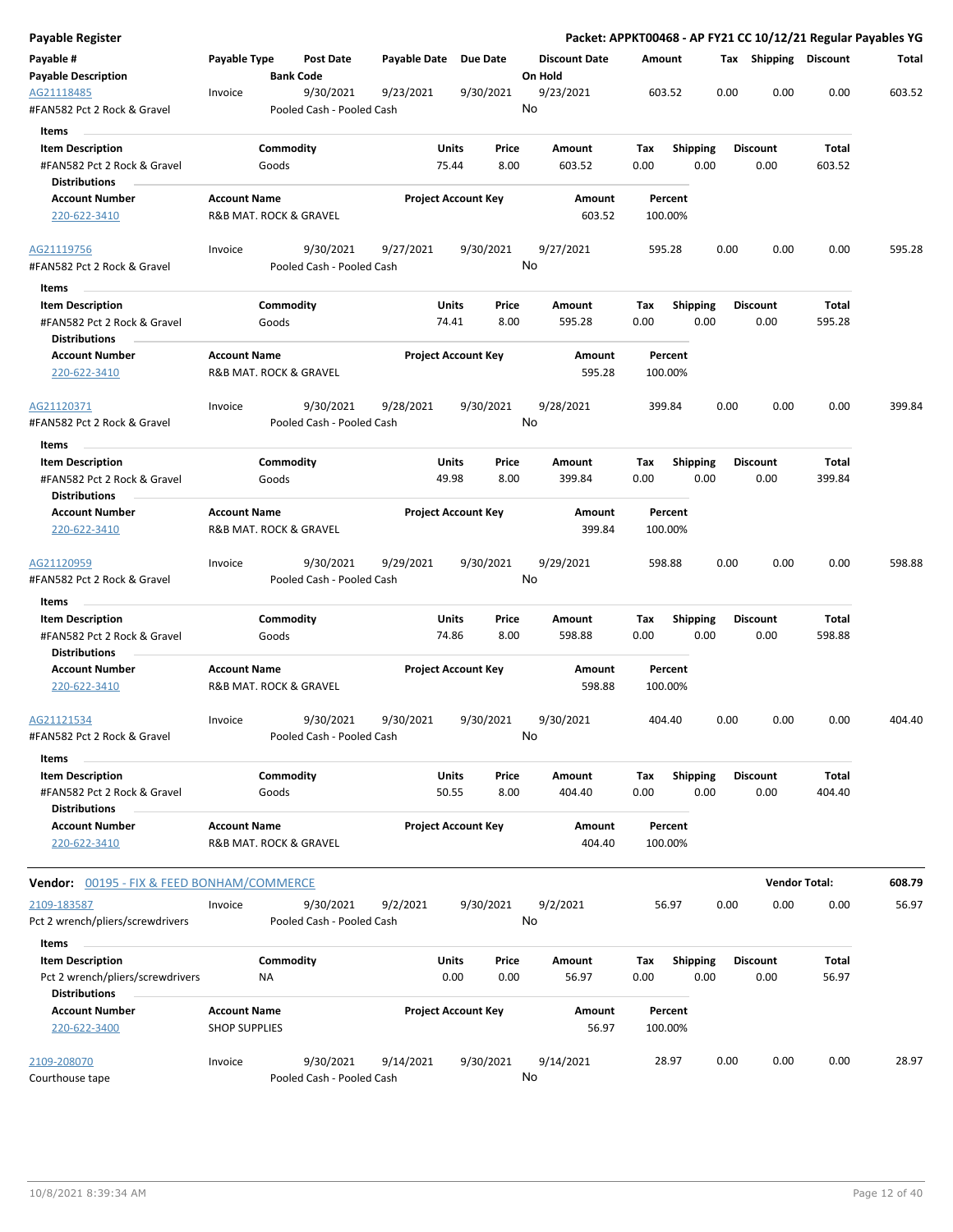**Payable Register** — Packet: APPKT00468 - AP FY21 CC 10/12/21 Regular Payables YG

| Payable # / Payable Description | Payable Type | Post Date / Bank Code | Payable Date | Due Date | Discount Date / On Hold | Amount | Tax | Shipping | Discount | Total |
|---|---|---|---|---|---|---|---|---|---|---|
| AG21118485 | Invoice | 9/30/2021 | 9/23/2021 | 9/30/2021 | 9/23/2021 | 603.52 | 0.00 | 0.00 | 0.00 | 603.52 |
| #FAN582 Pct 2 Rock & Gravel | | Pooled Cash - Pooled Cash | | | No | | | | | |

**Items**

| Item Description | Commodity | Units | Price | Amount | Tax | Shipping | Discount | Total |
|---|---|---|---|---|---|---|---|---|
| #FAN582 Pct 2 Rock & Gravel | Goods | 75.44 | 8.00 | 603.52 | 0.00 | 0.00 | 0.00 | 603.52 |

**Distributions**

| Account Number | Account Name | Project Account Key | Amount | Percent |
|---|---|---|---|---|
| 220-622-3410 | R&B MAT. ROCK & GRAVEL | | 603.52 | 100.00% |

| Payable # / Payable Description | Payable Type | Post Date / Bank Code | Payable Date | Due Date | Discount Date / On Hold | Amount | Tax | Shipping | Discount | Total |
|---|---|---|---|---|---|---|---|---|---|---|
| AG21119756 | Invoice | 9/30/2021 | 9/27/2021 | 9/30/2021 | 9/27/2021 | 595.28 | 0.00 | 0.00 | 0.00 | 595.28 |
| #FAN582 Pct 2 Rock & Gravel | | Pooled Cash - Pooled Cash | | | No | | | | | |

**Items**

| Item Description | Commodity | Units | Price | Amount | Tax | Shipping | Discount | Total |
|---|---|---|---|---|---|---|---|---|
| #FAN582 Pct 2 Rock & Gravel | Goods | 74.41 | 8.00 | 595.28 | 0.00 | 0.00 | 0.00 | 595.28 |

**Distributions**

| Account Number | Account Name | Project Account Key | Amount | Percent |
|---|---|---|---|---|
| 220-622-3410 | R&B MAT. ROCK & GRAVEL | | 595.28 | 100.00% |

| Payable # / Payable Description | Payable Type | Post Date / Bank Code | Payable Date | Due Date | Discount Date / On Hold | Amount | Tax | Shipping | Discount | Total |
|---|---|---|---|---|---|---|---|---|---|---|
| AG21120371 | Invoice | 9/30/2021 | 9/28/2021 | 9/30/2021 | 9/28/2021 | 399.84 | 0.00 | 0.00 | 0.00 | 399.84 |
| #FAN582 Pct 2 Rock & Gravel | | Pooled Cash - Pooled Cash | | | No | | | | | |

**Items**

| Item Description | Commodity | Units | Price | Amount | Tax | Shipping | Discount | Total |
|---|---|---|---|---|---|---|---|---|
| #FAN582 Pct 2 Rock & Gravel | Goods | 49.98 | 8.00 | 399.84 | 0.00 | 0.00 | 0.00 | 399.84 |

**Distributions**

| Account Number | Account Name | Project Account Key | Amount | Percent |
|---|---|---|---|---|
| 220-622-3410 | R&B MAT. ROCK & GRAVEL | | 399.84 | 100.00% |

| Payable # / Payable Description | Payable Type | Post Date / Bank Code | Payable Date | Due Date | Discount Date / On Hold | Amount | Tax | Shipping | Discount | Total |
|---|---|---|---|---|---|---|---|---|---|---|
| AG21120959 | Invoice | 9/30/2021 | 9/29/2021 | 9/30/2021 | 9/29/2021 | 598.88 | 0.00 | 0.00 | 0.00 | 598.88 |
| #FAN582 Pct 2 Rock & Gravel | | Pooled Cash - Pooled Cash | | | No | | | | | |

**Items**

| Item Description | Commodity | Units | Price | Amount | Tax | Shipping | Discount | Total |
|---|---|---|---|---|---|---|---|---|
| #FAN582 Pct 2 Rock & Gravel | Goods | 74.86 | 8.00 | 598.88 | 0.00 | 0.00 | 0.00 | 598.88 |

**Distributions**

| Account Number | Account Name | Project Account Key | Amount | Percent |
|---|---|---|---|---|
| 220-622-3410 | R&B MAT. ROCK & GRAVEL | | 598.88 | 100.00% |

| Payable # / Payable Description | Payable Type | Post Date / Bank Code | Payable Date | Due Date | Discount Date / On Hold | Amount | Tax | Shipping | Discount | Total |
|---|---|---|---|---|---|---|---|---|---|---|
| AG21121534 | Invoice | 9/30/2021 | 9/30/2021 | 9/30/2021 | 9/30/2021 | 404.40 | 0.00 | 0.00 | 0.00 | 404.40 |
| #FAN582 Pct 2 Rock & Gravel | | Pooled Cash - Pooled Cash | | | No | | | | | |

**Items**

| Item Description | Commodity | Units | Price | Amount | Tax | Shipping | Discount | Total |
|---|---|---|---|---|---|---|---|---|
| #FAN582 Pct 2 Rock & Gravel | Goods | 50.55 | 8.00 | 404.40 | 0.00 | 0.00 | 0.00 | 404.40 |

**Distributions**

| Account Number | Account Name | Project Account Key | Amount | Percent |
|---|---|---|---|---|
| 220-622-3410 | R&B MAT. ROCK & GRAVEL | | 404.40 | 100.00% |

**Vendor:** 00195 - FIX & FEED BONHAM/COMMERCE — **Vendor Total: 608.79**

| Payable # / Payable Description | Payable Type | Post Date / Bank Code | Payable Date | Due Date | Discount Date / On Hold | Amount | Tax | Shipping | Discount | Total |
|---|---|---|---|---|---|---|---|---|---|---|
| 2109-183587 | Invoice | 9/30/2021 | 9/2/2021 | 9/30/2021 | 9/2/2021 | 56.97 | 0.00 | 0.00 | 0.00 | 56.97 |
| Pct 2 wrench/pliers/screwdrivers | | Pooled Cash - Pooled Cash | | | No | | | | | |

**Items**

| Item Description | Commodity | Units | Price | Amount | Tax | Shipping | Discount | Total |
|---|---|---|---|---|---|---|---|---|
| Pct 2 wrench/pliers/screwdrivers | NA | 0.00 | 0.00 | 56.97 | 0.00 | 0.00 | 0.00 | 56.97 |

**Distributions**

| Account Number | Account Name | Project Account Key | Amount | Percent |
|---|---|---|---|---|
| 220-622-3400 | SHOP SUPPLIES | | 56.97 | 100.00% |

| Payable # / Payable Description | Payable Type | Post Date / Bank Code | Payable Date | Due Date | Discount Date / On Hold | Amount | Tax | Shipping | Discount | Total |
|---|---|---|---|---|---|---|---|---|---|---|
| 2109-208070 | Invoice | 9/30/2021 | 9/14/2021 | 9/30/2021 | 9/14/2021 | 28.97 | 0.00 | 0.00 | 0.00 | 28.97 |
| Courthouse tape | | Pooled Cash - Pooled Cash | | | No | | | | | |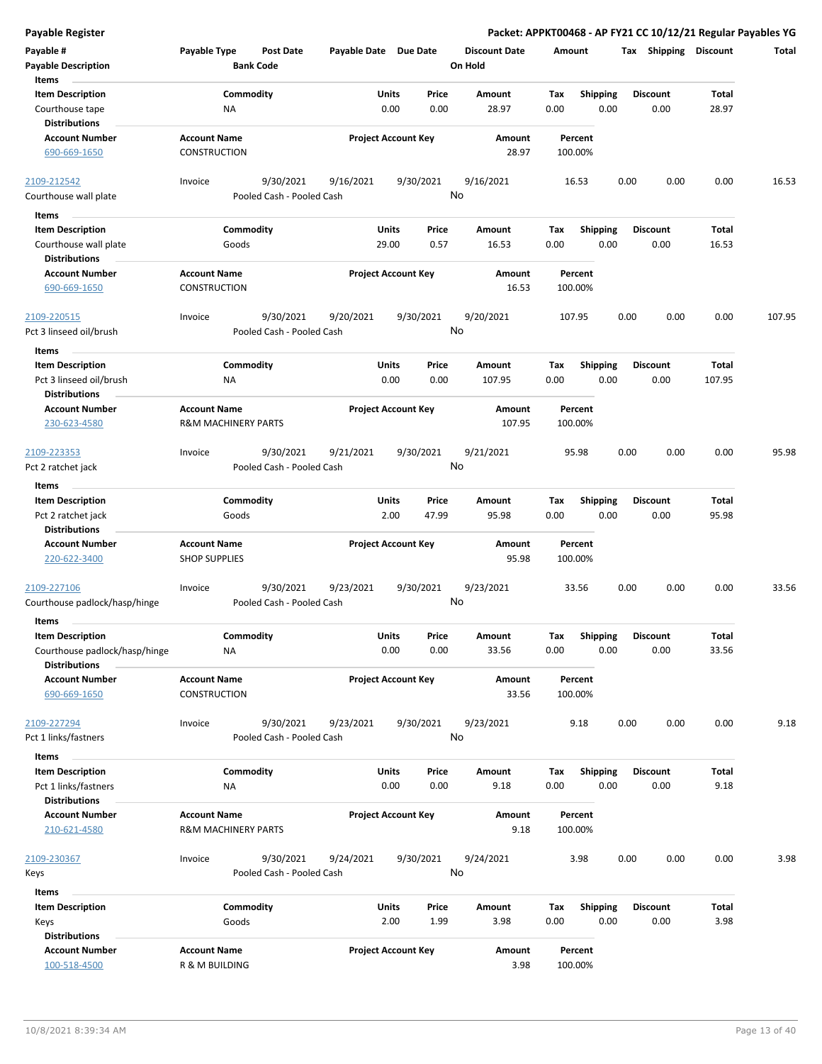**Payable Register**

**Packet: APPKT00468 - AP FY21 CC 10/12/21 Regular Payables YG**

| Payable # | Payable Type | Post Date | Payable Date | Due Date | Discount Date | Amount | Tax | Shipping | Discount | Total |
|---|---|---|---|---|---|---|---|---|---|---|
| Payable Description | | Bank Code | | | On Hold | | | | | |

**Items**

| Item Description | Commodity | Units | Price | Amount | Tax | Shipping | Discount | Total |
|---|---|---|---|---|---|---|---|---|
| Courthouse tape | NA | 0.00 | 0.00 | 28.97 | 0.00 | 0.00 | 0.00 | 28.97 |

**Distributions**

| Account Number | Account Name | Project Account Key | Amount | Percent |
|---|---|---|---|---|
| 690-669-1650 | CONSTRUCTION | | 28.97 | 100.00% |

| Payable # | Payable Type | Post Date | Payable Date | Due Date | Discount Date | Amount | Tax | Shipping | Discount | Total |
|---|---|---|---|---|---|---|---|---|---|---|
| 2109-212542 | Invoice | 9/30/2021 | 9/16/2021 | 9/30/2021 | 9/16/2021 | 16.53 | 0.00 | 0.00 | 0.00 | 16.53 |
| Courthouse wall plate | | Pooled Cash - Pooled Cash | | | No | | | | | |

**Items**

| Item Description | Commodity | Units | Price | Amount | Tax | Shipping | Discount | Total |
|---|---|---|---|---|---|---|---|---|
| Courthouse wall plate | Goods | 29.00 | 0.57 | 16.53 | 0.00 | 0.00 | 0.00 | 16.53 |

**Distributions**

| Account Number | Account Name | Project Account Key | Amount | Percent |
|---|---|---|---|---|
| 690-669-1650 | CONSTRUCTION | | 16.53 | 100.00% |

| Payable # | Payable Type | Post Date | Payable Date | Due Date | Discount Date | Amount | Tax | Shipping | Discount | Total |
|---|---|---|---|---|---|---|---|---|---|---|
| 2109-220515 | Invoice | 9/30/2021 | 9/20/2021 | 9/30/2021 | 9/20/2021 | 107.95 | 0.00 | 0.00 | 0.00 | 107.95 |
| Pct 3 linseed oil/brush | | Pooled Cash - Pooled Cash | | | No | | | | | |

**Items**

| Item Description | Commodity | Units | Price | Amount | Tax | Shipping | Discount | Total |
|---|---|---|---|---|---|---|---|---|
| Pct 3 linseed oil/brush | NA | 0.00 | 0.00 | 107.95 | 0.00 | 0.00 | 0.00 | 107.95 |

**Distributions**

| Account Number | Account Name | Project Account Key | Amount | Percent |
|---|---|---|---|---|
| 230-623-4580 | R&M MACHINERY PARTS | | 107.95 | 100.00% |

| Payable # | Payable Type | Post Date | Payable Date | Due Date | Discount Date | Amount | Tax | Shipping | Discount | Total |
|---|---|---|---|---|---|---|---|---|---|---|
| 2109-223353 | Invoice | 9/30/2021 | 9/21/2021 | 9/30/2021 | 9/21/2021 | 95.98 | 0.00 | 0.00 | 0.00 | 95.98 |
| Pct 2 ratchet jack | | Pooled Cash - Pooled Cash | | | No | | | | | |

**Items**

| Item Description | Commodity | Units | Price | Amount | Tax | Shipping | Discount | Total |
|---|---|---|---|---|---|---|---|---|
| Pct 2 ratchet jack | Goods | 2.00 | 47.99 | 95.98 | 0.00 | 0.00 | 0.00 | 95.98 |

**Distributions**

| Account Number | Account Name | Project Account Key | Amount | Percent |
|---|---|---|---|---|
| 220-622-3400 | SHOP SUPPLIES | | 95.98 | 100.00% |

| Payable # | Payable Type | Post Date | Payable Date | Due Date | Discount Date | Amount | Tax | Shipping | Discount | Total |
|---|---|---|---|---|---|---|---|---|---|---|
| 2109-227106 | Invoice | 9/30/2021 | 9/23/2021 | 9/30/2021 | 9/23/2021 | 33.56 | 0.00 | 0.00 | 0.00 | 33.56 |
| Courthouse padlock/hasp/hinge | | Pooled Cash - Pooled Cash | | | No | | | | | |

**Items**

| Item Description | Commodity | Units | Price | Amount | Tax | Shipping | Discount | Total |
|---|---|---|---|---|---|---|---|---|
| Courthouse padlock/hasp/hinge | NA | 0.00 | 0.00 | 33.56 | 0.00 | 0.00 | 0.00 | 33.56 |

**Distributions**

| Account Number | Account Name | Project Account Key | Amount | Percent |
|---|---|---|---|---|
| 690-669-1650 | CONSTRUCTION | | 33.56 | 100.00% |

| Payable # | Payable Type | Post Date | Payable Date | Due Date | Discount Date | Amount | Tax | Shipping | Discount | Total |
|---|---|---|---|---|---|---|---|---|---|---|
| 2109-227294 | Invoice | 9/30/2021 | 9/23/2021 | 9/30/2021 | 9/23/2021 | 9.18 | 0.00 | 0.00 | 0.00 | 9.18 |
| Pct 1 links/fastners | | Pooled Cash - Pooled Cash | | | No | | | | | |

**Items**

| Item Description | Commodity | Units | Price | Amount | Tax | Shipping | Discount | Total |
|---|---|---|---|---|---|---|---|---|
| Pct 1 links/fastners | NA | 0.00 | 0.00 | 9.18 | 0.00 | 0.00 | 0.00 | 9.18 |

**Distributions**

| Account Number | Account Name | Project Account Key | Amount | Percent |
|---|---|---|---|---|
| 210-621-4580 | R&M MACHINERY PARTS | | 9.18 | 100.00% |

| Payable # | Payable Type | Post Date | Payable Date | Due Date | Discount Date | Amount | Tax | Shipping | Discount | Total |
|---|---|---|---|---|---|---|---|---|---|---|
| 2109-230367 | Invoice | 9/30/2021 | 9/24/2021 | 9/30/2021 | 9/24/2021 | 3.98 | 0.00 | 0.00 | 0.00 | 3.98 |
| Keys | | Pooled Cash - Pooled Cash | | | No | | | | | |

**Items**

| Item Description | Commodity | Units | Price | Amount | Tax | Shipping | Discount | Total |
|---|---|---|---|---|---|---|---|---|
| Keys | Goods | 2.00 | 1.99 | 3.98 | 0.00 | 0.00 | 0.00 | 3.98 |

**Distributions**

| Account Number | Account Name | Project Account Key | Amount | Percent |
|---|---|---|---|---|
| 100-518-4500 | R & M BUILDING | | 3.98 | 100.00% |

10/8/2021 8:39:34 AM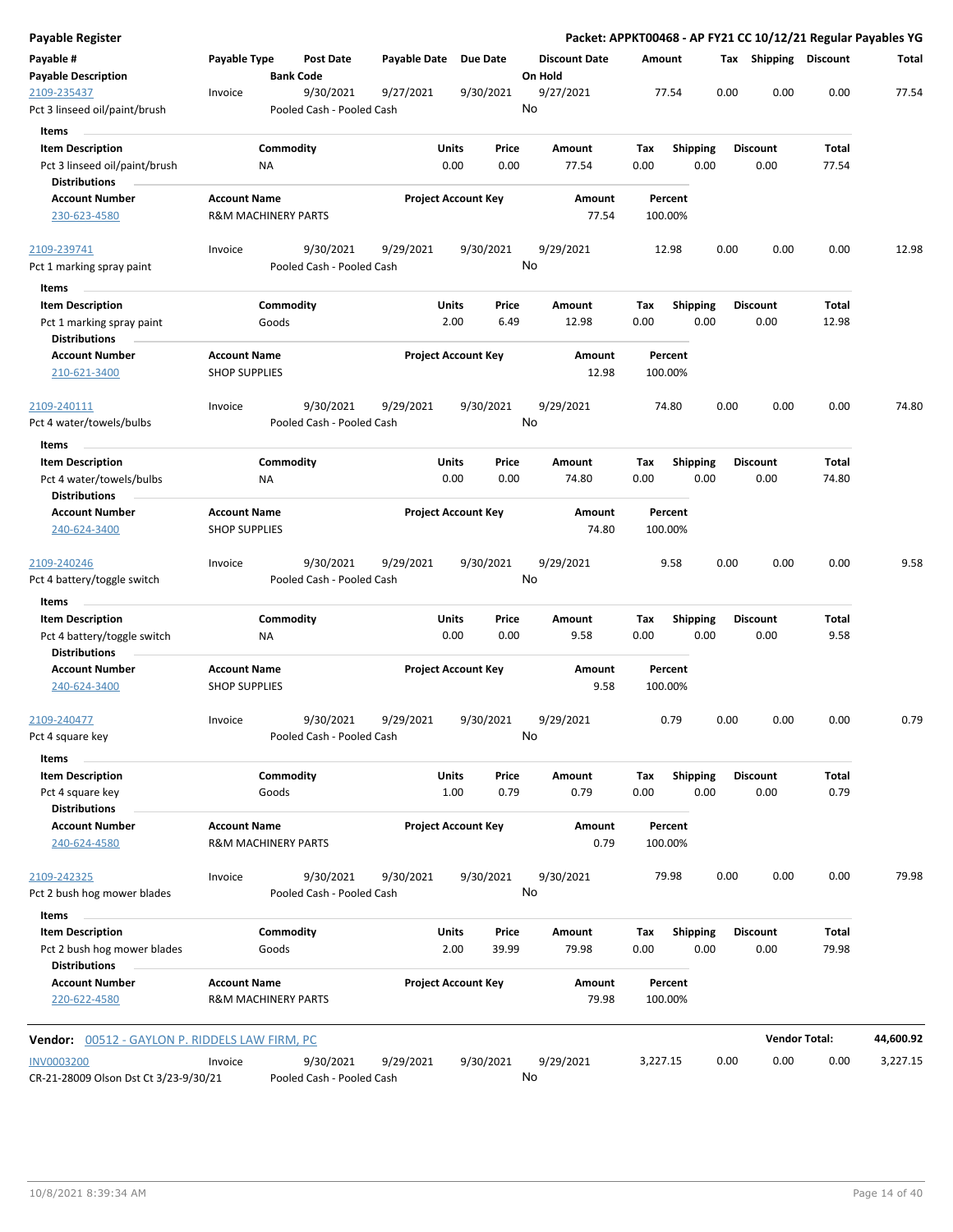**Payable Register** — **Packet: APPKT00468 - AP FY21 CC 10/12/21 Regular Payables YG**

| Payable # / Payable Description | Payable Type | Post Date / Bank Code | Payable Date | Due Date | Discount Date / On Hold | Amount | Tax | Shipping | Discount | Total |
|---|---|---|---|---|---|---|---|---|---|---|
| 2109-235437 | Invoice | 9/30/2021 | 9/27/2021 | 9/30/2021 | 9/27/2021 | 77.54 | 0.00 | 0.00 | 0.00 | 77.54 |
| Pct 3 linseed oil/paint/brush | | Pooled Cash - Pooled Cash | | | No | | | | | |

**Items**

| Item Description | Commodity | Units | Price | Amount | Tax | Shipping | Discount | Total |
|---|---|---|---|---|---|---|---|---|
| Pct 3 linseed oil/paint/brush | NA | 0.00 | 0.00 | 77.54 | 0.00 | 0.00 | 0.00 | 77.54 |

**Distributions**

| Account Number | Account Name | Project Account Key | Amount | Percent |
|---|---|---|---|---|
| 230-623-4580 | R&M MACHINERY PARTS | | 77.54 | 100.00% |

| Payable # / Payable Description | Payable Type | Post Date / Bank Code | Payable Date | Due Date | Discount Date / On Hold | Amount | Tax | Shipping | Discount | Total |
|---|---|---|---|---|---|---|---|---|---|---|
| 2109-239741 | Invoice | 9/30/2021 | 9/29/2021 | 9/30/2021 | 9/29/2021 | 12.98 | 0.00 | 0.00 | 0.00 | 12.98 |
| Pct 1 marking spray paint | | Pooled Cash - Pooled Cash | | | No | | | | | |

**Items**

| Item Description | Commodity | Units | Price | Amount | Tax | Shipping | Discount | Total |
|---|---|---|---|---|---|---|---|---|
| Pct 1 marking spray paint | Goods | 2.00 | 6.49 | 12.98 | 0.00 | 0.00 | 0.00 | 12.98 |

**Distributions**

| Account Number | Account Name | Project Account Key | Amount | Percent |
|---|---|---|---|---|
| 210-621-3400 | SHOP SUPPLIES | | 12.98 | 100.00% |

| Payable # / Payable Description | Payable Type | Post Date / Bank Code | Payable Date | Due Date | Discount Date / On Hold | Amount | Tax | Shipping | Discount | Total |
|---|---|---|---|---|---|---|---|---|---|---|
| 2109-240111 | Invoice | 9/30/2021 | 9/29/2021 | 9/30/2021 | 9/29/2021 | 74.80 | 0.00 | 0.00 | 0.00 | 74.80 |
| Pct 4 water/towels/bulbs | | Pooled Cash - Pooled Cash | | | No | | | | | |

**Items**

| Item Description | Commodity | Units | Price | Amount | Tax | Shipping | Discount | Total |
|---|---|---|---|---|---|---|---|---|
| Pct 4 water/towels/bulbs | NA | 0.00 | 0.00 | 74.80 | 0.00 | 0.00 | 0.00 | 74.80 |

**Distributions**

| Account Number | Account Name | Project Account Key | Amount | Percent |
|---|---|---|---|---|
| 240-624-3400 | SHOP SUPPLIES | | 74.80 | 100.00% |

| Payable # / Payable Description | Payable Type | Post Date / Bank Code | Payable Date | Due Date | Discount Date / On Hold | Amount | Tax | Shipping | Discount | Total |
|---|---|---|---|---|---|---|---|---|---|---|
| 2109-240246 | Invoice | 9/30/2021 | 9/29/2021 | 9/30/2021 | 9/29/2021 | 9.58 | 0.00 | 0.00 | 0.00 | 9.58 |
| Pct 4 battery/toggle switch | | Pooled Cash - Pooled Cash | | | No | | | | | |

**Items**

| Item Description | Commodity | Units | Price | Amount | Tax | Shipping | Discount | Total |
|---|---|---|---|---|---|---|---|---|
| Pct 4 battery/toggle switch | NA | 0.00 | 0.00 | 9.58 | 0.00 | 0.00 | 0.00 | 9.58 |

**Distributions**

| Account Number | Account Name | Project Account Key | Amount | Percent |
|---|---|---|---|---|
| 240-624-3400 | SHOP SUPPLIES | | 9.58 | 100.00% |

| Payable # / Payable Description | Payable Type | Post Date / Bank Code | Payable Date | Due Date | Discount Date / On Hold | Amount | Tax | Shipping | Discount | Total |
|---|---|---|---|---|---|---|---|---|---|---|
| 2109-240477 | Invoice | 9/30/2021 | 9/29/2021 | 9/30/2021 | 9/29/2021 | 0.79 | 0.00 | 0.00 | 0.00 | 0.79 |
| Pct 4 square key | | Pooled Cash - Pooled Cash | | | No | | | | | |

**Items**

| Item Description | Commodity | Units | Price | Amount | Tax | Shipping | Discount | Total |
|---|---|---|---|---|---|---|---|---|
| Pct 4 square key | Goods | 1.00 | 0.79 | 0.79 | 0.00 | 0.00 | 0.00 | 0.79 |

**Distributions**

| Account Number | Account Name | Project Account Key | Amount | Percent |
|---|---|---|---|---|
| 240-624-4580 | R&M MACHINERY PARTS | | 0.79 | 100.00% |

| Payable # / Payable Description | Payable Type | Post Date / Bank Code | Payable Date | Due Date | Discount Date / On Hold | Amount | Tax | Shipping | Discount | Total |
|---|---|---|---|---|---|---|---|---|---|---|
| 2109-242325 | Invoice | 9/30/2021 | 9/30/2021 | 9/30/2021 | 9/30/2021 | 79.98 | 0.00 | 0.00 | 0.00 | 79.98 |
| Pct 2 bush hog mower blades | | Pooled Cash - Pooled Cash | | | No | | | | | |

**Items**

| Item Description | Commodity | Units | Price | Amount | Tax | Shipping | Discount | Total |
|---|---|---|---|---|---|---|---|---|
| Pct 2 bush hog mower blades | Goods | 2.00 | 39.99 | 79.98 | 0.00 | 0.00 | 0.00 | 79.98 |

**Distributions**

| Account Number | Account Name | Project Account Key | Amount | Percent |
|---|---|---|---|---|
| 220-622-4580 | R&M MACHINERY PARTS | | 79.98 | 100.00% |

**Vendor:** 00512 - GAYLON P. RIDDELS LAW FIRM, PC — **Vendor Total: 44,600.92**

| Payable # / Payable Description | Payable Type | Post Date / Bank Code | Payable Date | Due Date | Discount Date / On Hold | Amount | Tax | Shipping | Discount | Total |
|---|---|---|---|---|---|---|---|---|---|---|
| INV0003200 | Invoice | 9/30/2021 | 9/29/2021 | 9/30/2021 | 9/29/2021 | 3,227.15 | 0.00 | 0.00 | 0.00 | 3,227.15 |
| CR-21-28009 Olson Dst Ct 3/23-9/30/21 | | Pooled Cash - Pooled Cash | | | No | | | | | |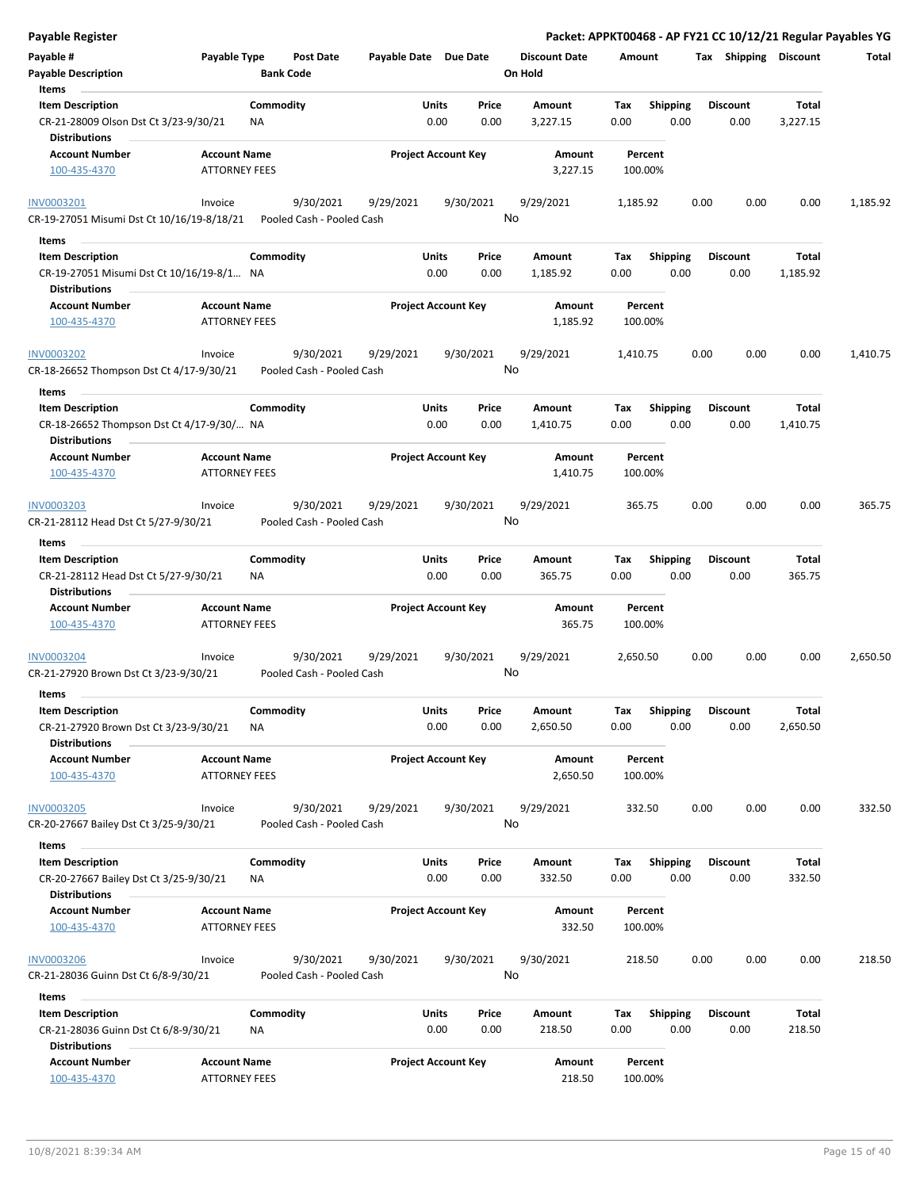| Payable # | Payable Type | Post Date | Payable Date | Due Date | Discount Date | Amount | Tax | Shipping | Discount | Total |
|---|---|---|---|---|---|---|---|---|---|---|
| Payable Description | | Bank Code | | | On Hold | | | | | |

**Items**

| Item Description | Commodity | Units | Price | Amount | Tax | Shipping | Discount | Total |
|---|---|---|---|---|---|---|---|---|
| CR-21-28009 Olson Dst Ct 3/23-9/30/21 | NA | 0.00 | 0.00 | 3,227.15 | 0.00 | 0.00 | 0.00 | 3,227.15 |

**Distributions**

| Account Number | Account Name | Project Account Key | Amount | Percent |
|---|---|---|---|---|
| 100-435-4370 | ATTORNEY FEES | | 3,227.15 | 100.00% |

| Payable # | Payable Type | Post Date | Payable Date | Due Date | Discount Date | Amount | Tax | Shipping | Discount | Total |
|---|---|---|---|---|---|---|---|---|---|---|
| INV0003201 | Invoice | 9/30/2021 | 9/29/2021 | 9/30/2021 | 9/29/2021 | 1,185.92 | 0.00 | 0.00 | 0.00 | 1,185.92 |
| CR-19-27051 Misumi Dst Ct 10/16/19-8/18/21 | | Pooled Cash - Pooled Cash | | | No | | | | | |

**Items**

| Item Description | Commodity | Units | Price | Amount | Tax | Shipping | Discount | Total |
|---|---|---|---|---|---|---|---|---|
| CR-19-27051 Misumi Dst Ct 10/16/19-8/1… | NA | 0.00 | 0.00 | 1,185.92 | 0.00 | 0.00 | 0.00 | 1,185.92 |

**Distributions**

| Account Number | Account Name | Project Account Key | Amount | Percent |
|---|---|---|---|---|
| 100-435-4370 | ATTORNEY FEES | | 1,185.92 | 100.00% |

| Payable # | Payable Type | Post Date | Payable Date | Due Date | Discount Date | Amount | Tax | Shipping | Discount | Total |
|---|---|---|---|---|---|---|---|---|---|---|
| INV0003202 | Invoice | 9/30/2021 | 9/29/2021 | 9/30/2021 | 9/29/2021 | 1,410.75 | 0.00 | 0.00 | 0.00 | 1,410.75 |
| CR-18-26652 Thompson Dst Ct 4/17-9/30/21 | | Pooled Cash - Pooled Cash | | | No | | | | | |

**Items**

| Item Description | Commodity | Units | Price | Amount | Tax | Shipping | Discount | Total |
|---|---|---|---|---|---|---|---|---|
| CR-18-26652 Thompson Dst Ct 4/17-9/30/… | NA | 0.00 | 0.00 | 1,410.75 | 0.00 | 0.00 | 0.00 | 1,410.75 |

**Distributions**

| Account Number | Account Name | Project Account Key | Amount | Percent |
|---|---|---|---|---|
| 100-435-4370 | ATTORNEY FEES | | 1,410.75 | 100.00% |

| Payable # | Payable Type | Post Date | Payable Date | Due Date | Discount Date | Amount | Tax | Shipping | Discount | Total |
|---|---|---|---|---|---|---|---|---|---|---|
| INV0003203 | Invoice | 9/30/2021 | 9/29/2021 | 9/30/2021 | 9/29/2021 | 365.75 | 0.00 | 0.00 | 0.00 | 365.75 |
| CR-21-28112 Head Dst Ct 5/27-9/30/21 | | Pooled Cash - Pooled Cash | | | No | | | | | |

**Items**

| Item Description | Commodity | Units | Price | Amount | Tax | Shipping | Discount | Total |
|---|---|---|---|---|---|---|---|---|
| CR-21-28112 Head Dst Ct 5/27-9/30/21 | NA | 0.00 | 0.00 | 365.75 | 0.00 | 0.00 | 0.00 | 365.75 |

**Distributions**

| Account Number | Account Name | Project Account Key | Amount | Percent |
|---|---|---|---|---|
| 100-435-4370 | ATTORNEY FEES | | 365.75 | 100.00% |

| Payable # | Payable Type | Post Date | Payable Date | Due Date | Discount Date | Amount | Tax | Shipping | Discount | Total |
|---|---|---|---|---|---|---|---|---|---|---|
| INV0003204 | Invoice | 9/30/2021 | 9/29/2021 | 9/30/2021 | 9/29/2021 | 2,650.50 | 0.00 | 0.00 | 0.00 | 2,650.50 |
| CR-21-27920 Brown Dst Ct 3/23-9/30/21 | | Pooled Cash - Pooled Cash | | | No | | | | | |

**Items**

| Item Description | Commodity | Units | Price | Amount | Tax | Shipping | Discount | Total |
|---|---|---|---|---|---|---|---|---|
| CR-21-27920 Brown Dst Ct 3/23-9/30/21 | NA | 0.00 | 0.00 | 2,650.50 | 0.00 | 0.00 | 0.00 | 2,650.50 |

**Distributions**

| Account Number | Account Name | Project Account Key | Amount | Percent |
|---|---|---|---|---|
| 100-435-4370 | ATTORNEY FEES | | 2,650.50 | 100.00% |

| Payable # | Payable Type | Post Date | Payable Date | Due Date | Discount Date | Amount | Tax | Shipping | Discount | Total |
|---|---|---|---|---|---|---|---|---|---|---|
| INV0003205 | Invoice | 9/30/2021 | 9/29/2021 | 9/30/2021 | 9/29/2021 | 332.50 | 0.00 | 0.00 | 0.00 | 332.50 |
| CR-20-27667 Bailey Dst Ct 3/25-9/30/21 | | Pooled Cash - Pooled Cash | | | No | | | | | |

**Items**

| Item Description | Commodity | Units | Price | Amount | Tax | Shipping | Discount | Total |
|---|---|---|---|---|---|---|---|---|
| CR-20-27667 Bailey Dst Ct 3/25-9/30/21 | NA | 0.00 | 0.00 | 332.50 | 0.00 | 0.00 | 0.00 | 332.50 |

**Distributions**

| Account Number | Account Name | Project Account Key | Amount | Percent |
|---|---|---|---|---|
| 100-435-4370 | ATTORNEY FEES | | 332.50 | 100.00% |

| Payable # | Payable Type | Post Date | Payable Date | Due Date | Discount Date | Amount | Tax | Shipping | Discount | Total |
|---|---|---|---|---|---|---|---|---|---|---|
| INV0003206 | Invoice | 9/30/2021 | 9/30/2021 | 9/30/2021 | 9/30/2021 | 218.50 | 0.00 | 0.00 | 0.00 | 218.50 |
| CR-21-28036 Guinn Dst Ct 6/8-9/30/21 | | Pooled Cash - Pooled Cash | | | No | | | | | |

**Items**

| Item Description | Commodity | Units | Price | Amount | Tax | Shipping | Discount | Total |
|---|---|---|---|---|---|---|---|---|
| CR-21-28036 Guinn Dst Ct 6/8-9/30/21 | NA | 0.00 | 0.00 | 218.50 | 0.00 | 0.00 | 0.00 | 218.50 |

**Distributions**

| Account Number | Account Name | Project Account Key | Amount | Percent |
|---|---|---|---|---|
| 100-435-4370 | ATTORNEY FEES | | 218.50 | 100.00% |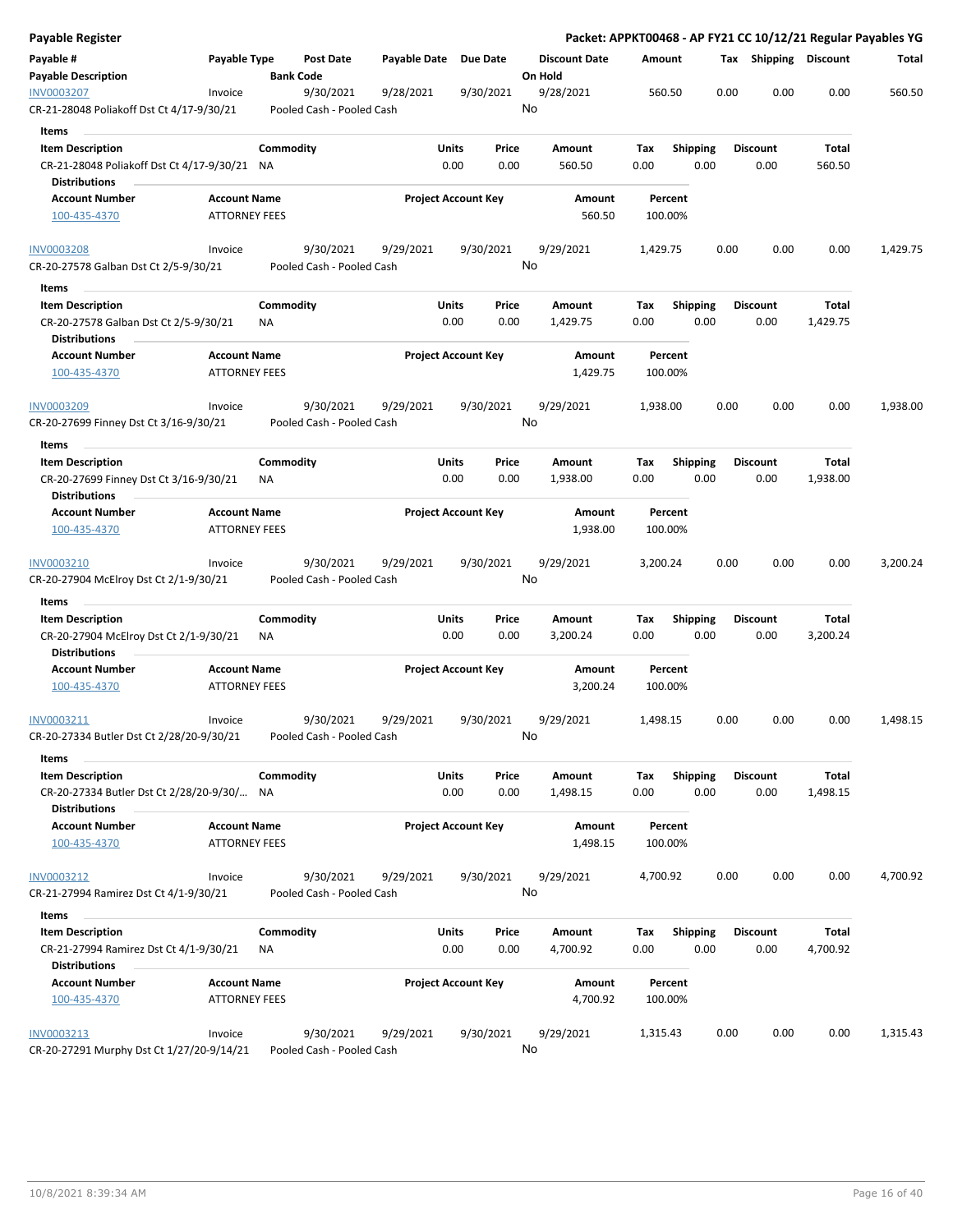## Payable Register

**Packet: APPKT00468 - AP FY21 CC 10/12/21 Regular Payables YG**

| Payable # | Payable Type | Post Date | Payable Date | Due Date | Discount Date | Amount | Tax | Shipping | Discount | Total |
|---|---|---|---|---|---|---|---|---|---|---|
| **Payable Description** | | **Bank Code** | | | **On Hold** | | | | | |
| INV0003207 | Invoice | 9/30/2021 | 9/28/2021 | 9/30/2021 | 9/28/2021 | 560.50 | 0.00 | 0.00 | 0.00 | 560.50 |
| CR-21-28048 Poliakoff Dst Ct 4/17-9/30/21 | | Pooled Cash - Pooled Cash | | | No | | | | | |

**Items**

| Item Description | Commodity | Units | Price | Amount | Tax | Shipping | Discount | Total |
|---|---|---|---|---|---|---|---|---|
| CR-21-28048 Poliakoff Dst Ct 4/17-9/30/21 | NA | 0.00 | 0.00 | 560.50 | 0.00 | 0.00 | 0.00 | 560.50 |

**Distributions**

| Account Number | Account Name | Project Account Key | Amount | Percent |
|---|---|---|---|---|
| 100-435-4370 | ATTORNEY FEES | | 560.50 | 100.00% |

| Payable # | Payable Type | Post Date | Payable Date | Due Date | Discount Date | Amount | Tax | Shipping | Discount | Total |
|---|---|---|---|---|---|---|---|---|---|---|
| INV0003208 | Invoice | 9/30/2021 | 9/29/2021 | 9/30/2021 | 9/29/2021 | 1,429.75 | 0.00 | 0.00 | 0.00 | 1,429.75 |
| CR-20-27578 Galban Dst Ct 2/5-9/30/21 | | Pooled Cash - Pooled Cash | | | No | | | | | |

**Items**

| Item Description | Commodity | Units | Price | Amount | Tax | Shipping | Discount | Total |
|---|---|---|---|---|---|---|---|---|
| CR-20-27578 Galban Dst Ct 2/5-9/30/21 | NA | 0.00 | 0.00 | 1,429.75 | 0.00 | 0.00 | 0.00 | 1,429.75 |

**Distributions**

| Account Number | Account Name | Project Account Key | Amount | Percent |
|---|---|---|---|---|
| 100-435-4370 | ATTORNEY FEES | | 1,429.75 | 100.00% |

| Payable # | Payable Type | Post Date | Payable Date | Due Date | Discount Date | Amount | Tax | Shipping | Discount | Total |
|---|---|---|---|---|---|---|---|---|---|---|
| INV0003209 | Invoice | 9/30/2021 | 9/29/2021 | 9/30/2021 | 9/29/2021 | 1,938.00 | 0.00 | 0.00 | 0.00 | 1,938.00 |
| CR-20-27699 Finney Dst Ct 3/16-9/30/21 | | Pooled Cash - Pooled Cash | | | No | | | | | |

**Items**

| Item Description | Commodity | Units | Price | Amount | Tax | Shipping | Discount | Total |
|---|---|---|---|---|---|---|---|---|
| CR-20-27699 Finney Dst Ct 3/16-9/30/21 | NA | 0.00 | 0.00 | 1,938.00 | 0.00 | 0.00 | 0.00 | 1,938.00 |

**Distributions**

| Account Number | Account Name | Project Account Key | Amount | Percent |
|---|---|---|---|---|
| 100-435-4370 | ATTORNEY FEES | | 1,938.00 | 100.00% |

| Payable # | Payable Type | Post Date | Payable Date | Due Date | Discount Date | Amount | Tax | Shipping | Discount | Total |
|---|---|---|---|---|---|---|---|---|---|---|
| INV0003210 | Invoice | 9/30/2021 | 9/29/2021 | 9/30/2021 | 9/29/2021 | 3,200.24 | 0.00 | 0.00 | 0.00 | 3,200.24 |
| CR-20-27904 McElroy Dst Ct 2/1-9/30/21 | | Pooled Cash - Pooled Cash | | | No | | | | | |

**Items**

| Item Description | Commodity | Units | Price | Amount | Tax | Shipping | Discount | Total |
|---|---|---|---|---|---|---|---|---|
| CR-20-27904 McElroy Dst Ct 2/1-9/30/21 | NA | 0.00 | 0.00 | 3,200.24 | 0.00 | 0.00 | 0.00 | 3,200.24 |

**Distributions**

| Account Number | Account Name | Project Account Key | Amount | Percent |
|---|---|---|---|---|
| 100-435-4370 | ATTORNEY FEES | | 3,200.24 | 100.00% |

| Payable # | Payable Type | Post Date | Payable Date | Due Date | Discount Date | Amount | Tax | Shipping | Discount | Total |
|---|---|---|---|---|---|---|---|---|---|---|
| INV0003211 | Invoice | 9/30/2021 | 9/29/2021 | 9/30/2021 | 9/29/2021 | 1,498.15 | 0.00 | 0.00 | 0.00 | 1,498.15 |
| CR-20-27334 Butler Dst Ct 2/28/20-9/30/21 | | Pooled Cash - Pooled Cash | | | No | | | | | |

**Items**

| Item Description | Commodity | Units | Price | Amount | Tax | Shipping | Discount | Total |
|---|---|---|---|---|---|---|---|---|
| CR-20-27334 Butler Dst Ct 2/28/20-9/30/... | NA | 0.00 | 0.00 | 1,498.15 | 0.00 | 0.00 | 0.00 | 1,498.15 |

**Distributions**

| Account Number | Account Name | Project Account Key | Amount | Percent |
|---|---|---|---|---|
| 100-435-4370 | ATTORNEY FEES | | 1,498.15 | 100.00% |

| Payable # | Payable Type | Post Date | Payable Date | Due Date | Discount Date | Amount | Tax | Shipping | Discount | Total |
|---|---|---|---|---|---|---|---|---|---|---|
| INV0003212 | Invoice | 9/30/2021 | 9/29/2021 | 9/30/2021 | 9/29/2021 | 4,700.92 | 0.00 | 0.00 | 0.00 | 4,700.92 |
| CR-21-27994 Ramirez Dst Ct 4/1-9/30/21 | | Pooled Cash - Pooled Cash | | | No | | | | | |

**Items**

| Item Description | Commodity | Units | Price | Amount | Tax | Shipping | Discount | Total |
|---|---|---|---|---|---|---|---|---|
| CR-21-27994 Ramirez Dst Ct 4/1-9/30/21 | NA | 0.00 | 0.00 | 4,700.92 | 0.00 | 0.00 | 0.00 | 4,700.92 |

**Distributions**

| Account Number | Account Name | Project Account Key | Amount | Percent |
|---|---|---|---|---|
| 100-435-4370 | ATTORNEY FEES | | 4,700.92 | 100.00% |

| Payable # | Payable Type | Post Date | Payable Date | Due Date | Discount Date | Amount | Tax | Shipping | Discount | Total |
|---|---|---|---|---|---|---|---|---|---|---|
| INV0003213 | Invoice | 9/30/2021 | 9/29/2021 | 9/30/2021 | 9/29/2021 | 1,315.43 | 0.00 | 0.00 | 0.00 | 1,315.43 |
| CR-20-27291 Murphy Dst Ct 1/27/20-9/14/21 | | Pooled Cash - Pooled Cash | | | No | | | | | |

10/8/2021 8:39:34 AM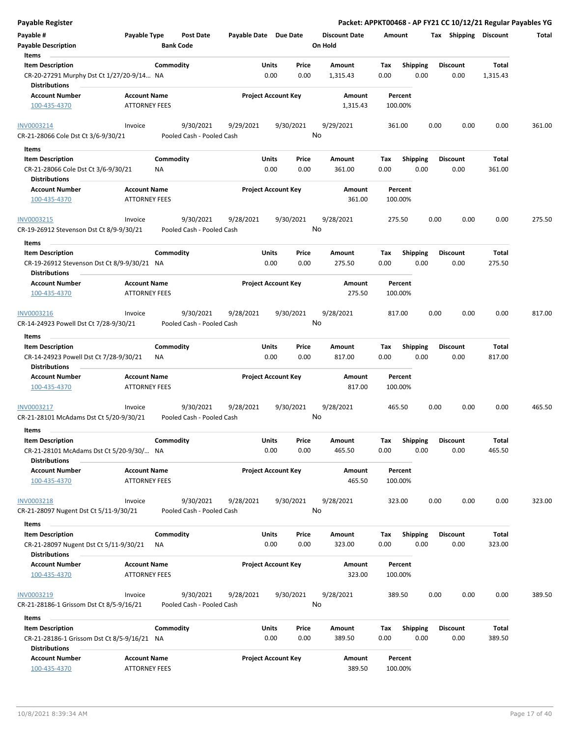| Payable # | Payable Type | Post Date | Payable Date | Due Date | Discount Date | Amount | Tax | Shipping | Discount | Total |
|---|---|---|---|---|---|---|---|---|---|---|
| Payable Description | | Bank Code | | | On Hold | | | | | |

**Items**

| Item Description | Commodity | Units | Price | Amount | Tax | Shipping | Discount | Total |
|---|---|---|---|---|---|---|---|---|
| CR-20-27291 Murphy Dst Ct 1/27/20-9/14... | NA | 0.00 | 0.00 | 1,315.43 | 0.00 | 0.00 | 0.00 | 1,315.43 |

**Distributions**

| Account Number | Account Name | Project Account Key | Amount | Percent |
|---|---|---|---|---|
| 100-435-4370 | ATTORNEY FEES | | 1,315.43 | 100.00% |

| Payable # | Payable Type | Post Date | Payable Date | Due Date | Discount Date | Amount | Tax | Shipping | Discount | Total |
|---|---|---|---|---|---|---|---|---|---|---|
| INV0003214 | Invoice | 9/30/2021 | 9/29/2021 | 9/30/2021 | 9/29/2021 | 361.00 | 0.00 | 0.00 | 0.00 | 361.00 |
| CR-21-28066 Cole Dst Ct 3/6-9/30/21 | | Pooled Cash - Pooled Cash | | | No | | | | | |

**Items**

| Item Description | Commodity | Units | Price | Amount | Tax | Shipping | Discount | Total |
|---|---|---|---|---|---|---|---|---|
| CR-21-28066 Cole Dst Ct 3/6-9/30/21 | NA | 0.00 | 0.00 | 361.00 | 0.00 | 0.00 | 0.00 | 361.00 |

**Distributions**

| Account Number | Account Name | Project Account Key | Amount | Percent |
|---|---|---|---|---|
| 100-435-4370 | ATTORNEY FEES | | 361.00 | 100.00% |

| Payable # | Payable Type | Post Date | Payable Date | Due Date | Discount Date | Amount | Tax | Shipping | Discount | Total |
|---|---|---|---|---|---|---|---|---|---|---|
| INV0003215 | Invoice | 9/30/2021 | 9/28/2021 | 9/30/2021 | 9/28/2021 | 275.50 | 0.00 | 0.00 | 0.00 | 275.50 |
| CR-19-26912 Stevenson Dst Ct 8/9-9/30/21 | | Pooled Cash - Pooled Cash | | | No | | | | | |

**Items**

| Item Description | Commodity | Units | Price | Amount | Tax | Shipping | Discount | Total |
|---|---|---|---|---|---|---|---|---|
| CR-19-26912 Stevenson Dst Ct 8/9-9/30/21 | NA | 0.00 | 0.00 | 275.50 | 0.00 | 0.00 | 0.00 | 275.50 |

**Distributions**

| Account Number | Account Name | Project Account Key | Amount | Percent |
|---|---|---|---|---|
| 100-435-4370 | ATTORNEY FEES | | 275.50 | 100.00% |

| Payable # | Payable Type | Post Date | Payable Date | Due Date | Discount Date | Amount | Tax | Shipping | Discount | Total |
|---|---|---|---|---|---|---|---|---|---|---|
| INV0003216 | Invoice | 9/30/2021 | 9/28/2021 | 9/30/2021 | 9/28/2021 | 817.00 | 0.00 | 0.00 | 0.00 | 817.00 |
| CR-14-24923 Powell Dst Ct 7/28-9/30/21 | | Pooled Cash - Pooled Cash | | | No | | | | | |

**Items**

| Item Description | Commodity | Units | Price | Amount | Tax | Shipping | Discount | Total |
|---|---|---|---|---|---|---|---|---|
| CR-14-24923 Powell Dst Ct 7/28-9/30/21 | NA | 0.00 | 0.00 | 817.00 | 0.00 | 0.00 | 0.00 | 817.00 |

**Distributions**

| Account Number | Account Name | Project Account Key | Amount | Percent |
|---|---|---|---|---|
| 100-435-4370 | ATTORNEY FEES | | 817.00 | 100.00% |

| Payable # | Payable Type | Post Date | Payable Date | Due Date | Discount Date | Amount | Tax | Shipping | Discount | Total |
|---|---|---|---|---|---|---|---|---|---|---|
| INV0003217 | Invoice | 9/30/2021 | 9/28/2021 | 9/30/2021 | 9/28/2021 | 465.50 | 0.00 | 0.00 | 0.00 | 465.50 |
| CR-21-28101 McAdams Dst Ct 5/20-9/30/21 | | Pooled Cash - Pooled Cash | | | No | | | | | |

**Items**

| Item Description | Commodity | Units | Price | Amount | Tax | Shipping | Discount | Total |
|---|---|---|---|---|---|---|---|---|
| CR-21-28101 McAdams Dst Ct 5/20-9/30/... | NA | 0.00 | 0.00 | 465.50 | 0.00 | 0.00 | 0.00 | 465.50 |

**Distributions**

| Account Number | Account Name | Project Account Key | Amount | Percent |
|---|---|---|---|---|
| 100-435-4370 | ATTORNEY FEES | | 465.50 | 100.00% |

| Payable # | Payable Type | Post Date | Payable Date | Due Date | Discount Date | Amount | Tax | Shipping | Discount | Total |
|---|---|---|---|---|---|---|---|---|---|---|
| INV0003218 | Invoice | 9/30/2021 | 9/28/2021 | 9/30/2021 | 9/28/2021 | 323.00 | 0.00 | 0.00 | 0.00 | 323.00 |
| CR-21-28097 Nugent Dst Ct 5/11-9/30/21 | | Pooled Cash - Pooled Cash | | | No | | | | | |

**Items**

| Item Description | Commodity | Units | Price | Amount | Tax | Shipping | Discount | Total |
|---|---|---|---|---|---|---|---|---|
| CR-21-28097 Nugent Dst Ct 5/11-9/30/21 | NA | 0.00 | 0.00 | 323.00 | 0.00 | 0.00 | 0.00 | 323.00 |

**Distributions**

| Account Number | Account Name | Project Account Key | Amount | Percent |
|---|---|---|---|---|
| 100-435-4370 | ATTORNEY FEES | | 323.00 | 100.00% |

| Payable # | Payable Type | Post Date | Payable Date | Due Date | Discount Date | Amount | Tax | Shipping | Discount | Total |
|---|---|---|---|---|---|---|---|---|---|---|
| INV0003219 | Invoice | 9/30/2021 | 9/28/2021 | 9/30/2021 | 9/28/2021 | 389.50 | 0.00 | 0.00 | 0.00 | 389.50 |
| CR-21-28186-1 Grissom Dst Ct 8/5-9/16/21 | | Pooled Cash - Pooled Cash | | | No | | | | | |

**Items**

| Item Description | Commodity | Units | Price | Amount | Tax | Shipping | Discount | Total |
|---|---|---|---|---|---|---|---|---|
| CR-21-28186-1 Grissom Dst Ct 8/5-9/16/21 | NA | 0.00 | 0.00 | 389.50 | 0.00 | 0.00 | 0.00 | 389.50 |

**Distributions**

| Account Number | Account Name | Project Account Key | Amount | Percent |
|---|---|---|---|---|
| 100-435-4370 | ATTORNEY FEES | | 389.50 | 100.00% |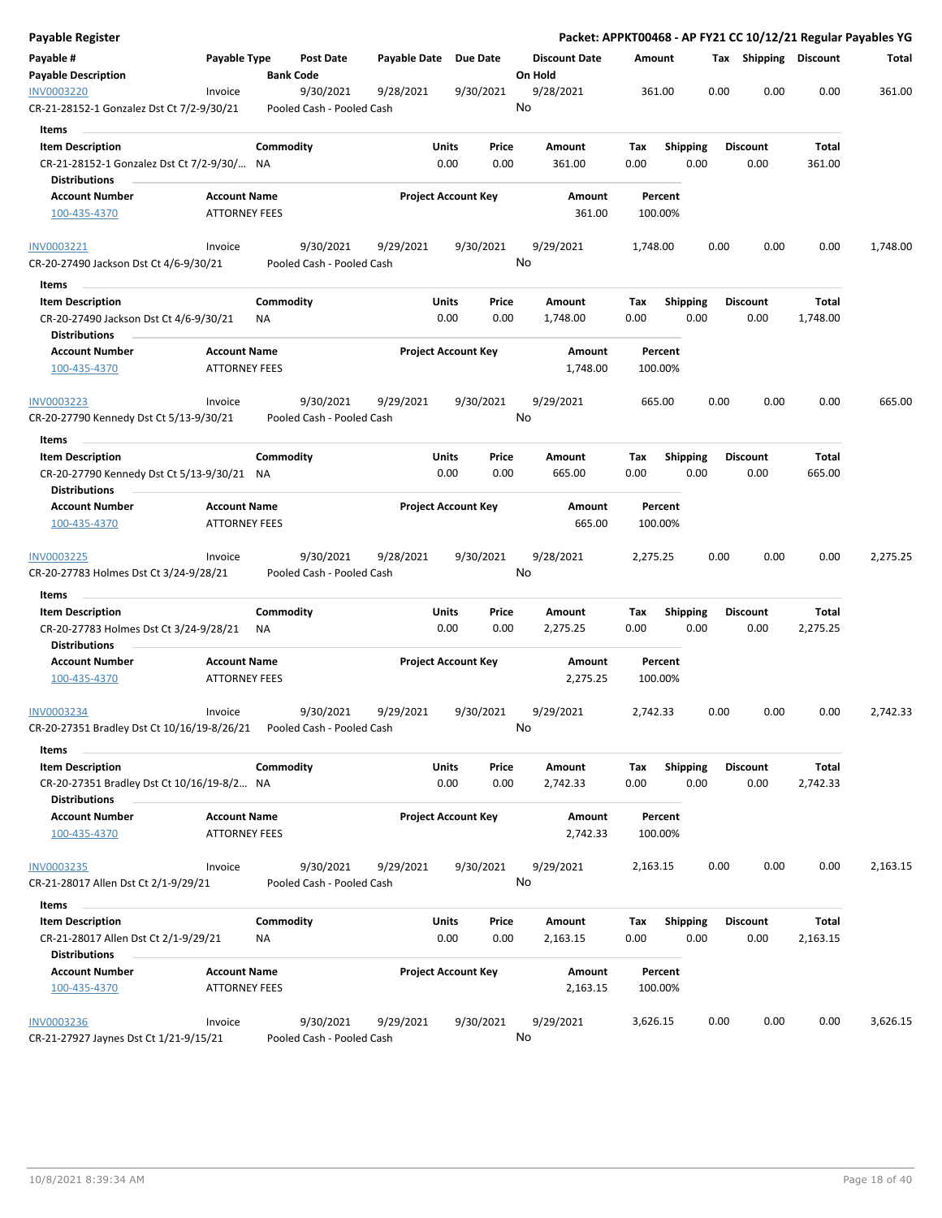**Payable Register**

**Packet: APPKT00468 - AP FY21 CC 10/12/21 Regular Payables YG**

| Payable # / Payable Description | Payable Type | Post Date / Bank Code | Payable Date | Due Date | Discount Date / On Hold | Amount | Tax | Shipping | Discount | Total |
|---|---|---|---|---|---|---|---|---|---|---|
| INV0003220 | Invoice | 9/30/2021 | 9/28/2021 | 9/30/2021 | 9/28/2021 | 361.00 | 0.00 | 0.00 | 0.00 | 361.00 |
| CR-21-28152-1 Gonzalez Dst Ct 7/2-9/30/21 | | Pooled Cash - Pooled Cash | | | No | | | | | |

**Items**

| Item Description | Commodity | Units | Price | Amount | Tax | Shipping | Discount | Total |
|---|---|---|---|---|---|---|---|---|
| CR-21-28152-1 Gonzalez Dst Ct 7/2-9/30/... | NA | 0.00 | 0.00 | 361.00 | 0.00 | 0.00 | 0.00 | 361.00 |

**Distributions**

| Account Number | Account Name | Project Account Key | Amount | Percent |
|---|---|---|---|---|
| 100-435-4370 | ATTORNEY FEES | | 361.00 | 100.00% |

| Payable # / Payable Description | Payable Type | Post Date / Bank Code | Payable Date | Due Date | Discount Date / On Hold | Amount | Tax | Shipping | Discount | Total |
|---|---|---|---|---|---|---|---|---|---|---|
| INV0003221 | Invoice | 9/30/2021 | 9/29/2021 | 9/30/2021 | 9/29/2021 | 1,748.00 | 0.00 | 0.00 | 0.00 | 1,748.00 |
| CR-20-27490 Jackson Dst Ct 4/6-9/30/21 | | Pooled Cash - Pooled Cash | | | No | | | | | |

**Items**

| Item Description | Commodity | Units | Price | Amount | Tax | Shipping | Discount | Total |
|---|---|---|---|---|---|---|---|---|
| CR-20-27490 Jackson Dst Ct 4/6-9/30/21 | NA | 0.00 | 0.00 | 1,748.00 | 0.00 | 0.00 | 0.00 | 1,748.00 |

**Distributions**

| Account Number | Account Name | Project Account Key | Amount | Percent |
|---|---|---|---|---|
| 100-435-4370 | ATTORNEY FEES | | 1,748.00 | 100.00% |

| Payable # / Payable Description | Payable Type | Post Date / Bank Code | Payable Date | Due Date | Discount Date / On Hold | Amount | Tax | Shipping | Discount | Total |
|---|---|---|---|---|---|---|---|---|---|---|
| INV0003223 | Invoice | 9/30/2021 | 9/29/2021 | 9/30/2021 | 9/29/2021 | 665.00 | 0.00 | 0.00 | 0.00 | 665.00 |
| CR-20-27790 Kennedy Dst Ct 5/13-9/30/21 | | Pooled Cash - Pooled Cash | | | No | | | | | |

**Items**

| Item Description | Commodity | Units | Price | Amount | Tax | Shipping | Discount | Total |
|---|---|---|---|---|---|---|---|---|
| CR-20-27790 Kennedy Dst Ct 5/13-9/30/21 | NA | 0.00 | 0.00 | 665.00 | 0.00 | 0.00 | 0.00 | 665.00 |

**Distributions**

| Account Number | Account Name | Project Account Key | Amount | Percent |
|---|---|---|---|---|
| 100-435-4370 | ATTORNEY FEES | | 665.00 | 100.00% |

| Payable # / Payable Description | Payable Type | Post Date / Bank Code | Payable Date | Due Date | Discount Date / On Hold | Amount | Tax | Shipping | Discount | Total |
|---|---|---|---|---|---|---|---|---|---|---|
| INV0003225 | Invoice | 9/30/2021 | 9/28/2021 | 9/30/2021 | 9/28/2021 | 2,275.25 | 0.00 | 0.00 | 0.00 | 2,275.25 |
| CR-20-27783 Holmes Dst Ct 3/24-9/28/21 | | Pooled Cash - Pooled Cash | | | No | | | | | |

**Items**

| Item Description | Commodity | Units | Price | Amount | Tax | Shipping | Discount | Total |
|---|---|---|---|---|---|---|---|---|
| CR-20-27783 Holmes Dst Ct 3/24-9/28/21 | NA | 0.00 | 0.00 | 2,275.25 | 0.00 | 0.00 | 0.00 | 2,275.25 |

**Distributions**

| Account Number | Account Name | Project Account Key | Amount | Percent |
|---|---|---|---|---|
| 100-435-4370 | ATTORNEY FEES | | 2,275.25 | 100.00% |

| Payable # / Payable Description | Payable Type | Post Date / Bank Code | Payable Date | Due Date | Discount Date / On Hold | Amount | Tax | Shipping | Discount | Total |
|---|---|---|---|---|---|---|---|---|---|---|
| INV0003234 | Invoice | 9/30/2021 | 9/29/2021 | 9/30/2021 | 9/29/2021 | 2,742.33 | 0.00 | 0.00 | 0.00 | 2,742.33 |
| CR-20-27351 Bradley Dst Ct 10/16/19-8/26/21 | | Pooled Cash - Pooled Cash | | | No | | | | | |

**Items**

| Item Description | Commodity | Units | Price | Amount | Tax | Shipping | Discount | Total |
|---|---|---|---|---|---|---|---|---|
| CR-20-27351 Bradley Dst Ct 10/16/19-8/2... | NA | 0.00 | 0.00 | 2,742.33 | 0.00 | 0.00 | 0.00 | 2,742.33 |

**Distributions**

| Account Number | Account Name | Project Account Key | Amount | Percent |
|---|---|---|---|---|
| 100-435-4370 | ATTORNEY FEES | | 2,742.33 | 100.00% |

| Payable # / Payable Description | Payable Type | Post Date / Bank Code | Payable Date | Due Date | Discount Date / On Hold | Amount | Tax | Shipping | Discount | Total |
|---|---|---|---|---|---|---|---|---|---|---|
| INV0003235 | Invoice | 9/30/2021 | 9/29/2021 | 9/30/2021 | 9/29/2021 | 2,163.15 | 0.00 | 0.00 | 0.00 | 2,163.15 |
| CR-21-28017 Allen Dst Ct 2/1-9/29/21 | | Pooled Cash - Pooled Cash | | | No | | | | | |

**Items**

| Item Description | Commodity | Units | Price | Amount | Tax | Shipping | Discount | Total |
|---|---|---|---|---|---|---|---|---|
| CR-21-28017 Allen Dst Ct 2/1-9/29/21 | NA | 0.00 | 0.00 | 2,163.15 | 0.00 | 0.00 | 0.00 | 2,163.15 |

**Distributions**

| Account Number | Account Name | Project Account Key | Amount | Percent |
|---|---|---|---|---|
| 100-435-4370 | ATTORNEY FEES | | 2,163.15 | 100.00% |

| Payable # / Payable Description | Payable Type | Post Date / Bank Code | Payable Date | Due Date | Discount Date / On Hold | Amount | Tax | Shipping | Discount | Total |
|---|---|---|---|---|---|---|---|---|---|---|
| INV0003236 | Invoice | 9/30/2021 | 9/29/2021 | 9/30/2021 | 9/29/2021 | 3,626.15 | 0.00 | 0.00 | 0.00 | 3,626.15 |
| CR-21-27927 Jaynes Dst Ct 1/21-9/15/21 | | Pooled Cash - Pooled Cash | | | No | | | | | |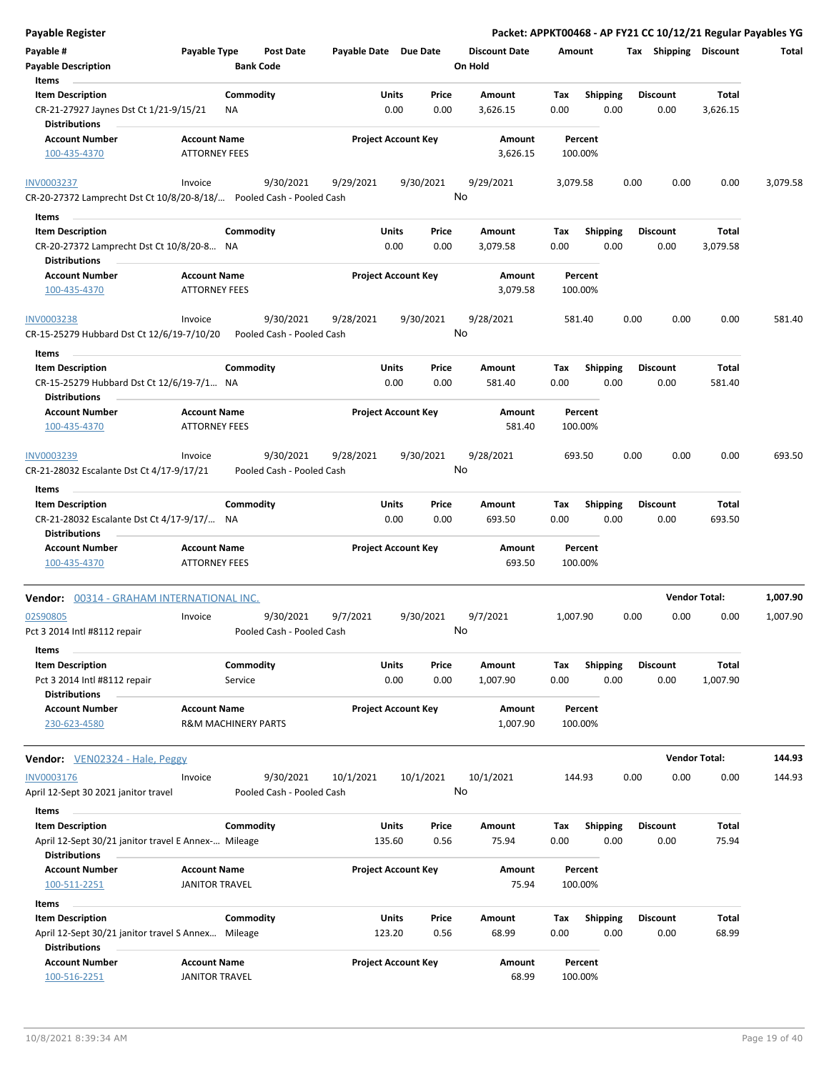## Payable Register

**Packet: APPKT00468 - AP FY21 CC 10/12/21 Regular Payables YG**

| Payable # | Payable Type | Post Date | Payable Date | Due Date | Discount Date | Amount | Tax | Shipping | Discount | Total |
|---|---|---|---|---|---|---|---|---|---|---|
| Payable Description | | Bank Code | | | On Hold | | | | | |

**Items**

| Item Description | Commodity | Units | Price | Amount | Tax | Shipping | Discount | Total |
|---|---|---|---|---|---|---|---|---|
| CR-21-27927 Jaynes Dst Ct 1/21-9/15/21 | NA | 0.00 | 0.00 | 3,626.15 | 0.00 | 0.00 | 0.00 | 3,626.15 |

**Distributions**

| Account Number | Account Name | Project Account Key | Amount | Percent |
|---|---|---|---|---|
| 100-435-4370 | ATTORNEY FEES | | 3,626.15 | 100.00% |

| Payable # | Payable Type | Post Date | Payable Date | Due Date | Discount Date | Amount | Tax | Shipping | Discount | Total |
|---|---|---|---|---|---|---|---|---|---|---|
| INV0003237 | Invoice | 9/30/2021 | 9/29/2021 | 9/30/2021 | 9/29/2021 | 3,079.58 | 0.00 | 0.00 | 0.00 | 3,079.58 |
| CR-20-27372 Lamprecht Dst Ct 10/8/20-8/18/... | | Pooled Cash - Pooled Cash | | | No | | | | | |

**Items**

| Item Description | Commodity | Units | Price | Amount | Tax | Shipping | Discount | Total |
|---|---|---|---|---|---|---|---|---|
| CR-20-27372 Lamprecht Dst Ct 10/8/20-8... | NA | 0.00 | 0.00 | 3,079.58 | 0.00 | 0.00 | 0.00 | 3,079.58 |

**Distributions**

| Account Number | Account Name | Project Account Key | Amount | Percent |
|---|---|---|---|---|
| 100-435-4370 | ATTORNEY FEES | | 3,079.58 | 100.00% |

| Payable # | Payable Type | Post Date | Payable Date | Due Date | Discount Date | Amount | Tax | Shipping | Discount | Total |
|---|---|---|---|---|---|---|---|---|---|---|
| INV0003238 | Invoice | 9/30/2021 | 9/28/2021 | 9/30/2021 | 9/28/2021 | 581.40 | 0.00 | 0.00 | 0.00 | 581.40 |
| CR-15-25279 Hubbard Dst Ct 12/6/19-7/10/20 | | Pooled Cash - Pooled Cash | | | No | | | | | |

**Items**

| Item Description | Commodity | Units | Price | Amount | Tax | Shipping | Discount | Total |
|---|---|---|---|---|---|---|---|---|
| CR-15-25279 Hubbard Dst Ct 12/6/19-7/1... | NA | 0.00 | 0.00 | 581.40 | 0.00 | 0.00 | 0.00 | 581.40 |

**Distributions**

| Account Number | Account Name | Project Account Key | Amount | Percent |
|---|---|---|---|---|
| 100-435-4370 | ATTORNEY FEES | | 581.40 | 100.00% |

| Payable # | Payable Type | Post Date | Payable Date | Due Date | Discount Date | Amount | Tax | Shipping | Discount | Total |
|---|---|---|---|---|---|---|---|---|---|---|
| INV0003239 | Invoice | 9/30/2021 | 9/28/2021 | 9/30/2021 | 9/28/2021 | 693.50 | 0.00 | 0.00 | 0.00 | 693.50 |
| CR-21-28032 Escalante Dst Ct 4/17-9/17/21 | | Pooled Cash - Pooled Cash | | | No | | | | | |

**Items**

| Item Description | Commodity | Units | Price | Amount | Tax | Shipping | Discount | Total |
|---|---|---|---|---|---|---|---|---|
| CR-21-28032 Escalante Dst Ct 4/17-9/17/... | NA | 0.00 | 0.00 | 693.50 | 0.00 | 0.00 | 0.00 | 693.50 |

**Distributions**

| Account Number | Account Name | Project Account Key | Amount | Percent |
|---|---|---|---|---|
| 100-435-4370 | ATTORNEY FEES | | 693.50 | 100.00% |

### Vendor: 00314 - GRAHAM INTERNATIONAL INC. — Vendor Total: 1,007.90

| Payable # | Payable Type | Post Date | Payable Date | Due Date | Discount Date | Amount | Tax | Shipping | Discount | Total |
|---|---|---|---|---|---|---|---|---|---|---|
| 02S90805 | Invoice | 9/30/2021 | 9/7/2021 | 9/30/2021 | 9/7/2021 | 1,007.90 | 0.00 | 0.00 | 0.00 | 1,007.90 |
| Pct 3 2014 Intl #8112 repair | | Pooled Cash - Pooled Cash | | | No | | | | | |

**Items**

| Item Description | Commodity | Units | Price | Amount | Tax | Shipping | Discount | Total |
|---|---|---|---|---|---|---|---|---|
| Pct 3 2014 Intl #8112 repair | Service | 0.00 | 0.00 | 1,007.90 | 0.00 | 0.00 | 0.00 | 1,007.90 |

**Distributions**

| Account Number | Account Name | Project Account Key | Amount | Percent |
|---|---|---|---|---|
| 230-623-4580 | R&M MACHINERY PARTS | | 1,007.90 | 100.00% |

### Vendor: VEN02324 - Hale, Peggy — Vendor Total: 144.93

| Payable # | Payable Type | Post Date | Payable Date | Due Date | Discount Date | Amount | Tax | Shipping | Discount | Total |
|---|---|---|---|---|---|---|---|---|---|---|
| INV0003176 | Invoice | 9/30/2021 | 10/1/2021 | 10/1/2021 | 10/1/2021 | 144.93 | 0.00 | 0.00 | 0.00 | 144.93 |
| April 12-Sept 30 2021 janitor travel | | Pooled Cash - Pooled Cash | | | No | | | | | |

**Items**

| Item Description | Commodity | Units | Price | Amount | Tax | Shipping | Discount | Total |
|---|---|---|---|---|---|---|---|---|
| April 12-Sept 30/21 janitor travel E Annex-... | Mileage | 135.60 | 0.56 | 75.94 | 0.00 | 0.00 | 0.00 | 75.94 |

**Distributions**

| Account Number | Account Name | Project Account Key | Amount | Percent |
|---|---|---|---|---|
| 100-511-2251 | JANITOR TRAVEL | | 75.94 | 100.00% |

**Items**

| Item Description | Commodity | Units | Price | Amount | Tax | Shipping | Discount | Total |
|---|---|---|---|---|---|---|---|---|
| April 12-Sept 30/21 janitor travel S Annex... | Mileage | 123.20 | 0.56 | 68.99 | 0.00 | 0.00 | 0.00 | 68.99 |

**Distributions**

| Account Number | Account Name | Project Account Key | Amount | Percent |
|---|---|---|---|---|
| 100-516-2251 | JANITOR TRAVEL | | 68.99 | 100.00% |

10/8/2021 8:39:34 AM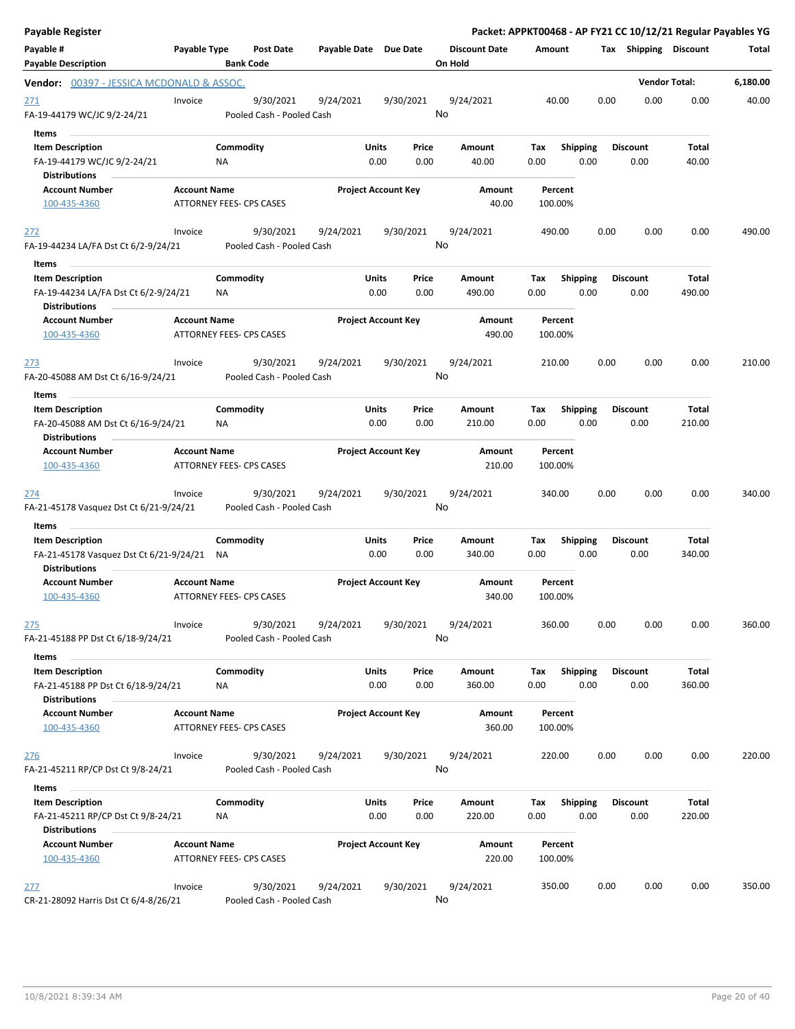**Payable Register** — Packet: APPKT00468 - AP FY21 CC 10/12/21 Regular Payables YG

| Payable # | Payable Type | Post Date | Payable Date | Due Date | Discount Date | Amount | Tax | Shipping | Discount | Total |
|---|---|---|---|---|---|---|---|---|---|---|
| **Payable Description** | | **Bank Code** | | | **On Hold** | | | | | |

**Vendor:** 00397 - JESSICA MCDONALD & ASSOC. — **Vendor Total:** 6,180.00

| Payable # | Payable Type | Post Date | Payable Date | Due Date | Discount Date | Amount | Tax | Shipping | Discount | Total |
|---|---|---|---|---|---|---|---|---|---|---|
| 271 | Invoice | 9/30/2021 | 9/24/2021 | 9/30/2021 | 9/24/2021 | 40.00 | 0.00 | 0.00 | 0.00 | 40.00 |

FA-19-44179 WC/JC 9/2-24/21 — Pooled Cash - Pooled Cash — On Hold: No

Items

| Item Description | Commodity | Units | Price | Amount | Tax | Shipping | Discount | Total |
|---|---|---|---|---|---|---|---|---|
| FA-19-44179 WC/JC 9/2-24/21 | NA | 0.00 | 0.00 | 40.00 | 0.00 | 0.00 | 0.00 | 40.00 |

Distributions

| Account Number | Account Name | Project Account Key | Amount | Percent |
|---|---|---|---|---|
| 100-435-4360 | ATTORNEY FEES- CPS CASES | | 40.00 | 100.00% |

| Payable # | Payable Type | Post Date | Payable Date | Due Date | Discount Date | Amount | Tax | Shipping | Discount | Total |
|---|---|---|---|---|---|---|---|---|---|---|
| 272 | Invoice | 9/30/2021 | 9/24/2021 | 9/30/2021 | 9/24/2021 | 490.00 | 0.00 | 0.00 | 0.00 | 490.00 |

FA-19-44234 LA/FA Dst Ct 6/2-9/24/21 — Pooled Cash - Pooled Cash — On Hold: No

Items

| Item Description | Commodity | Units | Price | Amount | Tax | Shipping | Discount | Total |
|---|---|---|---|---|---|---|---|---|
| FA-19-44234 LA/FA Dst Ct 6/2-9/24/21 | NA | 0.00 | 0.00 | 490.00 | 0.00 | 0.00 | 0.00 | 490.00 |

Distributions

| Account Number | Account Name | Project Account Key | Amount | Percent |
|---|---|---|---|---|
| 100-435-4360 | ATTORNEY FEES- CPS CASES | | 490.00 | 100.00% |

| Payable # | Payable Type | Post Date | Payable Date | Due Date | Discount Date | Amount | Tax | Shipping | Discount | Total |
|---|---|---|---|---|---|---|---|---|---|---|
| 273 | Invoice | 9/30/2021 | 9/24/2021 | 9/30/2021 | 9/24/2021 | 210.00 | 0.00 | 0.00 | 0.00 | 210.00 |

FA-20-45088 AM Dst Ct 6/16-9/24/21 — Pooled Cash - Pooled Cash — On Hold: No

Items

| Item Description | Commodity | Units | Price | Amount | Tax | Shipping | Discount | Total |
|---|---|---|---|---|---|---|---|---|
| FA-20-45088 AM Dst Ct 6/16-9/24/21 | NA | 0.00 | 0.00 | 210.00 | 0.00 | 0.00 | 0.00 | 210.00 |

Distributions

| Account Number | Account Name | Project Account Key | Amount | Percent |
|---|---|---|---|---|
| 100-435-4360 | ATTORNEY FEES- CPS CASES | | 210.00 | 100.00% |

| Payable # | Payable Type | Post Date | Payable Date | Due Date | Discount Date | Amount | Tax | Shipping | Discount | Total |
|---|---|---|---|---|---|---|---|---|---|---|
| 274 | Invoice | 9/30/2021 | 9/24/2021 | 9/30/2021 | 9/24/2021 | 340.00 | 0.00 | 0.00 | 0.00 | 340.00 |

FA-21-45178 Vasquez Dst Ct 6/21-9/24/21 — Pooled Cash - Pooled Cash — On Hold: No

Items

| Item Description | Commodity | Units | Price | Amount | Tax | Shipping | Discount | Total |
|---|---|---|---|---|---|---|---|---|
| FA-21-45178 Vasquez Dst Ct 6/21-9/24/21 | NA | 0.00 | 0.00 | 340.00 | 0.00 | 0.00 | 0.00 | 340.00 |

Distributions

| Account Number | Account Name | Project Account Key | Amount | Percent |
|---|---|---|---|---|
| 100-435-4360 | ATTORNEY FEES- CPS CASES | | 340.00 | 100.00% |

| Payable # | Payable Type | Post Date | Payable Date | Due Date | Discount Date | Amount | Tax | Shipping | Discount | Total |
|---|---|---|---|---|---|---|---|---|---|---|
| 275 | Invoice | 9/30/2021 | 9/24/2021 | 9/30/2021 | 9/24/2021 | 360.00 | 0.00 | 0.00 | 0.00 | 360.00 |

FA-21-45188 PP Dst Ct 6/18-9/24/21 — Pooled Cash - Pooled Cash — On Hold: No

Items

| Item Description | Commodity | Units | Price | Amount | Tax | Shipping | Discount | Total |
|---|---|---|---|---|---|---|---|---|
| FA-21-45188 PP Dst Ct 6/18-9/24/21 | NA | 0.00 | 0.00 | 360.00 | 0.00 | 0.00 | 0.00 | 360.00 |

Distributions

| Account Number | Account Name | Project Account Key | Amount | Percent |
|---|---|---|---|---|
| 100-435-4360 | ATTORNEY FEES- CPS CASES | | 360.00 | 100.00% |

| Payable # | Payable Type | Post Date | Payable Date | Due Date | Discount Date | Amount | Tax | Shipping | Discount | Total |
|---|---|---|---|---|---|---|---|---|---|---|
| 276 | Invoice | 9/30/2021 | 9/24/2021 | 9/30/2021 | 9/24/2021 | 220.00 | 0.00 | 0.00 | 0.00 | 220.00 |

FA-21-45211 RP/CP Dst Ct 9/8-24/21 — Pooled Cash - Pooled Cash — On Hold: No

Items

| Item Description | Commodity | Units | Price | Amount | Tax | Shipping | Discount | Total |
|---|---|---|---|---|---|---|---|---|
| FA-21-45211 RP/CP Dst Ct 9/8-24/21 | NA | 0.00 | 0.00 | 220.00 | 0.00 | 0.00 | 0.00 | 220.00 |

Distributions

| Account Number | Account Name | Project Account Key | Amount | Percent |
|---|---|---|---|---|
| 100-435-4360 | ATTORNEY FEES- CPS CASES | | 220.00 | 100.00% |

| Payable # | Payable Type | Post Date | Payable Date | Due Date | Discount Date | Amount | Tax | Shipping | Discount | Total |
|---|---|---|---|---|---|---|---|---|---|---|
| 277 | Invoice | 9/30/2021 | 9/24/2021 | 9/30/2021 | 9/24/2021 | 350.00 | 0.00 | 0.00 | 0.00 | 350.00 |

CR-21-28092 Harris Dst Ct 6/4-8/26/21 — Pooled Cash - Pooled Cash — On Hold: No

10/8/2021 8:39:34 AM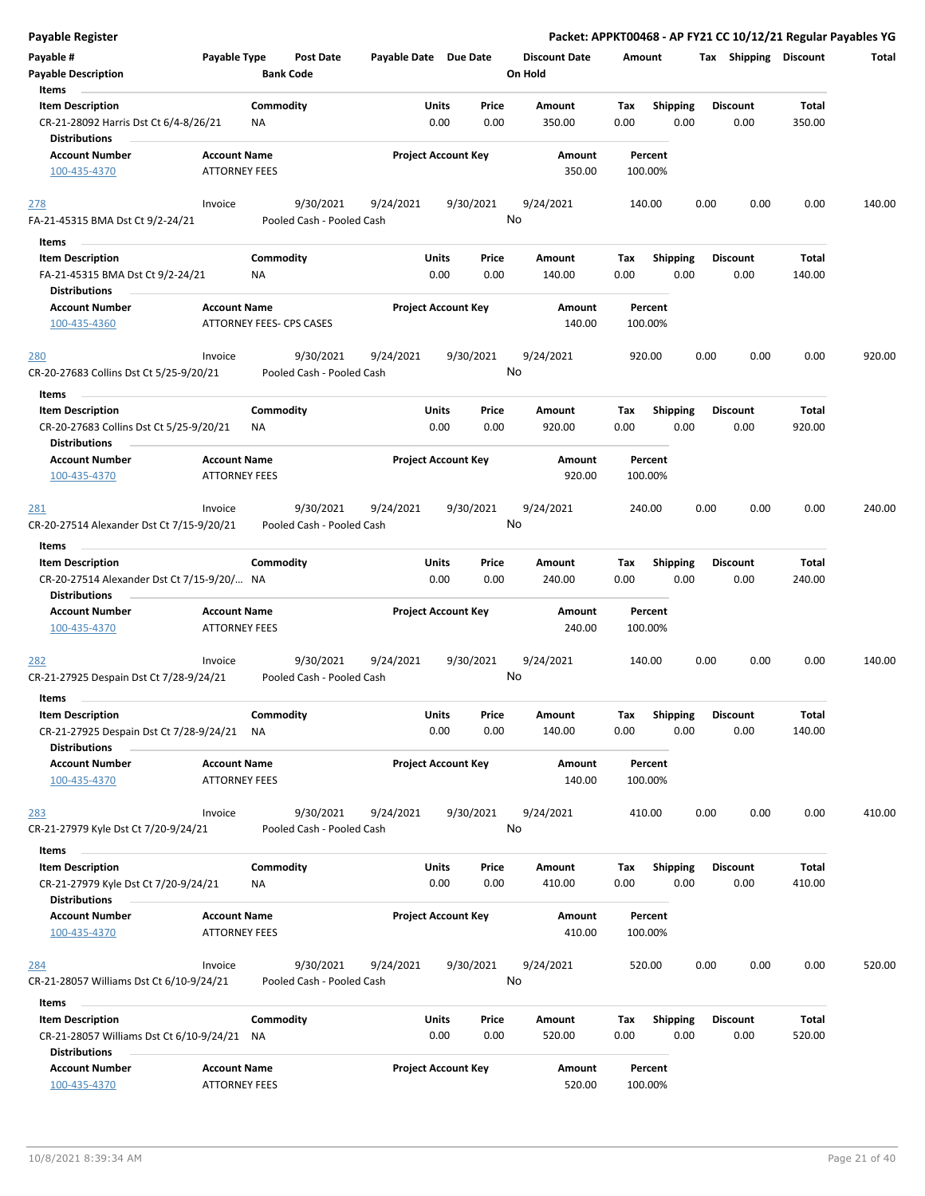# Payable Register

**Packet: APPKT00468 - AP FY21 CC 10/12/21 Regular Payables YG**

| Payable # | Payable Type | Post Date | Payable Date | Due Date | Discount Date | Amount | Tax | Shipping | Discount | Total |
|---|---|---|---|---|---|---|---|---|---|---|
| **Payable Description** | | **Bank Code** | | | **On Hold** | | | | | |

**Items**

| Item Description | Commodity | Units | Price | Amount | Tax | Shipping | Discount | Total |
|---|---|---|---|---|---|---|---|---|
| CR-21-28092 Harris Dst Ct 6/4-8/26/21 | NA | 0.00 | 0.00 | 350.00 | 0.00 | 0.00 | 0.00 | 350.00 |

**Distributions**

| Account Number | Account Name | Project Account Key | Amount | Percent |
|---|---|---|---|---|
| 100-435-4370 | ATTORNEY FEES | | 350.00 | 100.00% |

| Payable # | Payable Type | Post Date | Payable Date | Due Date | Discount Date | Amount | Tax | Shipping | Discount | Total |
|---|---|---|---|---|---|---|---|---|---|---|
| 278 | Invoice | 9/30/2021 | 9/24/2021 | 9/30/2021 | 9/24/2021 | 140.00 | 0.00 | 0.00 | 0.00 | 140.00 |
| FA-21-45315 BMA Dst Ct 9/2-24/21 | | Pooled Cash - Pooled Cash | | | No | | | | | |

**Items**

| Item Description | Commodity | Units | Price | Amount | Tax | Shipping | Discount | Total |
|---|---|---|---|---|---|---|---|---|
| FA-21-45315 BMA Dst Ct 9/2-24/21 | NA | 0.00 | 0.00 | 140.00 | 0.00 | 0.00 | 0.00 | 140.00 |

**Distributions**

| Account Number | Account Name | Project Account Key | Amount | Percent |
|---|---|---|---|---|
| 100-435-4360 | ATTORNEY FEES- CPS CASES | | 140.00 | 100.00% |

| Payable # | Payable Type | Post Date | Payable Date | Due Date | Discount Date | Amount | Tax | Shipping | Discount | Total |
|---|---|---|---|---|---|---|---|---|---|---|
| 280 | Invoice | 9/30/2021 | 9/24/2021 | 9/30/2021 | 9/24/2021 | 920.00 | 0.00 | 0.00 | 0.00 | 920.00 |
| CR-20-27683 Collins Dst Ct 5/25-9/20/21 | | Pooled Cash - Pooled Cash | | | No | | | | | |

**Items**

| Item Description | Commodity | Units | Price | Amount | Tax | Shipping | Discount | Total |
|---|---|---|---|---|---|---|---|---|
| CR-20-27683 Collins Dst Ct 5/25-9/20/21 | NA | 0.00 | 0.00 | 920.00 | 0.00 | 0.00 | 0.00 | 920.00 |

**Distributions**

| Account Number | Account Name | Project Account Key | Amount | Percent |
|---|---|---|---|---|
| 100-435-4370 | ATTORNEY FEES | | 920.00 | 100.00% |

| Payable # | Payable Type | Post Date | Payable Date | Due Date | Discount Date | Amount | Tax | Shipping | Discount | Total |
|---|---|---|---|---|---|---|---|---|---|---|
| 281 | Invoice | 9/30/2021 | 9/24/2021 | 9/30/2021 | 9/24/2021 | 240.00 | 0.00 | 0.00 | 0.00 | 240.00 |
| CR-20-27514 Alexander Dst Ct 7/15-9/20/21 | | Pooled Cash - Pooled Cash | | | No | | | | | |

**Items**

| Item Description | Commodity | Units | Price | Amount | Tax | Shipping | Discount | Total |
|---|---|---|---|---|---|---|---|---|
| CR-20-27514 Alexander Dst Ct 7/15-9/20/... | NA | 0.00 | 0.00 | 240.00 | 0.00 | 0.00 | 0.00 | 240.00 |

**Distributions**

| Account Number | Account Name | Project Account Key | Amount | Percent |
|---|---|---|---|---|
| 100-435-4370 | ATTORNEY FEES | | 240.00 | 100.00% |

| Payable # | Payable Type | Post Date | Payable Date | Due Date | Discount Date | Amount | Tax | Shipping | Discount | Total |
|---|---|---|---|---|---|---|---|---|---|---|
| 282 | Invoice | 9/30/2021 | 9/24/2021 | 9/30/2021 | 9/24/2021 | 140.00 | 0.00 | 0.00 | 0.00 | 140.00 |
| CR-21-27925 Despain Dst Ct 7/28-9/24/21 | | Pooled Cash - Pooled Cash | | | No | | | | | |

**Items**

| Item Description | Commodity | Units | Price | Amount | Tax | Shipping | Discount | Total |
|---|---|---|---|---|---|---|---|---|
| CR-21-27925 Despain Dst Ct 7/28-9/24/21 | NA | 0.00 | 0.00 | 140.00 | 0.00 | 0.00 | 0.00 | 140.00 |

**Distributions**

| Account Number | Account Name | Project Account Key | Amount | Percent |
|---|---|---|---|---|
| 100-435-4370 | ATTORNEY FEES | | 140.00 | 100.00% |

| Payable # | Payable Type | Post Date | Payable Date | Due Date | Discount Date | Amount | Tax | Shipping | Discount | Total |
|---|---|---|---|---|---|---|---|---|---|---|
| 283 | Invoice | 9/30/2021 | 9/24/2021 | 9/30/2021 | 9/24/2021 | 410.00 | 0.00 | 0.00 | 0.00 | 410.00 |
| CR-21-27979 Kyle Dst Ct 7/20-9/24/21 | | Pooled Cash - Pooled Cash | | | No | | | | | |

**Items**

| Item Description | Commodity | Units | Price | Amount | Tax | Shipping | Discount | Total |
|---|---|---|---|---|---|---|---|---|
| CR-21-27979 Kyle Dst Ct 7/20-9/24/21 | NA | 0.00 | 0.00 | 410.00 | 0.00 | 0.00 | 0.00 | 410.00 |

**Distributions**

| Account Number | Account Name | Project Account Key | Amount | Percent |
|---|---|---|---|---|
| 100-435-4370 | ATTORNEY FEES | | 410.00 | 100.00% |

| Payable # | Payable Type | Post Date | Payable Date | Due Date | Discount Date | Amount | Tax | Shipping | Discount | Total |
|---|---|---|---|---|---|---|---|---|---|---|
| 284 | Invoice | 9/30/2021 | 9/24/2021 | 9/30/2021 | 9/24/2021 | 520.00 | 0.00 | 0.00 | 0.00 | 520.00 |
| CR-21-28057 Williams Dst Ct 6/10-9/24/21 | | Pooled Cash - Pooled Cash | | | No | | | | | |

**Items**

| Item Description | Commodity | Units | Price | Amount | Tax | Shipping | Discount | Total |
|---|---|---|---|---|---|---|---|---|
| CR-21-28057 Williams Dst Ct 6/10-9/24/21 | NA | 0.00 | 0.00 | 520.00 | 0.00 | 0.00 | 0.00 | 520.00 |

**Distributions**

| Account Number | Account Name | Project Account Key | Amount | Percent |
|---|---|---|---|---|
| 100-435-4370 | ATTORNEY FEES | | 520.00 | 100.00% |

10/8/2021 8:39:34 AM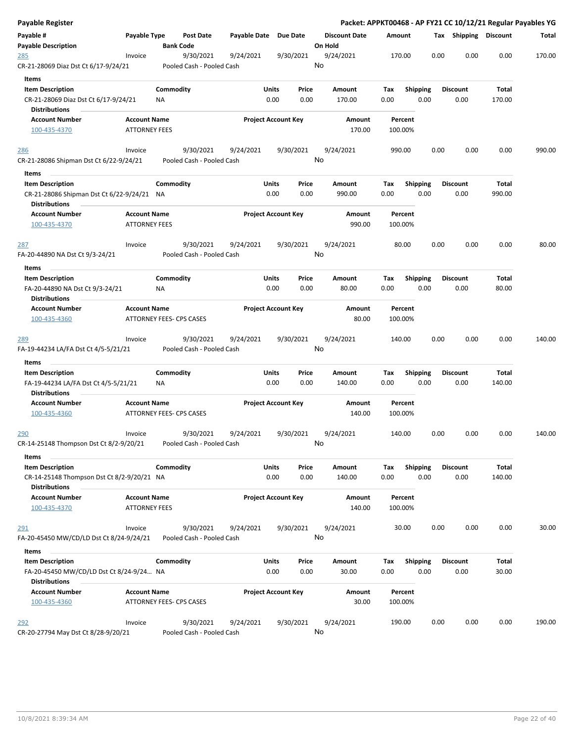| Payable # | Payable Type | Post Date | Payable Date | Due Date | Discount Date | Amount | Tax | Shipping | Discount | Total |
|---|---|---|---|---|---|---|---|---|---|---|
| **Payable Description** | | **Bank Code** | | | **On Hold** | | | | | |
| 285 | Invoice | 9/30/2021 | 9/24/2021 | 9/30/2021 | 9/24/2021 | 170.00 | 0.00 | 0.00 | 0.00 | 170.00 |
| CR-21-28069 Diaz Dst Ct 6/17-9/24/21 | | Pooled Cash - Pooled Cash | | | No | | | | | |

**Items**

| Item Description | Commodity | Units | Price | Amount | Tax | Shipping | Discount | Total |
|---|---|---|---|---|---|---|---|---|
| CR-21-28069 Diaz Dst Ct 6/17-9/24/21 | NA | 0.00 | 0.00 | 170.00 | 0.00 | 0.00 | 0.00 | 170.00 |

**Distributions**

| Account Number | Account Name | Project Account Key | Amount | Percent |
|---|---|---|---|---|
| 100-435-4370 | ATTORNEY FEES | | 170.00 | 100.00% |

| Payable # | Payable Type | Post Date | Payable Date | Due Date | Discount Date | Amount | Tax | Shipping | Discount | Total |
|---|---|---|---|---|---|---|---|---|---|---|
| 286 | Invoice | 9/30/2021 | 9/24/2021 | 9/30/2021 | 9/24/2021 | 990.00 | 0.00 | 0.00 | 0.00 | 990.00 |
| CR-21-28086 Shipman Dst Ct 6/22-9/24/21 | | Pooled Cash - Pooled Cash | | | No | | | | | |

**Items**

| Item Description | Commodity | Units | Price | Amount | Tax | Shipping | Discount | Total |
|---|---|---|---|---|---|---|---|---|
| CR-21-28086 Shipman Dst Ct 6/22-9/24/21 | NA | 0.00 | 0.00 | 990.00 | 0.00 | 0.00 | 0.00 | 990.00 |

**Distributions**

| Account Number | Account Name | Project Account Key | Amount | Percent |
|---|---|---|---|---|
| 100-435-4370 | ATTORNEY FEES | | 990.00 | 100.00% |

| Payable # | Payable Type | Post Date | Payable Date | Due Date | Discount Date | Amount | Tax | Shipping | Discount | Total |
|---|---|---|---|---|---|---|---|---|---|---|
| 287 | Invoice | 9/30/2021 | 9/24/2021 | 9/30/2021 | 9/24/2021 | 80.00 | 0.00 | 0.00 | 0.00 | 80.00 |
| FA-20-44890 NA Dst Ct 9/3-24/21 | | Pooled Cash - Pooled Cash | | | No | | | | | |

**Items**

| Item Description | Commodity | Units | Price | Amount | Tax | Shipping | Discount | Total |
|---|---|---|---|---|---|---|---|---|
| FA-20-44890 NA Dst Ct 9/3-24/21 | NA | 0.00 | 0.00 | 80.00 | 0.00 | 0.00 | 0.00 | 80.00 |

**Distributions**

| Account Number | Account Name | Project Account Key | Amount | Percent |
|---|---|---|---|---|
| 100-435-4360 | ATTORNEY FEES- CPS CASES | | 80.00 | 100.00% |

| Payable # | Payable Type | Post Date | Payable Date | Due Date | Discount Date | Amount | Tax | Shipping | Discount | Total |
|---|---|---|---|---|---|---|---|---|---|---|
| 289 | Invoice | 9/30/2021 | 9/24/2021 | 9/30/2021 | 9/24/2021 | 140.00 | 0.00 | 0.00 | 0.00 | 140.00 |
| FA-19-44234 LA/FA Dst Ct 4/5-5/21/21 | | Pooled Cash - Pooled Cash | | | No | | | | | |

**Items**

| Item Description | Commodity | Units | Price | Amount | Tax | Shipping | Discount | Total |
|---|---|---|---|---|---|---|---|---|
| FA-19-44234 LA/FA Dst Ct 4/5-5/21/21 | NA | 0.00 | 0.00 | 140.00 | 0.00 | 0.00 | 0.00 | 140.00 |

**Distributions**

| Account Number | Account Name | Project Account Key | Amount | Percent |
|---|---|---|---|---|
| 100-435-4360 | ATTORNEY FEES- CPS CASES | | 140.00 | 100.00% |

| Payable # | Payable Type | Post Date | Payable Date | Due Date | Discount Date | Amount | Tax | Shipping | Discount | Total |
|---|---|---|---|---|---|---|---|---|---|---|
| 290 | Invoice | 9/30/2021 | 9/24/2021 | 9/30/2021 | 9/24/2021 | 140.00 | 0.00 | 0.00 | 0.00 | 140.00 |
| CR-14-25148 Thompson Dst Ct 8/2-9/20/21 | | Pooled Cash - Pooled Cash | | | No | | | | | |

**Items**

| Item Description | Commodity | Units | Price | Amount | Tax | Shipping | Discount | Total |
|---|---|---|---|---|---|---|---|---|
| CR-14-25148 Thompson Dst Ct 8/2-9/20/21 | NA | 0.00 | 0.00 | 140.00 | 0.00 | 0.00 | 0.00 | 140.00 |

**Distributions**

| Account Number | Account Name | Project Account Key | Amount | Percent |
|---|---|---|---|---|
| 100-435-4370 | ATTORNEY FEES | | 140.00 | 100.00% |

| Payable # | Payable Type | Post Date | Payable Date | Due Date | Discount Date | Amount | Tax | Shipping | Discount | Total |
|---|---|---|---|---|---|---|---|---|---|---|
| 291 | Invoice | 9/30/2021 | 9/24/2021 | 9/30/2021 | 9/24/2021 | 30.00 | 0.00 | 0.00 | 0.00 | 30.00 |
| FA-20-45450 MW/CD/LD Dst Ct 8/24-9/24/21 | | Pooled Cash - Pooled Cash | | | No | | | | | |

**Items**

| Item Description | Commodity | Units | Price | Amount | Tax | Shipping | Discount | Total |
|---|---|---|---|---|---|---|---|---|
| FA-20-45450 MW/CD/LD Dst Ct 8/24-9/24... | NA | 0.00 | 0.00 | 30.00 | 0.00 | 0.00 | 0.00 | 30.00 |

**Distributions**

| Account Number | Account Name | Project Account Key | Amount | Percent |
|---|---|---|---|---|
| 100-435-4360 | ATTORNEY FEES- CPS CASES | | 30.00 | 100.00% |

| Payable # | Payable Type | Post Date | Payable Date | Due Date | Discount Date | Amount | Tax | Shipping | Discount | Total |
|---|---|---|---|---|---|---|---|---|---|---|
| 292 | Invoice | 9/30/2021 | 9/24/2021 | 9/30/2021 | 9/24/2021 | 190.00 | 0.00 | 0.00 | 0.00 | 190.00 |
| CR-20-27794 May Dst Ct 8/28-9/20/21 | | Pooled Cash - Pooled Cash | | | No | | | | | |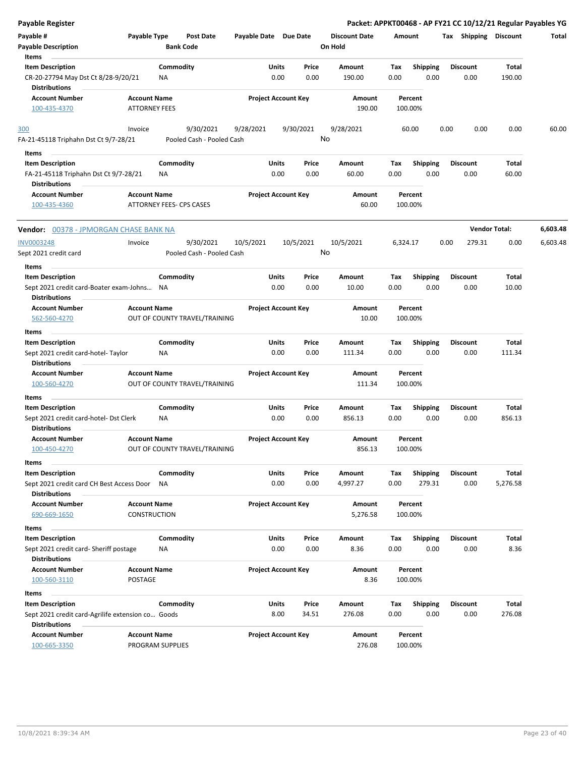## Payable Register

**Packet: APPKT00468 - AP FY21 CC 10/12/21 Regular Payables YG**

| Payable # | Payable Type | Post Date | Payable Date | Due Date | Discount Date | Amount | Tax | Shipping | Discount | Total |
|---|---|---|---|---|---|---|---|---|---|---|
| Payable Description | | Bank Code | | | On Hold | | | | | |

**Items**

| Item Description | Commodity | Units | Price | Amount | Tax | Shipping | Discount | Total |
|---|---|---|---|---|---|---|---|---|
| CR-20-27794 May Dst Ct 8/28-9/20/21 | NA | 0.00 | 0.00 | 190.00 | 0.00 | 0.00 | 0.00 | 190.00 |

**Distributions**

| Account Number | Account Name | Project Account Key | Amount | Percent |
|---|---|---|---|---|
| 100-435-4370 | ATTORNEY FEES | | 190.00 | 100.00% |

| Payable # | Payable Type | Post Date | Payable Date | Due Date | Discount Date | Amount | Tax | Shipping | Discount | Total |
|---|---|---|---|---|---|---|---|---|---|---|
| 300 | Invoice | 9/30/2021 | 9/28/2021 | 9/30/2021 | 9/28/2021 | 60.00 | 0.00 | 0.00 | 0.00 | 60.00 |
| FA-21-45118 Triphahn Dst Ct 9/7-28/21 | | Pooled Cash - Pooled Cash | | | No | | | | | |

**Items**

| Item Description | Commodity | Units | Price | Amount | Tax | Shipping | Discount | Total |
|---|---|---|---|---|---|---|---|---|
| FA-21-45118 Triphahn Dst Ct 9/7-28/21 | NA | 0.00 | 0.00 | 60.00 | 0.00 | 0.00 | 0.00 | 60.00 |

**Distributions**

| Account Number | Account Name | Project Account Key | Amount | Percent |
|---|---|---|---|---|
| 100-435-4360 | ATTORNEY FEES- CPS CASES | | 60.00 | 100.00% |

**Vendor:** 00378 - JPMORGAN CHASE BANK NA — **Vendor Total: 6,603.48**

| Payable # | Payable Type | Post Date | Payable Date | Due Date | Discount Date | Amount | Tax | Shipping | Discount | Total |
|---|---|---|---|---|---|---|---|---|---|---|
| INV0003248 | Invoice | 9/30/2021 | 10/5/2021 | 10/5/2021 | 10/5/2021 | 6,324.17 | 0.00 | 279.31 | 0.00 | 6,603.48 |
| Sept 2021 credit card | | Pooled Cash - Pooled Cash | | | No | | | | | |

**Items**

| Item Description | Commodity | Units | Price | Amount | Tax | Shipping | Discount | Total |
|---|---|---|---|---|---|---|---|---|
| Sept 2021 credit card-Boater exam-Johns... | NA | 0.00 | 0.00 | 10.00 | 0.00 | 0.00 | 0.00 | 10.00 |

**Distributions**

| Account Number | Account Name | Project Account Key | Amount | Percent |
|---|---|---|---|---|
| 562-560-4270 | OUT OF COUNTY TRAVEL/TRAINING | | 10.00 | 100.00% |

**Items**

| Item Description | Commodity | Units | Price | Amount | Tax | Shipping | Discount | Total |
|---|---|---|---|---|---|---|---|---|
| Sept 2021 credit card-hotel- Taylor | NA | 0.00 | 0.00 | 111.34 | 0.00 | 0.00 | 0.00 | 111.34 |

**Distributions**

| Account Number | Account Name | Project Account Key | Amount | Percent |
|---|---|---|---|---|
| 100-560-4270 | OUT OF COUNTY TRAVEL/TRAINING | | 111.34 | 100.00% |

**Items**

| Item Description | Commodity | Units | Price | Amount | Tax | Shipping | Discount | Total |
|---|---|---|---|---|---|---|---|---|
| Sept 2021 credit card-hotel- Dst Clerk | NA | 0.00 | 0.00 | 856.13 | 0.00 | 0.00 | 0.00 | 856.13 |

**Distributions**

| Account Number | Account Name | Project Account Key | Amount | Percent |
|---|---|---|---|---|
| 100-450-4270 | OUT OF COUNTY TRAVEL/TRAINING | | 856.13 | 100.00% |

**Items**

| Item Description | Commodity | Units | Price | Amount | Tax | Shipping | Discount | Total |
|---|---|---|---|---|---|---|---|---|
| Sept 2021 credit card CH Best Access Door | NA | 0.00 | 0.00 | 4,997.27 | 0.00 | 279.31 | 0.00 | 5,276.58 |

**Distributions**

| Account Number | Account Name | Project Account Key | Amount | Percent |
|---|---|---|---|---|
| 690-669-1650 | CONSTRUCTION | | 5,276.58 | 100.00% |

**Items**

| Item Description | Commodity | Units | Price | Amount | Tax | Shipping | Discount | Total |
|---|---|---|---|---|---|---|---|---|
| Sept 2021 credit card- Sheriff postage | NA | 0.00 | 0.00 | 8.36 | 0.00 | 0.00 | 0.00 | 8.36 |

**Distributions**

| Account Number | Account Name | Project Account Key | Amount | Percent |
|---|---|---|---|---|
| 100-560-3110 | POSTAGE | | 8.36 | 100.00% |

**Items**

| Item Description | Commodity | Units | Price | Amount | Tax | Shipping | Discount | Total |
|---|---|---|---|---|---|---|---|---|
| Sept 2021 credit card-Agrilife extension co... | Goods | 8.00 | 34.51 | 276.08 | 0.00 | 0.00 | 0.00 | 276.08 |

**Distributions**

| Account Number | Account Name | Project Account Key | Amount | Percent |
|---|---|---|---|---|
| 100-665-3350 | PROGRAM SUPPLIES | | 276.08 | 100.00% |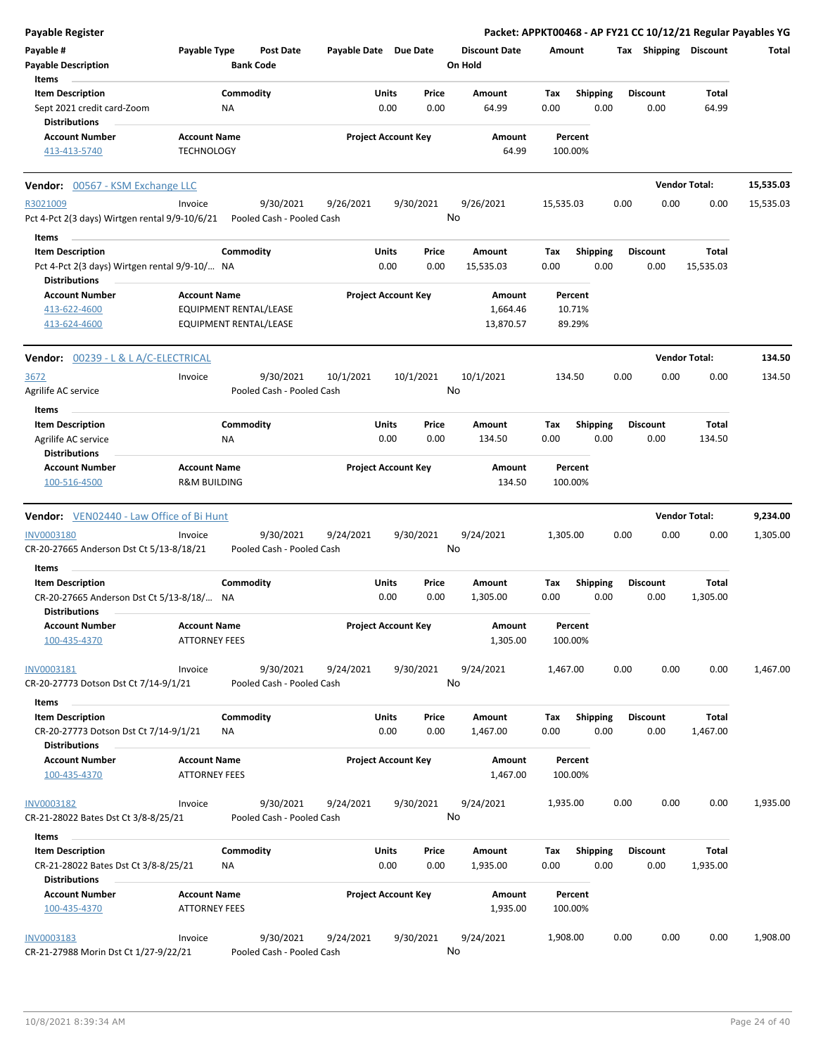**Payable Register** — Packet: APPKT00468 - AP FY21 CC 10/12/21 Regular Payables YG

| Payable # | Payable Type | Post Date | Payable Date | Due Date | Discount Date | Amount | Tax | Shipping | Discount | Total |
|---|---|---|---|---|---|---|---|---|---|---|
| Payable Description | | Bank Code | | | On Hold | | | | | |

**Items**

| Item Description | Commodity | Units | Price | Amount | Tax | Shipping | Discount | Total |
|---|---|---|---|---|---|---|---|---|
| Sept 2021 credit card-Zoom | NA | 0.00 | 0.00 | 64.99 | 0.00 | 0.00 | 0.00 | 64.99 |

**Distributions**

| Account Number | Account Name | Project Account Key | Amount | Percent |
|---|---|---|---|---|
| 413-413-5740 | TECHNOLOGY | | 64.99 | 100.00% |

## Vendor: 00567 - KSM Exchange LLC — Vendor Total: 15,535.03

| Payable # | Payable Type | Post Date | Payable Date | Due Date | Discount Date | Amount | Tax | Shipping | Discount | Total |
|---|---|---|---|---|---|---|---|---|---|---|
| R3021009 | Invoice | 9/30/2021 | 9/26/2021 | 9/30/2021 | 9/26/2021 | 15,535.03 | 0.00 | 0.00 | 0.00 | 15,535.03 |
| Pct 4-Pct 2(3 days) Wirtgen rental 9/9-10/6/21 | | Pooled Cash - Pooled Cash | | | No | | | | | |

**Items**

| Item Description | Commodity | Units | Price | Amount | Tax | Shipping | Discount | Total |
|---|---|---|---|---|---|---|---|---|
| Pct 4-Pct 2(3 days) Wirtgen rental 9/9-10/... | NA | 0.00 | 0.00 | 15,535.03 | 0.00 | 0.00 | 0.00 | 15,535.03 |

**Distributions**

| Account Number | Account Name | Project Account Key | Amount | Percent |
|---|---|---|---|---|
| 413-622-4600 | EQUIPMENT RENTAL/LEASE | | 1,664.46 | 10.71% |
| 413-624-4600 | EQUIPMENT RENTAL/LEASE | | 13,870.57 | 89.29% |

## Vendor: 00239 - L & L A/C-ELECTRICAL — Vendor Total: 134.50

| Payable # | Payable Type | Post Date | Payable Date | Due Date | Discount Date | Amount | Tax | Shipping | Discount | Total |
|---|---|---|---|---|---|---|---|---|---|---|
| 3672 | Invoice | 9/30/2021 | 10/1/2021 | 10/1/2021 | 10/1/2021 | 134.50 | 0.00 | 0.00 | 0.00 | 134.50 |
| Agrilife AC service | | Pooled Cash - Pooled Cash | | | No | | | | | |

**Items**

| Item Description | Commodity | Units | Price | Amount | Tax | Shipping | Discount | Total |
|---|---|---|---|---|---|---|---|---|
| Agrilife AC service | NA | 0.00 | 0.00 | 134.50 | 0.00 | 0.00 | 0.00 | 134.50 |

**Distributions**

| Account Number | Account Name | Project Account Key | Amount | Percent |
|---|---|---|---|---|
| 100-516-4500 | R&M BUILDING | | 134.50 | 100.00% |

## Vendor: VEN02440 - Law Office of Bi Hunt — Vendor Total: 9,234.00

| Payable # | Payable Type | Post Date | Payable Date | Due Date | Discount Date | Amount | Tax | Shipping | Discount | Total |
|---|---|---|---|---|---|---|---|---|---|---|
| INV0003180 | Invoice | 9/30/2021 | 9/24/2021 | 9/30/2021 | 9/24/2021 | 1,305.00 | 0.00 | 0.00 | 0.00 | 1,305.00 |
| CR-20-27665 Anderson Dst Ct 5/13-8/18/21 | | Pooled Cash - Pooled Cash | | | No | | | | | |

**Items**

| Item Description | Commodity | Units | Price | Amount | Tax | Shipping | Discount | Total |
|---|---|---|---|---|---|---|---|---|
| CR-20-27665 Anderson Dst Ct 5/13-8/18/... | NA | 0.00 | 0.00 | 1,305.00 | 0.00 | 0.00 | 0.00 | 1,305.00 |

**Distributions**

| Account Number | Account Name | Project Account Key | Amount | Percent |
|---|---|---|---|---|
| 100-435-4370 | ATTORNEY FEES | | 1,305.00 | 100.00% |

| Payable # | Payable Type | Post Date | Payable Date | Due Date | Discount Date | Amount | Tax | Shipping | Discount | Total |
|---|---|---|---|---|---|---|---|---|---|---|
| INV0003181 | Invoice | 9/30/2021 | 9/24/2021 | 9/30/2021 | 9/24/2021 | 1,467.00 | 0.00 | 0.00 | 0.00 | 1,467.00 |
| CR-20-27773 Dotson Dst Ct 7/14-9/1/21 | | Pooled Cash - Pooled Cash | | | No | | | | | |

**Items**

| Item Description | Commodity | Units | Price | Amount | Tax | Shipping | Discount | Total |
|---|---|---|---|---|---|---|---|---|
| CR-20-27773 Dotson Dst Ct 7/14-9/1/21 | NA | 0.00 | 0.00 | 1,467.00 | 0.00 | 0.00 | 0.00 | 1,467.00 |

**Distributions**

| Account Number | Account Name | Project Account Key | Amount | Percent |
|---|---|---|---|---|
| 100-435-4370 | ATTORNEY FEES | | 1,467.00 | 100.00% |

| Payable # | Payable Type | Post Date | Payable Date | Due Date | Discount Date | Amount | Tax | Shipping | Discount | Total |
|---|---|---|---|---|---|---|---|---|---|---|
| INV0003182 | Invoice | 9/30/2021 | 9/24/2021 | 9/30/2021 | 9/24/2021 | 1,935.00 | 0.00 | 0.00 | 0.00 | 1,935.00 |
| CR-21-28022 Bates Dst Ct 3/8-8/25/21 | | Pooled Cash - Pooled Cash | | | No | | | | | |

**Items**

| Item Description | Commodity | Units | Price | Amount | Tax | Shipping | Discount | Total |
|---|---|---|---|---|---|---|---|---|
| CR-21-28022 Bates Dst Ct 3/8-8/25/21 | NA | 0.00 | 0.00 | 1,935.00 | 0.00 | 0.00 | 0.00 | 1,935.00 |

**Distributions**

| Account Number | Account Name | Project Account Key | Amount | Percent |
|---|---|---|---|---|
| 100-435-4370 | ATTORNEY FEES | | 1,935.00 | 100.00% |

| Payable # | Payable Type | Post Date | Payable Date | Due Date | Discount Date | Amount | Tax | Shipping | Discount | Total |
|---|---|---|---|---|---|---|---|---|---|---|
| INV0003183 | Invoice | 9/30/2021 | 9/24/2021 | 9/30/2021 | 9/24/2021 | 1,908.00 | 0.00 | 0.00 | 0.00 | 1,908.00 |
| CR-21-27988 Morin Dst Ct 1/27-9/22/21 | | Pooled Cash - Pooled Cash | | | No | | | | | |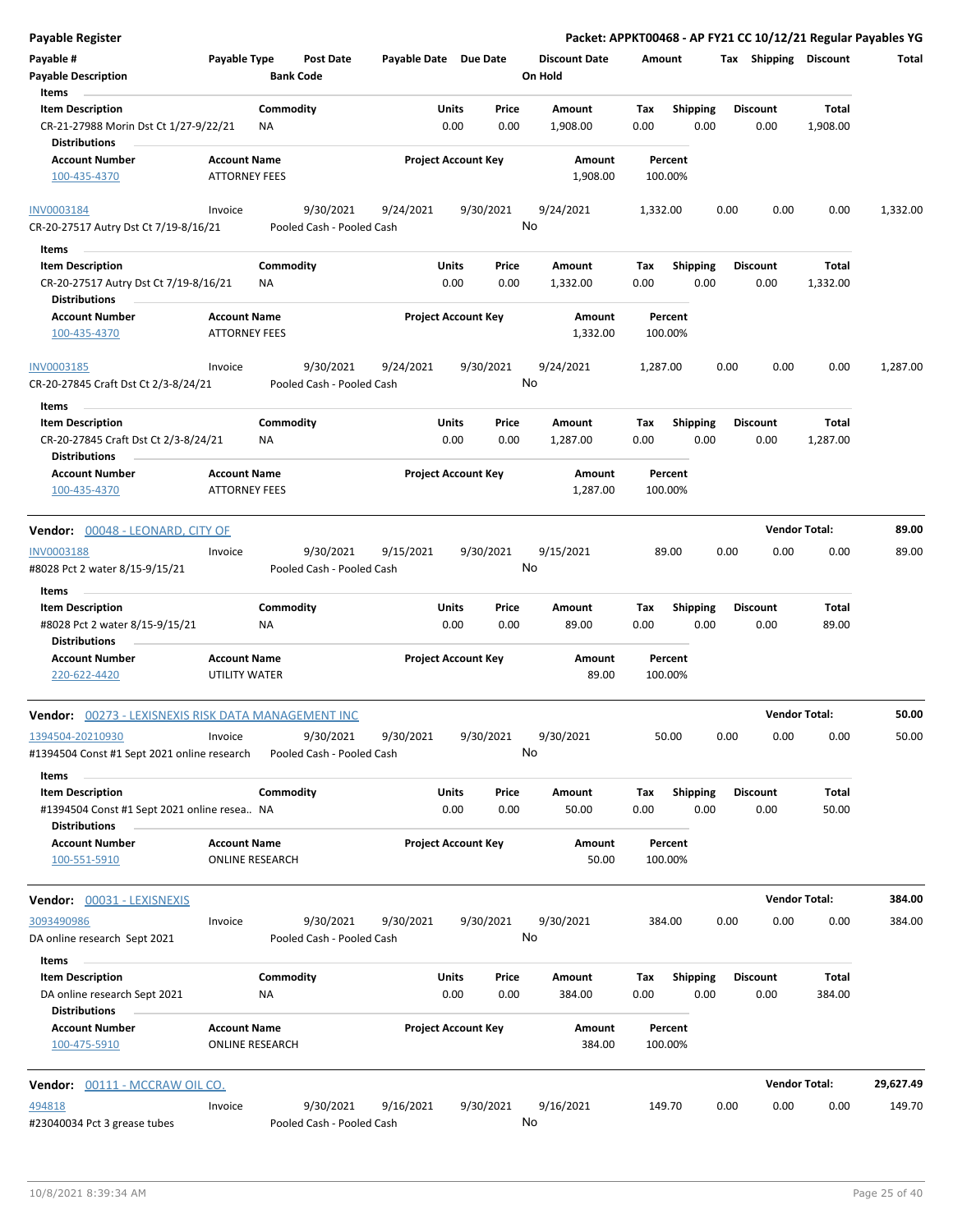**Payable Register**

**Packet: APPKT00468 - AP FY21 CC 10/12/21 Regular Payables YG**

| Payable # | Payable Type | Post Date | Payable Date | Due Date | Discount Date | Amount | Tax | Shipping | Discount | Total |
|---|---|---|---|---|---|---|---|---|---|---|
| Payable Description | | Bank Code | | | On Hold | | | | | |

**Items**

| Item Description | Commodity | Units | Price | Amount | Tax | Shipping | Discount | Total |
|---|---|---|---|---|---|---|---|---|
| CR-21-27988 Morin Dst Ct 1/27-9/22/21 | NA | 0.00 | 0.00 | 1,908.00 | 0.00 | 0.00 | 0.00 | 1,908.00 |

**Distributions**

| Account Number | Account Name | Project Account Key | Amount | Percent |
|---|---|---|---|---|
| 100-435-4370 | ATTORNEY FEES | | 1,908.00 | 100.00% |

| Payable # | Payable Type | Post Date | Payable Date | Due Date | Discount Date | Amount | Tax | Shipping | Discount | Total |
|---|---|---|---|---|---|---|---|---|---|---|
| INV0003184 | Invoice | 9/30/2021 | 9/24/2021 | 9/30/2021 | 9/24/2021 | 1,332.00 | 0.00 | 0.00 | 0.00 | 1,332.00 |
| CR-20-27517 Autry Dst Ct 7/19-8/16/21 | | Pooled Cash - Pooled Cash | | | No | | | | | |

**Items**

| Item Description | Commodity | Units | Price | Amount | Tax | Shipping | Discount | Total |
|---|---|---|---|---|---|---|---|---|
| CR-20-27517 Autry Dst Ct 7/19-8/16/21 | NA | 0.00 | 0.00 | 1,332.00 | 0.00 | 0.00 | 0.00 | 1,332.00 |

**Distributions**

| Account Number | Account Name | Project Account Key | Amount | Percent |
|---|---|---|---|---|
| 100-435-4370 | ATTORNEY FEES | | 1,332.00 | 100.00% |

| Payable # | Payable Type | Post Date | Payable Date | Due Date | Discount Date | Amount | Tax | Shipping | Discount | Total |
|---|---|---|---|---|---|---|---|---|---|---|
| INV0003185 | Invoice | 9/30/2021 | 9/24/2021 | 9/30/2021 | 9/24/2021 | 1,287.00 | 0.00 | 0.00 | 0.00 | 1,287.00 |
| CR-20-27845 Craft Dst Ct 2/3-8/24/21 | | Pooled Cash - Pooled Cash | | | No | | | | | |

**Items**

| Item Description | Commodity | Units | Price | Amount | Tax | Shipping | Discount | Total |
|---|---|---|---|---|---|---|---|---|
| CR-20-27845 Craft Dst Ct 2/3-8/24/21 | NA | 0.00 | 0.00 | 1,287.00 | 0.00 | 0.00 | 0.00 | 1,287.00 |

**Distributions**

| Account Number | Account Name | Project Account Key | Amount | Percent |
|---|---|---|---|---|
| 100-435-4370 | ATTORNEY FEES | | 1,287.00 | 100.00% |

**Vendor:** 00048 - LEONARD, CITY OF — **Vendor Total: 89.00**

| Payable # | Payable Type | Post Date | Payable Date | Due Date | Discount Date | Amount | Tax | Shipping | Discount | Total |
|---|---|---|---|---|---|---|---|---|---|---|
| INV0003188 | Invoice | 9/30/2021 | 9/15/2021 | 9/30/2021 | 9/15/2021 | 89.00 | 0.00 | 0.00 | 0.00 | 89.00 |
| #8028 Pct 2 water 8/15-9/15/21 | | Pooled Cash - Pooled Cash | | | No | | | | | |

**Items**

| Item Description | Commodity | Units | Price | Amount | Tax | Shipping | Discount | Total |
|---|---|---|---|---|---|---|---|---|
| #8028 Pct 2 water 8/15-9/15/21 | NA | 0.00 | 0.00 | 89.00 | 0.00 | 0.00 | 0.00 | 89.00 |

**Distributions**

| Account Number | Account Name | Project Account Key | Amount | Percent |
|---|---|---|---|---|
| 220-622-4420 | UTILITY WATER | | 89.00 | 100.00% |

**Vendor:** 00273 - LEXISNEXIS RISK DATA MANAGEMENT INC — **Vendor Total: 50.00**

| Payable # | Payable Type | Post Date | Payable Date | Due Date | Discount Date | Amount | Tax | Shipping | Discount | Total |
|---|---|---|---|---|---|---|---|---|---|---|
| 1394504-20210930 | Invoice | 9/30/2021 | 9/30/2021 | 9/30/2021 | 9/30/2021 | 50.00 | 0.00 | 0.00 | 0.00 | 50.00 |
| #1394504 Const #1 Sept 2021 online research | | Pooled Cash - Pooled Cash | | | No | | | | | |

**Items**

| Item Description | Commodity | Units | Price | Amount | Tax | Shipping | Discount | Total |
|---|---|---|---|---|---|---|---|---|
| #1394504 Const #1 Sept 2021 online resea.. | NA | 0.00 | 0.00 | 50.00 | 0.00 | 0.00 | 0.00 | 50.00 |

**Distributions**

| Account Number | Account Name | Project Account Key | Amount | Percent |
|---|---|---|---|---|
| 100-551-5910 | ONLINE RESEARCH | | 50.00 | 100.00% |

**Vendor:** 00031 - LEXISNEXIS — **Vendor Total: 384.00**

| Payable # | Payable Type | Post Date | Payable Date | Due Date | Discount Date | Amount | Tax | Shipping | Discount | Total |
|---|---|---|---|---|---|---|---|---|---|---|
| 3093490986 | Invoice | 9/30/2021 | 9/30/2021 | 9/30/2021 | 9/30/2021 | 384.00 | 0.00 | 0.00 | 0.00 | 384.00 |
| DA online research Sept 2021 | | Pooled Cash - Pooled Cash | | | No | | | | | |

**Items**

| Item Description | Commodity | Units | Price | Amount | Tax | Shipping | Discount | Total |
|---|---|---|---|---|---|---|---|---|
| DA online research Sept 2021 | NA | 0.00 | 0.00 | 384.00 | 0.00 | 0.00 | 0.00 | 384.00 |

**Distributions**

| Account Number | Account Name | Project Account Key | Amount | Percent |
|---|---|---|---|---|
| 100-475-5910 | ONLINE RESEARCH | | 384.00 | 100.00% |

**Vendor:** 00111 - MCCRAW OIL CO. — **Vendor Total: 29,627.49**

| Payable # | Payable Type | Post Date | Payable Date | Due Date | Discount Date | Amount | Tax | Shipping | Discount | Total |
|---|---|---|---|---|---|---|---|---|---|---|
| 494818 | Invoice | 9/30/2021 | 9/16/2021 | 9/30/2021 | 9/16/2021 | 149.70 | 0.00 | 0.00 | 0.00 | 149.70 |
| #23040034 Pct 3 grease tubes | | Pooled Cash - Pooled Cash | | | No | | | | | |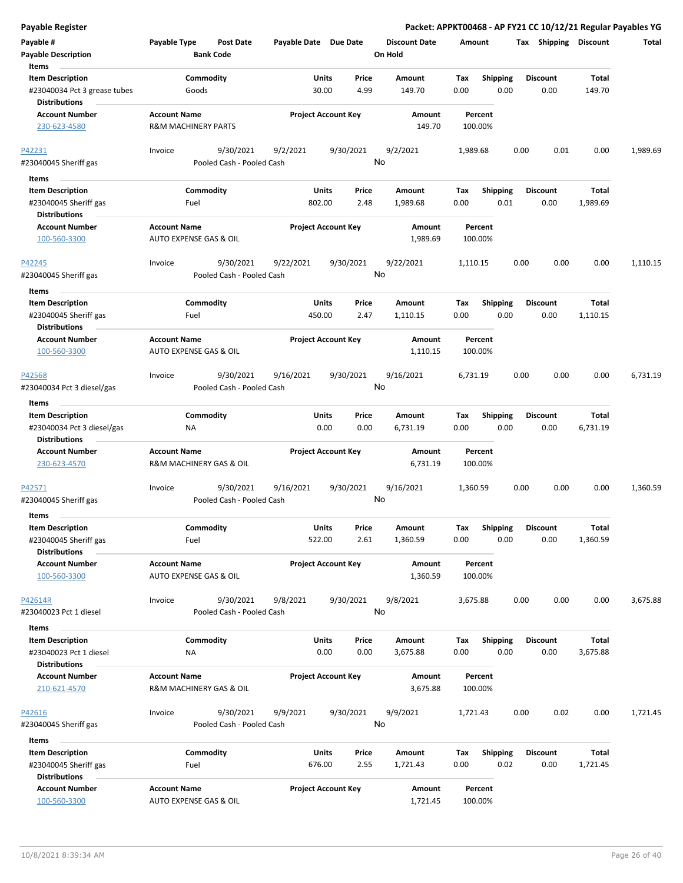**Payable Register** — **Packet: APPKT00468 - AP FY21 CC 10/12/21 Regular Payables YG**

| Payable # | Payable Type | Post Date | Payable Date | Due Date | Discount Date | Amount | Tax | Shipping | Discount | Total |
|---|---|---|---|---|---|---|---|---|---|---|
| **Payable Description** | | **Bank Code** | | | **On Hold** | | | | | |

**Items**

| Item Description | Commodity | Units | Price | Amount | Tax | Shipping | Discount | Total |
|---|---|---|---|---|---|---|---|---|
| #23040034 Pct 3 grease tubes | Goods | 30.00 | 4.99 | 149.70 | 0.00 | 0.00 | 0.00 | 149.70 |

**Distributions**

| Account Number | Account Name | Project Account Key | Amount | Percent |
|---|---|---|---|---|
| 230-623-4580 | R&M MACHINERY PARTS | | 149.70 | 100.00% |

---

| Payable # | Payable Type | Post Date | Payable Date | Due Date | Discount Date | Amount | Tax | Shipping | Discount | Total |
|---|---|---|---|---|---|---|---|---|---|---|
| P42231 | Invoice | 9/30/2021 | 9/2/2021 | 9/30/2021 | 9/2/2021 | 1,989.68 | 0.00 | 0.01 | 0.00 | 1,989.69 |
| #23040045 Sheriff gas | | Pooled Cash - Pooled Cash | | | No | | | | | |

**Items**

| Item Description | Commodity | Units | Price | Amount | Tax | Shipping | Discount | Total |
|---|---|---|---|---|---|---|---|---|
| #23040045 Sheriff gas | Fuel | 802.00 | 2.48 | 1,989.68 | 0.00 | 0.01 | 0.00 | 1,989.69 |

**Distributions**

| Account Number | Account Name | Project Account Key | Amount | Percent |
|---|---|---|---|---|
| 100-560-3300 | AUTO EXPENSE GAS & OIL | | 1,989.69 | 100.00% |

---

| Payable # | Payable Type | Post Date | Payable Date | Due Date | Discount Date | Amount | Tax | Shipping | Discount | Total |
|---|---|---|---|---|---|---|---|---|---|---|
| P42245 | Invoice | 9/30/2021 | 9/22/2021 | 9/30/2021 | 9/22/2021 | 1,110.15 | 0.00 | 0.00 | 0.00 | 1,110.15 |
| #23040045 Sheriff gas | | Pooled Cash - Pooled Cash | | | No | | | | | |

**Items**

| Item Description | Commodity | Units | Price | Amount | Tax | Shipping | Discount | Total |
|---|---|---|---|---|---|---|---|---|
| #23040045 Sheriff gas | Fuel | 450.00 | 2.47 | 1,110.15 | 0.00 | 0.00 | 0.00 | 1,110.15 |

**Distributions**

| Account Number | Account Name | Project Account Key | Amount | Percent |
|---|---|---|---|---|
| 100-560-3300 | AUTO EXPENSE GAS & OIL | | 1,110.15 | 100.00% |

---

| Payable # | Payable Type | Post Date | Payable Date | Due Date | Discount Date | Amount | Tax | Shipping | Discount | Total |
|---|---|---|---|---|---|---|---|---|---|---|
| P42568 | Invoice | 9/30/2021 | 9/16/2021 | 9/30/2021 | 9/16/2021 | 6,731.19 | 0.00 | 0.00 | 0.00 | 6,731.19 |
| #23040034 Pct 3 diesel/gas | | Pooled Cash - Pooled Cash | | | No | | | | | |

**Items**

| Item Description | Commodity | Units | Price | Amount | Tax | Shipping | Discount | Total |
|---|---|---|---|---|---|---|---|---|
| #23040034 Pct 3 diesel/gas | NA | 0.00 | 0.00 | 6,731.19 | 0.00 | 0.00 | 0.00 | 6,731.19 |

**Distributions**

| Account Number | Account Name | Project Account Key | Amount | Percent |
|---|---|---|---|---|
| 230-623-4570 | R&M MACHINERY GAS & OIL | | 6,731.19 | 100.00% |

---

| Payable # | Payable Type | Post Date | Payable Date | Due Date | Discount Date | Amount | Tax | Shipping | Discount | Total |
|---|---|---|---|---|---|---|---|---|---|---|
| P42571 | Invoice | 9/30/2021 | 9/16/2021 | 9/30/2021 | 9/16/2021 | 1,360.59 | 0.00 | 0.00 | 0.00 | 1,360.59 |
| #23040045 Sheriff gas | | Pooled Cash - Pooled Cash | | | No | | | | | |

**Items**

| Item Description | Commodity | Units | Price | Amount | Tax | Shipping | Discount | Total |
|---|---|---|---|---|---|---|---|---|
| #23040045 Sheriff gas | Fuel | 522.00 | 2.61 | 1,360.59 | 0.00 | 0.00 | 0.00 | 1,360.59 |

**Distributions**

| Account Number | Account Name | Project Account Key | Amount | Percent |
|---|---|---|---|---|
| 100-560-3300 | AUTO EXPENSE GAS & OIL | | 1,360.59 | 100.00% |

---

| Payable # | Payable Type | Post Date | Payable Date | Due Date | Discount Date | Amount | Tax | Shipping | Discount | Total |
|---|---|---|---|---|---|---|---|---|---|---|
| P42614R | Invoice | 9/30/2021 | 9/8/2021 | 9/30/2021 | 9/8/2021 | 3,675.88 | 0.00 | 0.00 | 0.00 | 3,675.88 |
| #23040023 Pct 1 diesel | | Pooled Cash - Pooled Cash | | | No | | | | | |

**Items**

| Item Description | Commodity | Units | Price | Amount | Tax | Shipping | Discount | Total |
|---|---|---|---|---|---|---|---|---|
| #23040023 Pct 1 diesel | NA | 0.00 | 0.00 | 3,675.88 | 0.00 | 0.00 | 0.00 | 3,675.88 |

**Distributions**

| Account Number | Account Name | Project Account Key | Amount | Percent |
|---|---|---|---|---|
| 210-621-4570 | R&M MACHINERY GAS & OIL | | 3,675.88 | 100.00% |

---

| Payable # | Payable Type | Post Date | Payable Date | Due Date | Discount Date | Amount | Tax | Shipping | Discount | Total |
|---|---|---|---|---|---|---|---|---|---|---|
| P42616 | Invoice | 9/30/2021 | 9/9/2021 | 9/30/2021 | 9/9/2021 | 1,721.43 | 0.00 | 0.02 | 0.00 | 1,721.45 |
| #23040045 Sheriff gas | | Pooled Cash - Pooled Cash | | | No | | | | | |

**Items**

| Item Description | Commodity | Units | Price | Amount | Tax | Shipping | Discount | Total |
|---|---|---|---|---|---|---|---|---|
| #23040045 Sheriff gas | Fuel | 676.00 | 2.55 | 1,721.43 | 0.00 | 0.02 | 0.00 | 1,721.45 |

**Distributions**

| Account Number | Account Name | Project Account Key | Amount | Percent |
|---|---|---|---|---|
| 100-560-3300 | AUTO EXPENSE GAS & OIL | | 1,721.45 | 100.00% |

10/8/2021 8:39:34 AM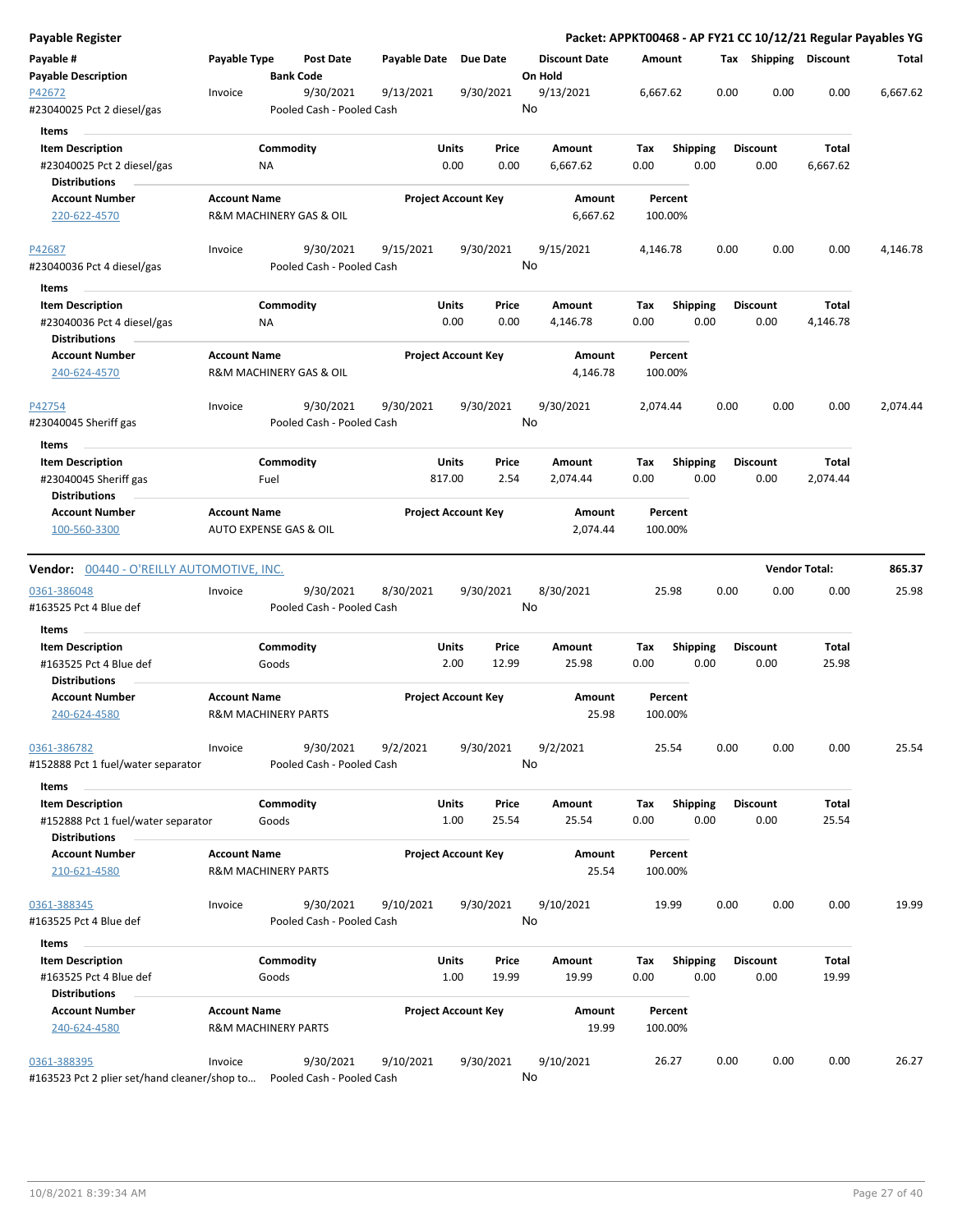**Payable Register** — **Packet: APPKT00468 - AP FY21 CC 10/12/21 Regular Payables YG**

| Payable # | Payable Type | Post Date | Payable Date | Due Date | Discount Date | Amount | Tax | Shipping | Discount | Total |
|---|---|---|---|---|---|---|---|---|---|---|
| **Payable Description** | | **Bank Code** | | | **On Hold** | | | | | |

---

**P42672** | Invoice | 9/30/2021 | 9/13/2021 | 9/30/2021 | 9/13/2021 | 6,667.62 | 0.00 | 0.00 | 0.00 | 6,667.62

#23040025 Pct 2 diesel/gas — Pooled Cash - Pooled Cash — On Hold: No

**Items**

| Item Description | Commodity | Units | Price | Amount | Tax | Shipping | Discount | Total |
|---|---|---|---|---|---|---|---|---|
| #23040025 Pct 2 diesel/gas | NA | 0.00 | 0.00 | 6,667.62 | 0.00 | 0.00 | 0.00 | 6,667.62 |

**Distributions**

| Account Number | Account Name | Project Account Key | Amount | Percent |
|---|---|---|---|---|
| 220-622-4570 | R&M MACHINERY GAS & OIL | | 6,667.62 | 100.00% |

---

**P42687** | Invoice | 9/30/2021 | 9/15/2021 | 9/30/2021 | 9/15/2021 | 4,146.78 | 0.00 | 0.00 | 0.00 | 4,146.78

#23040036 Pct 4 diesel/gas — Pooled Cash - Pooled Cash — On Hold: No

**Items**

| Item Description | Commodity | Units | Price | Amount | Tax | Shipping | Discount | Total |
|---|---|---|---|---|---|---|---|---|
| #23040036 Pct 4 diesel/gas | NA | 0.00 | 0.00 | 4,146.78 | 0.00 | 0.00 | 0.00 | 4,146.78 |

**Distributions**

| Account Number | Account Name | Project Account Key | Amount | Percent |
|---|---|---|---|---|
| 240-624-4570 | R&M MACHINERY GAS & OIL | | 4,146.78 | 100.00% |

---

**P42754** | Invoice | 9/30/2021 | 9/30/2021 | 9/30/2021 | 9/30/2021 | 2,074.44 | 0.00 | 0.00 | 0.00 | 2,074.44

#23040045 Sheriff gas — Pooled Cash - Pooled Cash — On Hold: No

**Items**

| Item Description | Commodity | Units | Price | Amount | Tax | Shipping | Discount | Total |
|---|---|---|---|---|---|---|---|---|
| #23040045 Sheriff gas | Fuel | 817.00 | 2.54 | 2,074.44 | 0.00 | 0.00 | 0.00 | 2,074.44 |

**Distributions**

| Account Number | Account Name | Project Account Key | Amount | Percent |
|---|---|---|---|---|
| 100-560-3300 | AUTO EXPENSE GAS & OIL | | 2,074.44 | 100.00% |

---

## Vendor: 00440 - O'REILLY AUTOMOTIVE, INC. — Vendor Total: 865.37

**0361-386048** | Invoice | 9/30/2021 | 8/30/2021 | 9/30/2021 | 8/30/2021 | 25.98 | 0.00 | 0.00 | 0.00 | 25.98

#163525 Pct 4 Blue def — Pooled Cash - Pooled Cash — On Hold: No

**Items**

| Item Description | Commodity | Units | Price | Amount | Tax | Shipping | Discount | Total |
|---|---|---|---|---|---|---|---|---|
| #163525 Pct 4 Blue def | Goods | 2.00 | 12.99 | 25.98 | 0.00 | 0.00 | 0.00 | 25.98 |

**Distributions**

| Account Number | Account Name | Project Account Key | Amount | Percent |
|---|---|---|---|---|
| 240-624-4580 | R&M MACHINERY PARTS | | 25.98 | 100.00% |

---

**0361-386782** | Invoice | 9/30/2021 | 9/2/2021 | 9/30/2021 | 9/2/2021 | 25.54 | 0.00 | 0.00 | 0.00 | 25.54

#152888 Pct 1 fuel/water separator — Pooled Cash - Pooled Cash — On Hold: No

**Items**

| Item Description | Commodity | Units | Price | Amount | Tax | Shipping | Discount | Total |
|---|---|---|---|---|---|---|---|---|
| #152888 Pct 1 fuel/water separator | Goods | 1.00 | 25.54 | 25.54 | 0.00 | 0.00 | 0.00 | 25.54 |

**Distributions**

| Account Number | Account Name | Project Account Key | Amount | Percent |
|---|---|---|---|---|
| 210-621-4580 | R&M MACHINERY PARTS | | 25.54 | 100.00% |

---

**0361-388345** | Invoice | 9/30/2021 | 9/10/2021 | 9/30/2021 | 9/10/2021 | 19.99 | 0.00 | 0.00 | 0.00 | 19.99

#163525 Pct 4 Blue def — Pooled Cash - Pooled Cash — On Hold: No

**Items**

| Item Description | Commodity | Units | Price | Amount | Tax | Shipping | Discount | Total |
|---|---|---|---|---|---|---|---|---|
| #163525 Pct 4 Blue def | Goods | 1.00 | 19.99 | 19.99 | 0.00 | 0.00 | 0.00 | 19.99 |

**Distributions**

| Account Number | Account Name | Project Account Key | Amount | Percent |
|---|---|---|---|---|
| 240-624-4580 | R&M MACHINERY PARTS | | 19.99 | 100.00% |

---

**0361-388395** | Invoice | 9/30/2021 | 9/10/2021 | 9/30/2021 | 9/10/2021 | 26.27 | 0.00 | 0.00 | 0.00 | 26.27

#163523 Pct 2 plier set/hand cleaner/shop to... — Pooled Cash - Pooled Cash — On Hold: No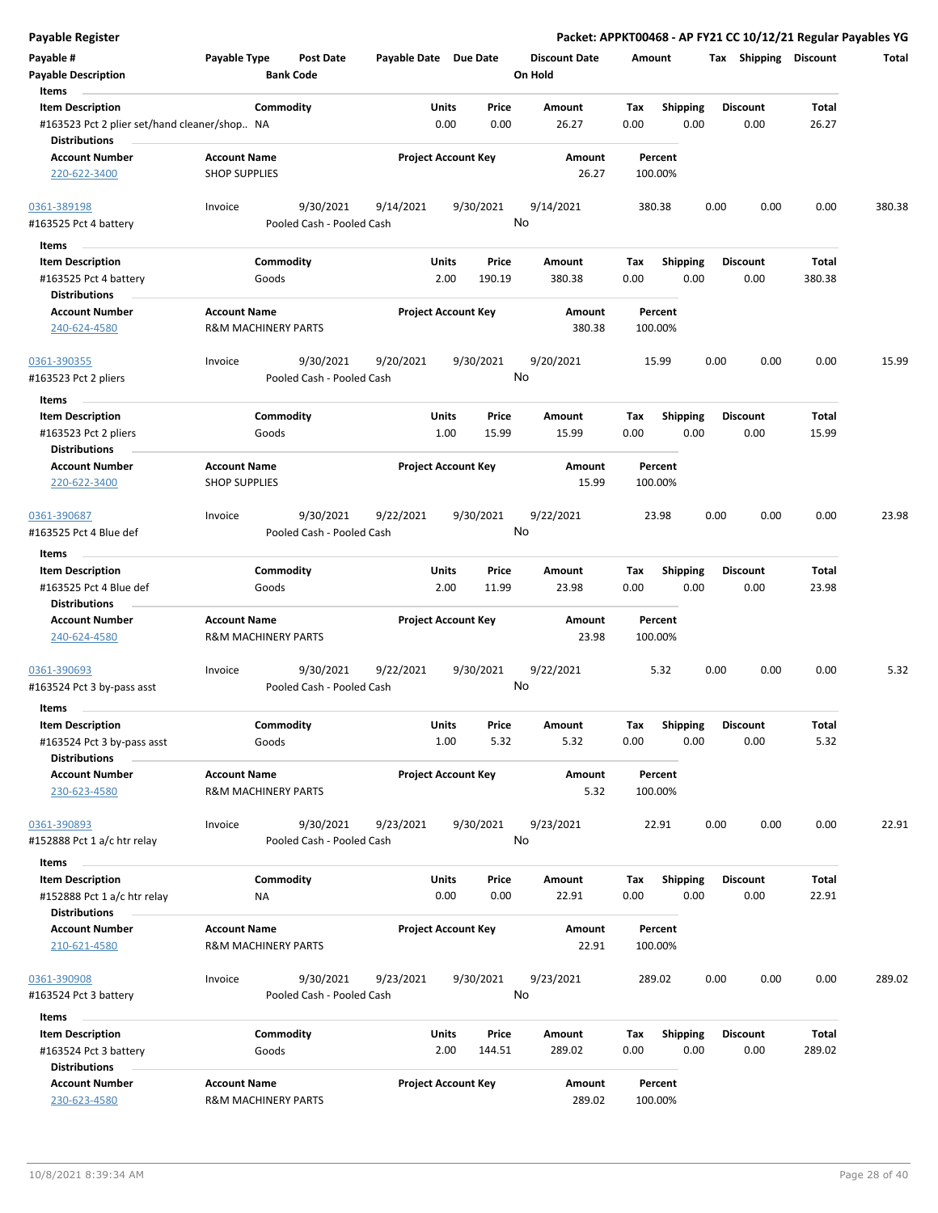**Payable Register**

**Packet: APPKT00468 - AP FY21 CC 10/12/21 Regular Payables YG**

| Payable # | Payable Type | Post Date | Payable Date | Due Date | Discount Date | Amount | Tax | Shipping | Discount | Total |
|---|---|---|---|---|---|---|---|---|---|---|
| **Payable Description** | | **Bank Code** | | | **On Hold** | | | | | |

**Items**

| Item Description | Commodity | Units | Price | Amount | Tax | Shipping | Discount | Total |
|---|---|---|---|---|---|---|---|---|
| #163523 Pct 2 plier set/hand cleaner/shop.. | NA | 0.00 | 0.00 | 26.27 | 0.00 | 0.00 | 0.00 | 26.27 |

**Distributions**

| Account Number | Account Name | Project Account Key | Amount | Percent |
|---|---|---|---|---|
| 220-622-3400 | SHOP SUPPLIES | | 26.27 | 100.00% |

---

| Payable # | Payable Type | Post Date | Payable Date | Due Date | Discount Date | Amount | Tax | Shipping | Discount | Total |
|---|---|---|---|---|---|---|---|---|---|---|
| 0361-389198 | Invoice | 9/30/2021 | 9/14/2021 | 9/30/2021 | 9/14/2021 | 380.38 | 0.00 | 0.00 | 0.00 | 380.38 |
| #163525 Pct 4 battery | | Pooled Cash - Pooled Cash | | | No | | | | | |

**Items**

| Item Description | Commodity | Units | Price | Amount | Tax | Shipping | Discount | Total |
|---|---|---|---|---|---|---|---|---|
| #163525 Pct 4 battery | Goods | 2.00 | 190.19 | 380.38 | 0.00 | 0.00 | 0.00 | 380.38 |

**Distributions**

| Account Number | Account Name | Project Account Key | Amount | Percent |
|---|---|---|---|---|
| 240-624-4580 | R&M MACHINERY PARTS | | 380.38 | 100.00% |

---

| Payable # | Payable Type | Post Date | Payable Date | Due Date | Discount Date | Amount | Tax | Shipping | Discount | Total |
|---|---|---|---|---|---|---|---|---|---|---|
| 0361-390355 | Invoice | 9/30/2021 | 9/20/2021 | 9/30/2021 | 9/20/2021 | 15.99 | 0.00 | 0.00 | 0.00 | 15.99 |
| #163523 Pct 2 pliers | | Pooled Cash - Pooled Cash | | | No | | | | | |

**Items**

| Item Description | Commodity | Units | Price | Amount | Tax | Shipping | Discount | Total |
|---|---|---|---|---|---|---|---|---|
| #163523 Pct 2 pliers | Goods | 1.00 | 15.99 | 15.99 | 0.00 | 0.00 | 0.00 | 15.99 |

**Distributions**

| Account Number | Account Name | Project Account Key | Amount | Percent |
|---|---|---|---|---|
| 220-622-3400 | SHOP SUPPLIES | | 15.99 | 100.00% |

---

| Payable # | Payable Type | Post Date | Payable Date | Due Date | Discount Date | Amount | Tax | Shipping | Discount | Total |
|---|---|---|---|---|---|---|---|---|---|---|
| 0361-390687 | Invoice | 9/30/2021 | 9/22/2021 | 9/30/2021 | 9/22/2021 | 23.98 | 0.00 | 0.00 | 0.00 | 23.98 |
| #163525 Pct 4 Blue def | | Pooled Cash - Pooled Cash | | | No | | | | | |

**Items**

| Item Description | Commodity | Units | Price | Amount | Tax | Shipping | Discount | Total |
|---|---|---|---|---|---|---|---|---|
| #163525 Pct 4 Blue def | Goods | 2.00 | 11.99 | 23.98 | 0.00 | 0.00 | 0.00 | 23.98 |

**Distributions**

| Account Number | Account Name | Project Account Key | Amount | Percent |
|---|---|---|---|---|
| 240-624-4580 | R&M MACHINERY PARTS | | 23.98 | 100.00% |

---

| Payable # | Payable Type | Post Date | Payable Date | Due Date | Discount Date | Amount | Tax | Shipping | Discount | Total |
|---|---|---|---|---|---|---|---|---|---|---|
| 0361-390693 | Invoice | 9/30/2021 | 9/22/2021 | 9/30/2021 | 9/22/2021 | 5.32 | 0.00 | 0.00 | 0.00 | 5.32 |
| #163524 Pct 3 by-pass asst | | Pooled Cash - Pooled Cash | | | No | | | | | |

**Items**

| Item Description | Commodity | Units | Price | Amount | Tax | Shipping | Discount | Total |
|---|---|---|---|---|---|---|---|---|
| #163524 Pct 3 by-pass asst | Goods | 1.00 | 5.32 | 5.32 | 0.00 | 0.00 | 0.00 | 5.32 |

**Distributions**

| Account Number | Account Name | Project Account Key | Amount | Percent |
|---|---|---|---|---|
| 230-623-4580 | R&M MACHINERY PARTS | | 5.32 | 100.00% |

---

| Payable # | Payable Type | Post Date | Payable Date | Due Date | Discount Date | Amount | Tax | Shipping | Discount | Total |
|---|---|---|---|---|---|---|---|---|---|---|
| 0361-390893 | Invoice | 9/30/2021 | 9/23/2021 | 9/30/2021 | 9/23/2021 | 22.91 | 0.00 | 0.00 | 0.00 | 22.91 |
| #152888 Pct 1 a/c htr relay | | Pooled Cash - Pooled Cash | | | No | | | | | |

**Items**

| Item Description | Commodity | Units | Price | Amount | Tax | Shipping | Discount | Total |
|---|---|---|---|---|---|---|---|---|
| #152888 Pct 1 a/c htr relay | NA | 0.00 | 0.00 | 22.91 | 0.00 | 0.00 | 0.00 | 22.91 |

**Distributions**

| Account Number | Account Name | Project Account Key | Amount | Percent |
|---|---|---|---|---|
| 210-621-4580 | R&M MACHINERY PARTS | | 22.91 | 100.00% |

---

| Payable # | Payable Type | Post Date | Payable Date | Due Date | Discount Date | Amount | Tax | Shipping | Discount | Total |
|---|---|---|---|---|---|---|---|---|---|---|
| 0361-390908 | Invoice | 9/30/2021 | 9/23/2021 | 9/30/2021 | 9/23/2021 | 289.02 | 0.00 | 0.00 | 0.00 | 289.02 |
| #163524 Pct 3 battery | | Pooled Cash - Pooled Cash | | | No | | | | | |

**Items**

| Item Description | Commodity | Units | Price | Amount | Tax | Shipping | Discount | Total |
|---|---|---|---|---|---|---|---|---|
| #163524 Pct 3 battery | Goods | 2.00 | 144.51 | 289.02 | 0.00 | 0.00 | 0.00 | 289.02 |

**Distributions**

| Account Number | Account Name | Project Account Key | Amount | Percent |
|---|---|---|---|---|
| 230-623-4580 | R&M MACHINERY PARTS | | 289.02 | 100.00% |

10/8/2021 8:39:34 AM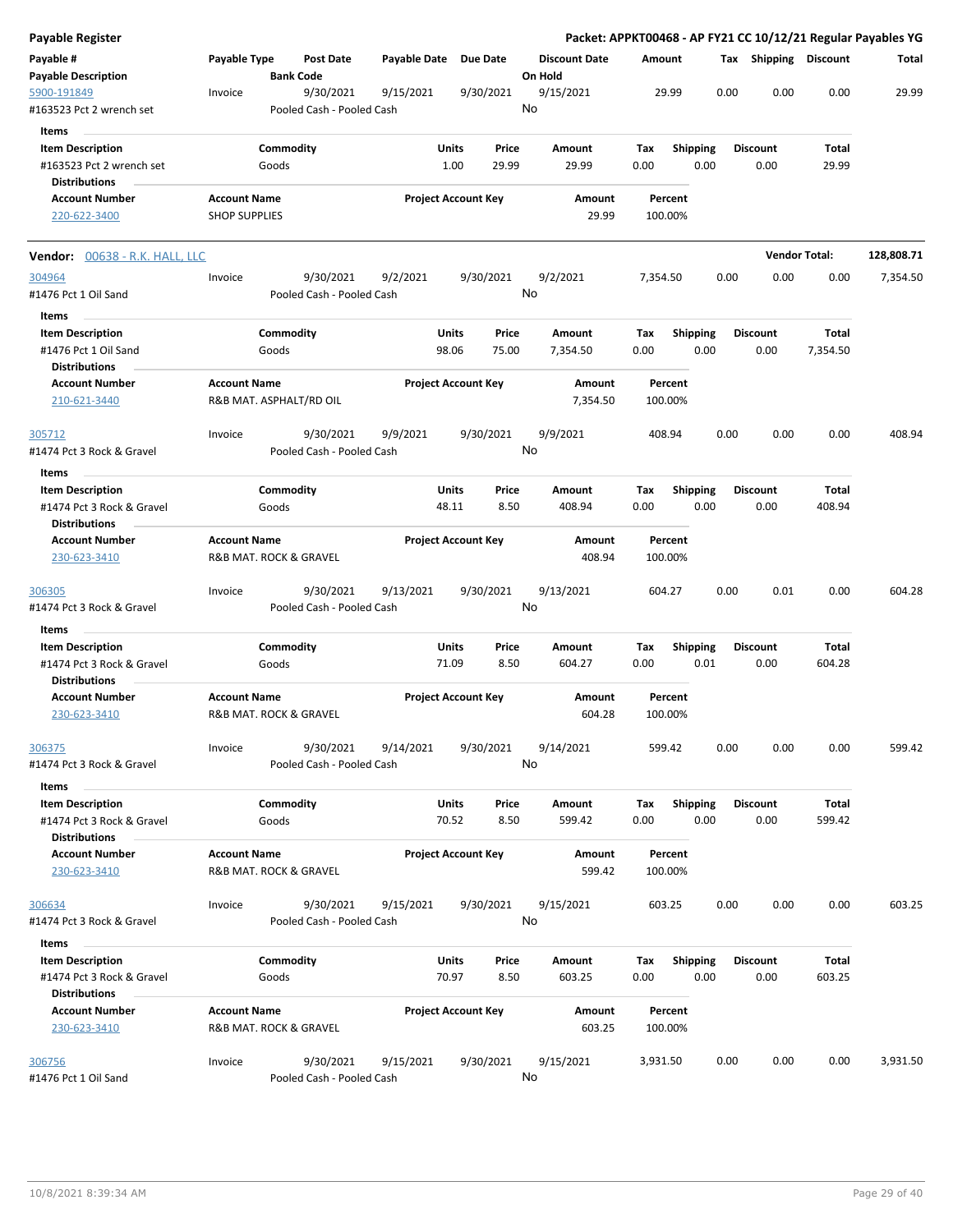**Payable Register** — **Packet: APPKT00468 - AP FY21 CC 10/12/21 Regular Payables YG**

| Payable # / Payable Description | Payable Type | Post Date / Bank Code | Payable Date | Due Date | Discount Date / On Hold | Amount | Tax | Shipping | Discount | Total |
|---|---|---|---|---|---|---|---|---|---|---|
| 5900-191849 | Invoice | 9/30/2021 | 9/15/2021 | 9/30/2021 | 9/15/2021 | 29.99 | 0.00 | 0.00 | 0.00 | 29.99 |
| #163523 Pct 2 wrench set | | Pooled Cash - Pooled Cash | | | No | | | | | |

**Items**

| Item Description | Commodity | Units | Price | Amount | Tax | Shipping | Discount | Total |
|---|---|---|---|---|---|---|---|---|
| #163523 Pct 2 wrench set | Goods | 1.00 | 29.99 | 29.99 | 0.00 | 0.00 | 0.00 | 29.99 |

**Distributions**

| Account Number | Account Name | Project Account Key | Amount | Percent |
|---|---|---|---|---|
| 220-622-3400 | SHOP SUPPLIES | | 29.99 | 100.00% |

**Vendor: 00638 - R.K. HALL, LLC** — **Vendor Total: 128,808.71**

| Payable # / Payable Description | Payable Type | Post Date / Bank Code | Payable Date | Due Date | Discount Date / On Hold | Amount | Tax | Shipping | Discount | Total |
|---|---|---|---|---|---|---|---|---|---|---|
| 304964 | Invoice | 9/30/2021 | 9/2/2021 | 9/30/2021 | 9/2/2021 | 7,354.50 | 0.00 | 0.00 | 0.00 | 7,354.50 |
| #1476 Pct 1 Oil Sand | | Pooled Cash - Pooled Cash | | | No | | | | | |

**Items**

| Item Description | Commodity | Units | Price | Amount | Tax | Shipping | Discount | Total |
|---|---|---|---|---|---|---|---|---|
| #1476 Pct 1 Oil Sand | Goods | 98.06 | 75.00 | 7,354.50 | 0.00 | 0.00 | 0.00 | 7,354.50 |

**Distributions**

| Account Number | Account Name | Project Account Key | Amount | Percent |
|---|---|---|---|---|
| 210-621-3440 | R&B MAT. ASPHALT/RD OIL | | 7,354.50 | 100.00% |

| Payable # / Payable Description | Payable Type | Post Date / Bank Code | Payable Date | Due Date | Discount Date / On Hold | Amount | Tax | Shipping | Discount | Total |
|---|---|---|---|---|---|---|---|---|---|---|
| 305712 | Invoice | 9/30/2021 | 9/9/2021 | 9/30/2021 | 9/9/2021 | 408.94 | 0.00 | 0.00 | 0.00 | 408.94 |
| #1474 Pct 3 Rock & Gravel | | Pooled Cash - Pooled Cash | | | No | | | | | |

**Items**

| Item Description | Commodity | Units | Price | Amount | Tax | Shipping | Discount | Total |
|---|---|---|---|---|---|---|---|---|
| #1474 Pct 3 Rock & Gravel | Goods | 48.11 | 8.50 | 408.94 | 0.00 | 0.00 | 0.00 | 408.94 |

**Distributions**

| Account Number | Account Name | Project Account Key | Amount | Percent |
|---|---|---|---|---|
| 230-623-3410 | R&B MAT. ROCK & GRAVEL | | 408.94 | 100.00% |

| Payable # / Payable Description | Payable Type | Post Date / Bank Code | Payable Date | Due Date | Discount Date / On Hold | Amount | Tax | Shipping | Discount | Total |
|---|---|---|---|---|---|---|---|---|---|---|
| 306305 | Invoice | 9/30/2021 | 9/13/2021 | 9/30/2021 | 9/13/2021 | 604.27 | 0.00 | 0.01 | 0.00 | 604.28 |
| #1474 Pct 3 Rock & Gravel | | Pooled Cash - Pooled Cash | | | No | | | | | |

**Items**

| Item Description | Commodity | Units | Price | Amount | Tax | Shipping | Discount | Total |
|---|---|---|---|---|---|---|---|---|
| #1474 Pct 3 Rock & Gravel | Goods | 71.09 | 8.50 | 604.27 | 0.00 | 0.01 | 0.00 | 604.28 |

**Distributions**

| Account Number | Account Name | Project Account Key | Amount | Percent |
|---|---|---|---|---|
| 230-623-3410 | R&B MAT. ROCK & GRAVEL | | 604.28 | 100.00% |

| Payable # / Payable Description | Payable Type | Post Date / Bank Code | Payable Date | Due Date | Discount Date / On Hold | Amount | Tax | Shipping | Discount | Total |
|---|---|---|---|---|---|---|---|---|---|---|
| 306375 | Invoice | 9/30/2021 | 9/14/2021 | 9/30/2021 | 9/14/2021 | 599.42 | 0.00 | 0.00 | 0.00 | 599.42 |
| #1474 Pct 3 Rock & Gravel | | Pooled Cash - Pooled Cash | | | No | | | | | |

**Items**

| Item Description | Commodity | Units | Price | Amount | Tax | Shipping | Discount | Total |
|---|---|---|---|---|---|---|---|---|
| #1474 Pct 3 Rock & Gravel | Goods | 70.52 | 8.50 | 599.42 | 0.00 | 0.00 | 0.00 | 599.42 |

**Distributions**

| Account Number | Account Name | Project Account Key | Amount | Percent |
|---|---|---|---|---|
| 230-623-3410 | R&B MAT. ROCK & GRAVEL | | 599.42 | 100.00% |

| Payable # / Payable Description | Payable Type | Post Date / Bank Code | Payable Date | Due Date | Discount Date / On Hold | Amount | Tax | Shipping | Discount | Total |
|---|---|---|---|---|---|---|---|---|---|---|
| 306634 | Invoice | 9/30/2021 | 9/15/2021 | 9/30/2021 | 9/15/2021 | 603.25 | 0.00 | 0.00 | 0.00 | 603.25 |
| #1474 Pct 3 Rock & Gravel | | Pooled Cash - Pooled Cash | | | No | | | | | |

**Items**

| Item Description | Commodity | Units | Price | Amount | Tax | Shipping | Discount | Total |
|---|---|---|---|---|---|---|---|---|
| #1474 Pct 3 Rock & Gravel | Goods | 70.97 | 8.50 | 603.25 | 0.00 | 0.00 | 0.00 | 603.25 |

**Distributions**

| Account Number | Account Name | Project Account Key | Amount | Percent |
|---|---|---|---|---|
| 230-623-3410 | R&B MAT. ROCK & GRAVEL | | 603.25 | 100.00% |

| Payable # / Payable Description | Payable Type | Post Date / Bank Code | Payable Date | Due Date | Discount Date / On Hold | Amount | Tax | Shipping | Discount | Total |
|---|---|---|---|---|---|---|---|---|---|---|
| 306756 | Invoice | 9/30/2021 | 9/15/2021 | 9/30/2021 | 9/15/2021 | 3,931.50 | 0.00 | 0.00 | 0.00 | 3,931.50 |
| #1476 Pct 1 Oil Sand | | Pooled Cash - Pooled Cash | | | No | | | | | |

10/8/2021 8:39:34 AM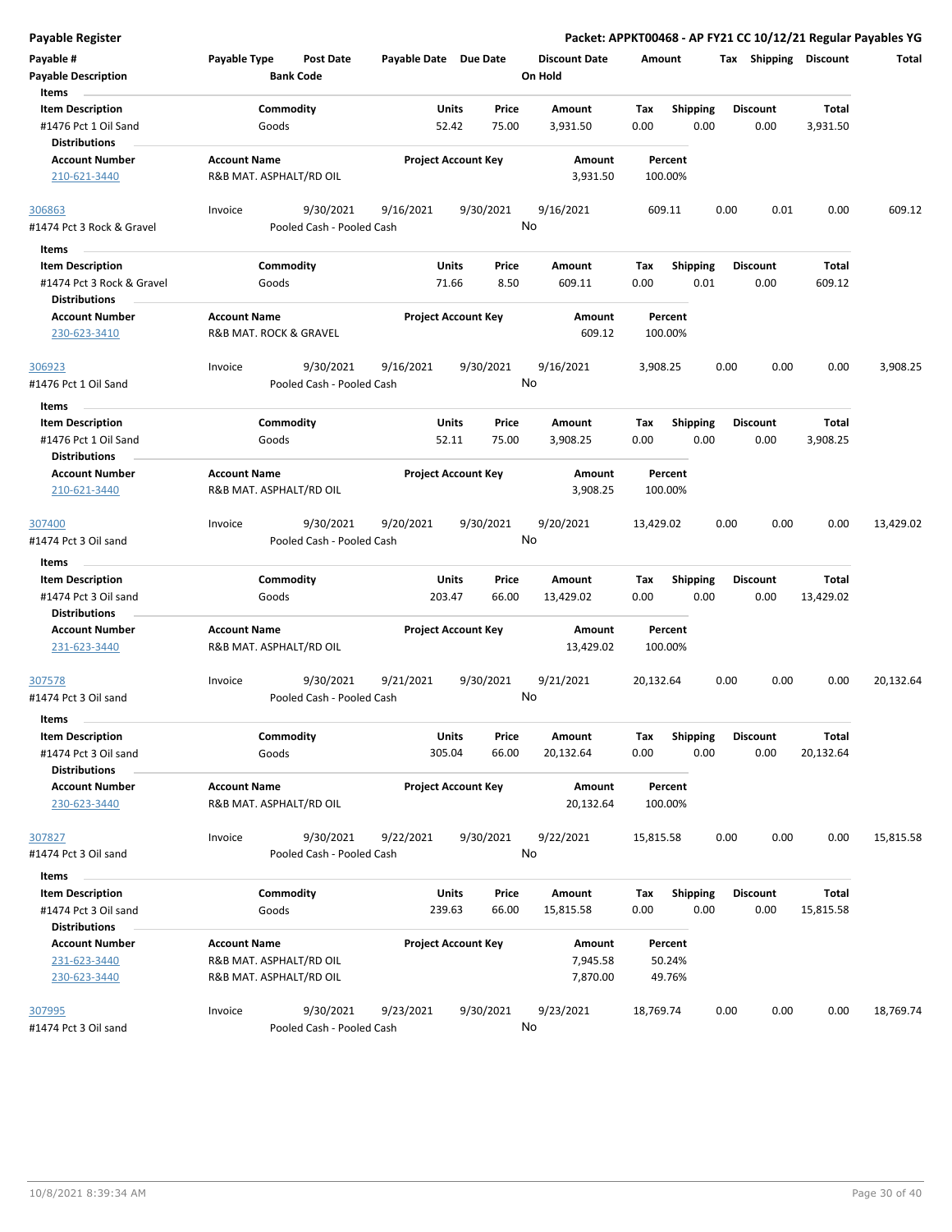**Payable Register** — **Packet: APPKT00468 - AP FY21 CC 10/12/21 Regular Payables YG**

| Payable # | Payable Type | Post Date | Payable Date | Due Date | Discount Date | Amount | Tax | Shipping | Discount | Total |
|---|---|---|---|---|---|---|---|---|---|---|
| Payable Description | | Bank Code | | | On Hold | | | | | |

**Items**

| Item Description | Commodity | Units | Price | Amount | Tax | Shipping | Discount | Total |
|---|---|---|---|---|---|---|---|---|
| #1476 Pct 1 Oil Sand | Goods | 52.42 | 75.00 | 3,931.50 | 0.00 | 0.00 | 0.00 | 3,931.50 |

**Distributions**

| Account Number | Account Name | Project Account Key | Amount | Percent |
|---|---|---|---|---|
| 210-621-3440 | R&B MAT. ASPHALT/RD OIL | | 3,931.50 | 100.00% |

| Payable # | Payable Type | Post Date | Payable Date | Due Date | Discount Date | Amount | Tax | Shipping | Discount | Total |
|---|---|---|---|---|---|---|---|---|---|---|
| 306863 | Invoice | 9/30/2021 | 9/16/2021 | 9/30/2021 | 9/16/2021 | 609.11 | 0.00 | 0.01 | 0.00 | 609.12 |
| #1474 Pct 3 Rock & Gravel | | Pooled Cash - Pooled Cash | | | No | | | | | |

**Items**

| Item Description | Commodity | Units | Price | Amount | Tax | Shipping | Discount | Total |
|---|---|---|---|---|---|---|---|---|
| #1474 Pct 3 Rock & Gravel | Goods | 71.66 | 8.50 | 609.11 | 0.00 | 0.01 | 0.00 | 609.12 |

**Distributions**

| Account Number | Account Name | Project Account Key | Amount | Percent |
|---|---|---|---|---|
| 230-623-3410 | R&B MAT. ROCK & GRAVEL | | 609.12 | 100.00% |

| Payable # | Payable Type | Post Date | Payable Date | Due Date | Discount Date | Amount | Tax | Shipping | Discount | Total |
|---|---|---|---|---|---|---|---|---|---|---|
| 306923 | Invoice | 9/30/2021 | 9/16/2021 | 9/30/2021 | 9/16/2021 | 3,908.25 | 0.00 | 0.00 | 0.00 | 3,908.25 |
| #1476 Pct 1 Oil Sand | | Pooled Cash - Pooled Cash | | | No | | | | | |

**Items**

| Item Description | Commodity | Units | Price | Amount | Tax | Shipping | Discount | Total |
|---|---|---|---|---|---|---|---|---|
| #1476 Pct 1 Oil Sand | Goods | 52.11 | 75.00 | 3,908.25 | 0.00 | 0.00 | 0.00 | 3,908.25 |

**Distributions**

| Account Number | Account Name | Project Account Key | Amount | Percent |
|---|---|---|---|---|
| 210-621-3440 | R&B MAT. ASPHALT/RD OIL | | 3,908.25 | 100.00% |

| Payable # | Payable Type | Post Date | Payable Date | Due Date | Discount Date | Amount | Tax | Shipping | Discount | Total |
|---|---|---|---|---|---|---|---|---|---|---|
| 307400 | Invoice | 9/30/2021 | 9/20/2021 | 9/30/2021 | 9/20/2021 | 13,429.02 | 0.00 | 0.00 | 0.00 | 13,429.02 |
| #1474 Pct 3 Oil sand | | Pooled Cash - Pooled Cash | | | No | | | | | |

**Items**

| Item Description | Commodity | Units | Price | Amount | Tax | Shipping | Discount | Total |
|---|---|---|---|---|---|---|---|---|
| #1474 Pct 3 Oil sand | Goods | 203.47 | 66.00 | 13,429.02 | 0.00 | 0.00 | 0.00 | 13,429.02 |

**Distributions**

| Account Number | Account Name | Project Account Key | Amount | Percent |
|---|---|---|---|---|
| 231-623-3440 | R&B MAT. ASPHALT/RD OIL | | 13,429.02 | 100.00% |

| Payable # | Payable Type | Post Date | Payable Date | Due Date | Discount Date | Amount | Tax | Shipping | Discount | Total |
|---|---|---|---|---|---|---|---|---|---|---|
| 307578 | Invoice | 9/30/2021 | 9/21/2021 | 9/30/2021 | 9/21/2021 | 20,132.64 | 0.00 | 0.00 | 0.00 | 20,132.64 |
| #1474 Pct 3 Oil sand | | Pooled Cash - Pooled Cash | | | No | | | | | |

**Items**

| Item Description | Commodity | Units | Price | Amount | Tax | Shipping | Discount | Total |
|---|---|---|---|---|---|---|---|---|
| #1474 Pct 3 Oil sand | Goods | 305.04 | 66.00 | 20,132.64 | 0.00 | 0.00 | 0.00 | 20,132.64 |

**Distributions**

| Account Number | Account Name | Project Account Key | Amount | Percent |
|---|---|---|---|---|
| 230-623-3440 | R&B MAT. ASPHALT/RD OIL | | 20,132.64 | 100.00% |

| Payable # | Payable Type | Post Date | Payable Date | Due Date | Discount Date | Amount | Tax | Shipping | Discount | Total |
|---|---|---|---|---|---|---|---|---|---|---|
| 307827 | Invoice | 9/30/2021 | 9/22/2021 | 9/30/2021 | 9/22/2021 | 15,815.58 | 0.00 | 0.00 | 0.00 | 15,815.58 |
| #1474 Pct 3 Oil sand | | Pooled Cash - Pooled Cash | | | No | | | | | |

**Items**

| Item Description | Commodity | Units | Price | Amount | Tax | Shipping | Discount | Total |
|---|---|---|---|---|---|---|---|---|
| #1474 Pct 3 Oil sand | Goods | 239.63 | 66.00 | 15,815.58 | 0.00 | 0.00 | 0.00 | 15,815.58 |

**Distributions**

| Account Number | Account Name | Project Account Key | Amount | Percent |
|---|---|---|---|---|
| 231-623-3440 | R&B MAT. ASPHALT/RD OIL | | 7,945.58 | 50.24% |
| 230-623-3440 | R&B MAT. ASPHALT/RD OIL | | 7,870.00 | 49.76% |

| Payable # | Payable Type | Post Date | Payable Date | Due Date | Discount Date | Amount | Tax | Shipping | Discount | Total |
|---|---|---|---|---|---|---|---|---|---|---|
| 307995 | Invoice | 9/30/2021 | 9/23/2021 | 9/30/2021 | 9/23/2021 | 18,769.74 | 0.00 | 0.00 | 0.00 | 18,769.74 |
| #1474 Pct 3 Oil sand | | Pooled Cash - Pooled Cash | | | No | | | | | |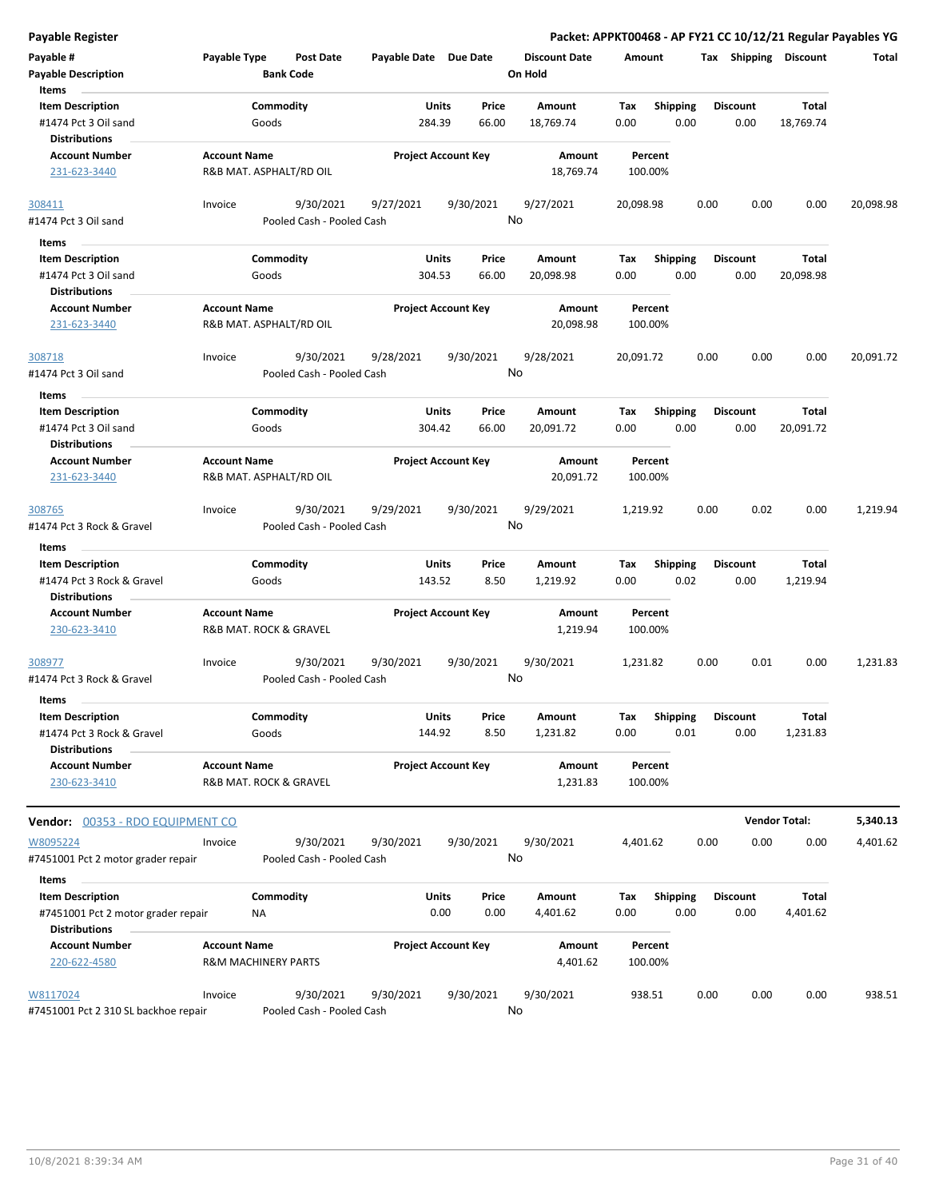| Payable # | Payable Type | Post Date | Payable Date | Due Date | Discount Date | Amount | Tax | Shipping | Discount | Total |
|---|---|---|---|---|---|---|---|---|---|---|
| Payable Description | | Bank Code | | | On Hold | | | | | |

**Items**

| Item Description | Commodity | Units | Price | Amount | Tax | Shipping | Discount | Total |
|---|---|---|---|---|---|---|---|---|
| #1474 Pct 3 Oil sand | Goods | 284.39 | 66.00 | 18,769.74 | 0.00 | 0.00 | 0.00 | 18,769.74 |

**Distributions**

| Account Number | Account Name | Project Account Key | Amount | Percent |
|---|---|---|---|---|
| 231-623-3440 | R&B MAT. ASPHALT/RD OIL | | 18,769.74 | 100.00% |

| Payable # | Payable Type | Post Date | Payable Date | Due Date | Discount Date | Amount | Tax | Shipping | Discount | Total |
|---|---|---|---|---|---|---|---|---|---|---|
| 308411 | Invoice | 9/30/2021 | 9/27/2021 | 9/30/2021 | 9/27/2021 | 20,098.98 | 0.00 | 0.00 | 0.00 | 20,098.98 |
| #1474 Pct 3 Oil sand | | Pooled Cash - Pooled Cash | | | No | | | | | |

**Items**

| Item Description | Commodity | Units | Price | Amount | Tax | Shipping | Discount | Total |
|---|---|---|---|---|---|---|---|---|
| #1474 Pct 3 Oil sand | Goods | 304.53 | 66.00 | 20,098.98 | 0.00 | 0.00 | 0.00 | 20,098.98 |

**Distributions**

| Account Number | Account Name | Project Account Key | Amount | Percent |
|---|---|---|---|---|
| 231-623-3440 | R&B MAT. ASPHALT/RD OIL | | 20,098.98 | 100.00% |

| Payable # | Payable Type | Post Date | Payable Date | Due Date | Discount Date | Amount | Tax | Shipping | Discount | Total |
|---|---|---|---|---|---|---|---|---|---|---|
| 308718 | Invoice | 9/30/2021 | 9/28/2021 | 9/30/2021 | 9/28/2021 | 20,091.72 | 0.00 | 0.00 | 0.00 | 20,091.72 |
| #1474 Pct 3 Oil sand | | Pooled Cash - Pooled Cash | | | No | | | | | |

**Items**

| Item Description | Commodity | Units | Price | Amount | Tax | Shipping | Discount | Total |
|---|---|---|---|---|---|---|---|---|
| #1474 Pct 3 Oil sand | Goods | 304.42 | 66.00 | 20,091.72 | 0.00 | 0.00 | 0.00 | 20,091.72 |

**Distributions**

| Account Number | Account Name | Project Account Key | Amount | Percent |
|---|---|---|---|---|
| 231-623-3440 | R&B MAT. ASPHALT/RD OIL | | 20,091.72 | 100.00% |

| Payable # | Payable Type | Post Date | Payable Date | Due Date | Discount Date | Amount | Tax | Shipping | Discount | Total |
|---|---|---|---|---|---|---|---|---|---|---|
| 308765 | Invoice | 9/30/2021 | 9/29/2021 | 9/30/2021 | 9/29/2021 | 1,219.92 | 0.00 | 0.02 | 0.00 | 1,219.94 |
| #1474 Pct 3 Rock & Gravel | | Pooled Cash - Pooled Cash | | | No | | | | | |

**Items**

| Item Description | Commodity | Units | Price | Amount | Tax | Shipping | Discount | Total |
|---|---|---|---|---|---|---|---|---|
| #1474 Pct 3 Rock & Gravel | Goods | 143.52 | 8.50 | 1,219.92 | 0.00 | 0.02 | 0.00 | 1,219.94 |

**Distributions**

| Account Number | Account Name | Project Account Key | Amount | Percent |
|---|---|---|---|---|
| 230-623-3410 | R&B MAT. ROCK & GRAVEL | | 1,219.94 | 100.00% |

| Payable # | Payable Type | Post Date | Payable Date | Due Date | Discount Date | Amount | Tax | Shipping | Discount | Total |
|---|---|---|---|---|---|---|---|---|---|---|
| 308977 | Invoice | 9/30/2021 | 9/30/2021 | 9/30/2021 | 9/30/2021 | 1,231.82 | 0.00 | 0.01 | 0.00 | 1,231.83 |
| #1474 Pct 3 Rock & Gravel | | Pooled Cash - Pooled Cash | | | No | | | | | |

**Items**

| Item Description | Commodity | Units | Price | Amount | Tax | Shipping | Discount | Total |
|---|---|---|---|---|---|---|---|---|
| #1474 Pct 3 Rock & Gravel | Goods | 144.92 | 8.50 | 1,231.82 | 0.00 | 0.01 | 0.00 | 1,231.83 |

**Distributions**

| Account Number | Account Name | Project Account Key | Amount | Percent |
|---|---|---|---|---|
| 230-623-3410 | R&B MAT. ROCK & GRAVEL | | 1,231.83 | 100.00% |

**Vendor:** 00353 - RDO EQUIPMENT CO — **Vendor Total:** **5,340.13**

| Payable # | Payable Type | Post Date | Payable Date | Due Date | Discount Date | Amount | Tax | Shipping | Discount | Total |
|---|---|---|---|---|---|---|---|---|---|---|
| W8095224 | Invoice | 9/30/2021 | 9/30/2021 | 9/30/2021 | 9/30/2021 | 4,401.62 | 0.00 | 0.00 | 0.00 | 4,401.62 |
| #7451001 Pct 2 motor grader repair | | Pooled Cash - Pooled Cash | | | No | | | | | |

**Items**

| Item Description | Commodity | Units | Price | Amount | Tax | Shipping | Discount | Total |
|---|---|---|---|---|---|---|---|---|
| #7451001 Pct 2 motor grader repair | NA | 0.00 | 0.00 | 4,401.62 | 0.00 | 0.00 | 0.00 | 4,401.62 |

**Distributions**

| Account Number | Account Name | Project Account Key | Amount | Percent |
|---|---|---|---|---|
| 220-622-4580 | R&M MACHINERY PARTS | | 4,401.62 | 100.00% |

| Payable # | Payable Type | Post Date | Payable Date | Due Date | Discount Date | Amount | Tax | Shipping | Discount | Total |
|---|---|---|---|---|---|---|---|---|---|---|
| W8117024 | Invoice | 9/30/2021 | 9/30/2021 | 9/30/2021 | 9/30/2021 | 938.51 | 0.00 | 0.00 | 0.00 | 938.51 |
| #7451001 Pct 2 310 SL backhoe repair | | Pooled Cash - Pooled Cash | | | No | | | | | |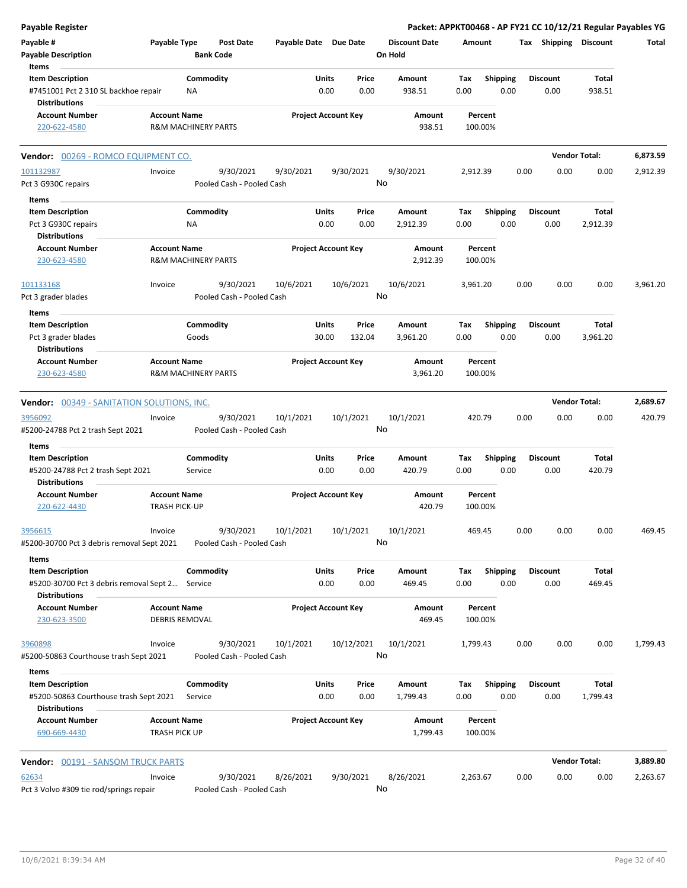# Payable Register

**Packet: APPKT00468 - AP FY21 CC 10/12/21 Regular Payables YG**

| Payable # | Payable Type | Post Date | Payable Date | Due Date | Discount Date | Amount | Tax | Shipping | Discount | Total |
|---|---|---|---|---|---|---|---|---|---|---|
| Payable Description | | Bank Code | | | On Hold | | | | | |

**Items**

| Item Description | Commodity | Units | Price | Amount | Tax | Shipping | Discount | Total |
|---|---|---|---|---|---|---|---|---|
| #7451001 Pct 2 310 SL backhoe repair | NA | 0.00 | 0.00 | 938.51 | 0.00 | 0.00 | 0.00 | 938.51 |

**Distributions**

| Account Number | Account Name | Project Account Key | Amount | Percent |
|---|---|---|---|---|
| 220-622-4580 | R&M MACHINERY PARTS | | 938.51 | 100.00% |

---

## Vendor: 00269 - ROMCO EQUIPMENT CO.

**Vendor Total: 6,873.59**

| Payable # | Payable Type | Post Date | Payable Date | Due Date | Discount Date | Amount | Tax | Shipping | Discount | Total |
|---|---|---|---|---|---|---|---|---|---|---|
| 101132987 | Invoice | 9/30/2021 | 9/30/2021 | 9/30/2021 | 9/30/2021 | 2,912.39 | 0.00 | 0.00 | 0.00 | 2,912.39 |
| Pct 3 G930C repairs | | Pooled Cash - Pooled Cash | | | No | | | | | |

**Items**

| Item Description | Commodity | Units | Price | Amount | Tax | Shipping | Discount | Total |
|---|---|---|---|---|---|---|---|---|
| Pct 3 G930C repairs | NA | 0.00 | 0.00 | 2,912.39 | 0.00 | 0.00 | 0.00 | 2,912.39 |

**Distributions**

| Account Number | Account Name | Project Account Key | Amount | Percent |
|---|---|---|---|---|
| 230-623-4580 | R&M MACHINERY PARTS | | 2,912.39 | 100.00% |

| Payable # | Payable Type | Post Date | Payable Date | Due Date | Discount Date | Amount | Tax | Shipping | Discount | Total |
|---|---|---|---|---|---|---|---|---|---|---|
| 101133168 | Invoice | 9/30/2021 | 10/6/2021 | 10/6/2021 | 10/6/2021 | 3,961.20 | 0.00 | 0.00 | 0.00 | 3,961.20 |
| Pct 3 grader blades | | Pooled Cash - Pooled Cash | | | No | | | | | |

**Items**

| Item Description | Commodity | Units | Price | Amount | Tax | Shipping | Discount | Total |
|---|---|---|---|---|---|---|---|---|
| Pct 3 grader blades | Goods | 30.00 | 132.04 | 3,961.20 | 0.00 | 0.00 | 0.00 | 3,961.20 |

**Distributions**

| Account Number | Account Name | Project Account Key | Amount | Percent |
|---|---|---|---|---|
| 230-623-4580 | R&M MACHINERY PARTS | | 3,961.20 | 100.00% |

---

## Vendor: 00349 - SANITATION SOLUTIONS, INC.

**Vendor Total: 2,689.67**

| Payable # | Payable Type | Post Date | Payable Date | Due Date | Discount Date | Amount | Tax | Shipping | Discount | Total |
|---|---|---|---|---|---|---|---|---|---|---|
| 3956092 | Invoice | 9/30/2021 | 10/1/2021 | 10/1/2021 | 10/1/2021 | 420.79 | 0.00 | 0.00 | 0.00 | 420.79 |
| #5200-24788 Pct 2 trash Sept 2021 | | Pooled Cash - Pooled Cash | | | No | | | | | |

**Items**

| Item Description | Commodity | Units | Price | Amount | Tax | Shipping | Discount | Total |
|---|---|---|---|---|---|---|---|---|
| #5200-24788 Pct 2 trash Sept 2021 | Service | 0.00 | 0.00 | 420.79 | 0.00 | 0.00 | 0.00 | 420.79 |

**Distributions**

| Account Number | Account Name | Project Account Key | Amount | Percent |
|---|---|---|---|---|
| 220-622-4430 | TRASH PICK-UP | | 420.79 | 100.00% |

| Payable # | Payable Type | Post Date | Payable Date | Due Date | Discount Date | Amount | Tax | Shipping | Discount | Total |
|---|---|---|---|---|---|---|---|---|---|---|
| 3956615 | Invoice | 9/30/2021 | 10/1/2021 | 10/1/2021 | 10/1/2021 | 469.45 | 0.00 | 0.00 | 0.00 | 469.45 |
| #5200-30700 Pct 3 debris removal Sept 2021 | | Pooled Cash - Pooled Cash | | | No | | | | | |

**Items**

| Item Description | Commodity | Units | Price | Amount | Tax | Shipping | Discount | Total |
|---|---|---|---|---|---|---|---|---|
| #5200-30700 Pct 3 debris removal Sept 2... | Service | 0.00 | 0.00 | 469.45 | 0.00 | 0.00 | 0.00 | 469.45 |

**Distributions**

| Account Number | Account Name | Project Account Key | Amount | Percent |
|---|---|---|---|---|
| 230-623-3500 | DEBRIS REMOVAL | | 469.45 | 100.00% |

| Payable # | Payable Type | Post Date | Payable Date | Due Date | Discount Date | Amount | Tax | Shipping | Discount | Total |
|---|---|---|---|---|---|---|---|---|---|---|
| 3960898 | Invoice | 9/30/2021 | 10/1/2021 | 10/12/2021 | 10/1/2021 | 1,799.43 | 0.00 | 0.00 | 0.00 | 1,799.43 |
| #5200-50863 Courthouse trash Sept 2021 | | Pooled Cash - Pooled Cash | | | No | | | | | |

**Items**

| Item Description | Commodity | Units | Price | Amount | Tax | Shipping | Discount | Total |
|---|---|---|---|---|---|---|---|---|
| #5200-50863 Courthouse trash Sept 2021 | Service | 0.00 | 0.00 | 1,799.43 | 0.00 | 0.00 | 0.00 | 1,799.43 |

**Distributions**

| Account Number | Account Name | Project Account Key | Amount | Percent |
|---|---|---|---|---|
| 690-669-4430 | TRASH PICK UP | | 1,799.43 | 100.00% |

---

## Vendor: 00191 - SANSOM TRUCK PARTS

**Vendor Total: 3,889.80**

| Payable # | Payable Type | Post Date | Payable Date | Due Date | Discount Date | Amount | Tax | Shipping | Discount | Total |
|---|---|---|---|---|---|---|---|---|---|---|
| 62634 | Invoice | 9/30/2021 | 8/26/2021 | 9/30/2021 | 8/26/2021 | 2,263.67 | 0.00 | 0.00 | 0.00 | 2,263.67 |
| Pct 3 Volvo #309 tie rod/springs repair | | Pooled Cash - Pooled Cash | | | No | | | | | |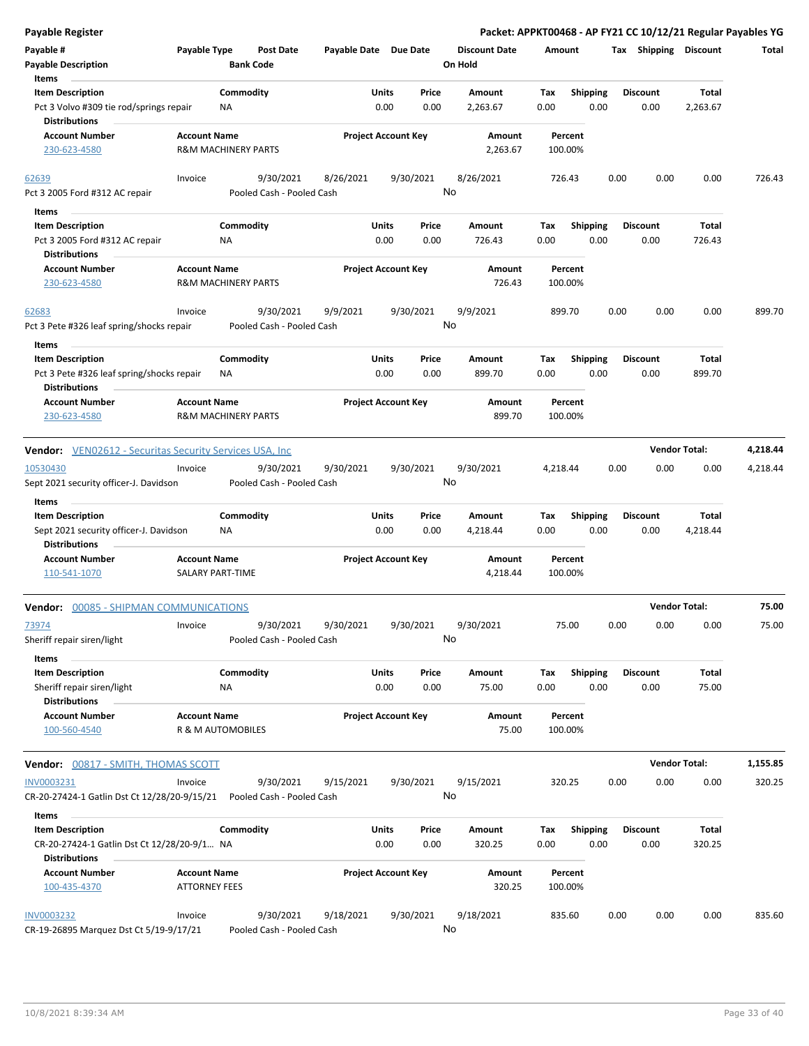**Payable Register** — Packet: APPKT00468 - AP FY21 CC 10/12/21 Regular Payables YG

| Payable # | Payable Type | Post Date | Payable Date | Due Date | Discount Date | Amount | Tax | Shipping | Discount | Total |
|---|---|---|---|---|---|---|---|---|---|---|
| **Payable Description** | | **Bank Code** | | | **On Hold** | | | | | |

**Items**

| Item Description | Commodity | Units | Price | Amount | Tax | Shipping | Discount | Total |
|---|---|---|---|---|---|---|---|---|
| Pct 3 Volvo #309 tie rod/springs repair | NA | 0.00 | 0.00 | 2,263.67 | 0.00 | 0.00 | 0.00 | 2,263.67 |

**Distributions**

| Account Number | Account Name | Project Account Key | Amount | Percent |
|---|---|---|---|---|
| 230-623-4580 | R&M MACHINERY PARTS | | 2,263.67 | 100.00% |

| Payable # | Payable Type | Post Date | Payable Date | Due Date | Discount Date | Amount | Tax | Shipping | Discount | Total |
|---|---|---|---|---|---|---|---|---|---|---|
| 62639 | Invoice | 9/30/2021 | 8/26/2021 | 9/30/2021 | 8/26/2021 | 726.43 | 0.00 | 0.00 | 0.00 | 726.43 |
| Pct 3 2005 Ford #312 AC repair | | Pooled Cash - Pooled Cash | | | No | | | | | |

**Items**

| Item Description | Commodity | Units | Price | Amount | Tax | Shipping | Discount | Total |
|---|---|---|---|---|---|---|---|---|
| Pct 3 2005 Ford #312 AC repair | NA | 0.00 | 0.00 | 726.43 | 0.00 | 0.00 | 0.00 | 726.43 |

**Distributions**

| Account Number | Account Name | Project Account Key | Amount | Percent |
|---|---|---|---|---|
| 230-623-4580 | R&M MACHINERY PARTS | | 726.43 | 100.00% |

| Payable # | Payable Type | Post Date | Payable Date | Due Date | Discount Date | Amount | Tax | Shipping | Discount | Total |
|---|---|---|---|---|---|---|---|---|---|---|
| 62683 | Invoice | 9/30/2021 | 9/9/2021 | 9/30/2021 | 9/9/2021 | 899.70 | 0.00 | 0.00 | 0.00 | 899.70 |
| Pct 3 Pete #326 leaf spring/shocks repair | | Pooled Cash - Pooled Cash | | | No | | | | | |

**Items**

| Item Description | Commodity | Units | Price | Amount | Tax | Shipping | Discount | Total |
|---|---|---|---|---|---|---|---|---|
| Pct 3 Pete #326 leaf spring/shocks repair | NA | 0.00 | 0.00 | 899.70 | 0.00 | 0.00 | 0.00 | 899.70 |

**Distributions**

| Account Number | Account Name | Project Account Key | Amount | Percent |
|---|---|---|---|---|
| 230-623-4580 | R&M MACHINERY PARTS | | 899.70 | 100.00% |

**Vendor:** VEN02612 - Securitas Security Services USA, Inc — **Vendor Total: 4,218.44**

| Payable # | Payable Type | Post Date | Payable Date | Due Date | Discount Date | Amount | Tax | Shipping | Discount | Total |
|---|---|---|---|---|---|---|---|---|---|---|
| 10530430 | Invoice | 9/30/2021 | 9/30/2021 | 9/30/2021 | 9/30/2021 | 4,218.44 | 0.00 | 0.00 | 0.00 | 4,218.44 |
| Sept 2021 security officer-J. Davidson | | Pooled Cash - Pooled Cash | | | No | | | | | |

**Items**

| Item Description | Commodity | Units | Price | Amount | Tax | Shipping | Discount | Total |
|---|---|---|---|---|---|---|---|---|
| Sept 2021 security officer-J. Davidson | NA | 0.00 | 0.00 | 4,218.44 | 0.00 | 0.00 | 0.00 | 4,218.44 |

**Distributions**

| Account Number | Account Name | Project Account Key | Amount | Percent |
|---|---|---|---|---|
| 110-541-1070 | SALARY PART-TIME | | 4,218.44 | 100.00% |

**Vendor:** 00085 - SHIPMAN COMMUNICATIONS — **Vendor Total: 75.00**

| Payable # | Payable Type | Post Date | Payable Date | Due Date | Discount Date | Amount | Tax | Shipping | Discount | Total |
|---|---|---|---|---|---|---|---|---|---|---|
| 73974 | Invoice | 9/30/2021 | 9/30/2021 | 9/30/2021 | 9/30/2021 | 75.00 | 0.00 | 0.00 | 0.00 | 75.00 |
| Sheriff repair siren/light | | Pooled Cash - Pooled Cash | | | No | | | | | |

**Items**

| Item Description | Commodity | Units | Price | Amount | Tax | Shipping | Discount | Total |
|---|---|---|---|---|---|---|---|---|
| Sheriff repair siren/light | NA | 0.00 | 0.00 | 75.00 | 0.00 | 0.00 | 0.00 | 75.00 |

**Distributions**

| Account Number | Account Name | Project Account Key | Amount | Percent |
|---|---|---|---|---|
| 100-560-4540 | R & M AUTOMOBILES | | 75.00 | 100.00% |

**Vendor:** 00817 - SMITH, THOMAS SCOTT — **Vendor Total: 1,155.85**

| Payable # | Payable Type | Post Date | Payable Date | Due Date | Discount Date | Amount | Tax | Shipping | Discount | Total |
|---|---|---|---|---|---|---|---|---|---|---|
| INV0003231 | Invoice | 9/30/2021 | 9/15/2021 | 9/30/2021 | 9/15/2021 | 320.25 | 0.00 | 0.00 | 0.00 | 320.25 |
| CR-20-27424-1 Gatlin Dst Ct 12/28/20-9/15/21 | | Pooled Cash - Pooled Cash | | | No | | | | | |

**Items**

| Item Description | Commodity | Units | Price | Amount | Tax | Shipping | Discount | Total |
|---|---|---|---|---|---|---|---|---|
| CR-20-27424-1 Gatlin Dst Ct 12/28/20-9/1... | NA | 0.00 | 0.00 | 320.25 | 0.00 | 0.00 | 0.00 | 320.25 |

**Distributions**

| Account Number | Account Name | Project Account Key | Amount | Percent |
|---|---|---|---|---|
| 100-435-4370 | ATTORNEY FEES | | 320.25 | 100.00% |

| Payable # | Payable Type | Post Date | Payable Date | Due Date | Discount Date | Amount | Tax | Shipping | Discount | Total |
|---|---|---|---|---|---|---|---|---|---|---|
| INV0003232 | Invoice | 9/30/2021 | 9/18/2021 | 9/30/2021 | 9/18/2021 | 835.60 | 0.00 | 0.00 | 0.00 | 835.60 |
| CR-19-26895 Marquez Dst Ct 5/19-9/17/21 | | Pooled Cash - Pooled Cash | | | No | | | | | |

10/8/2021 8:39:34 AM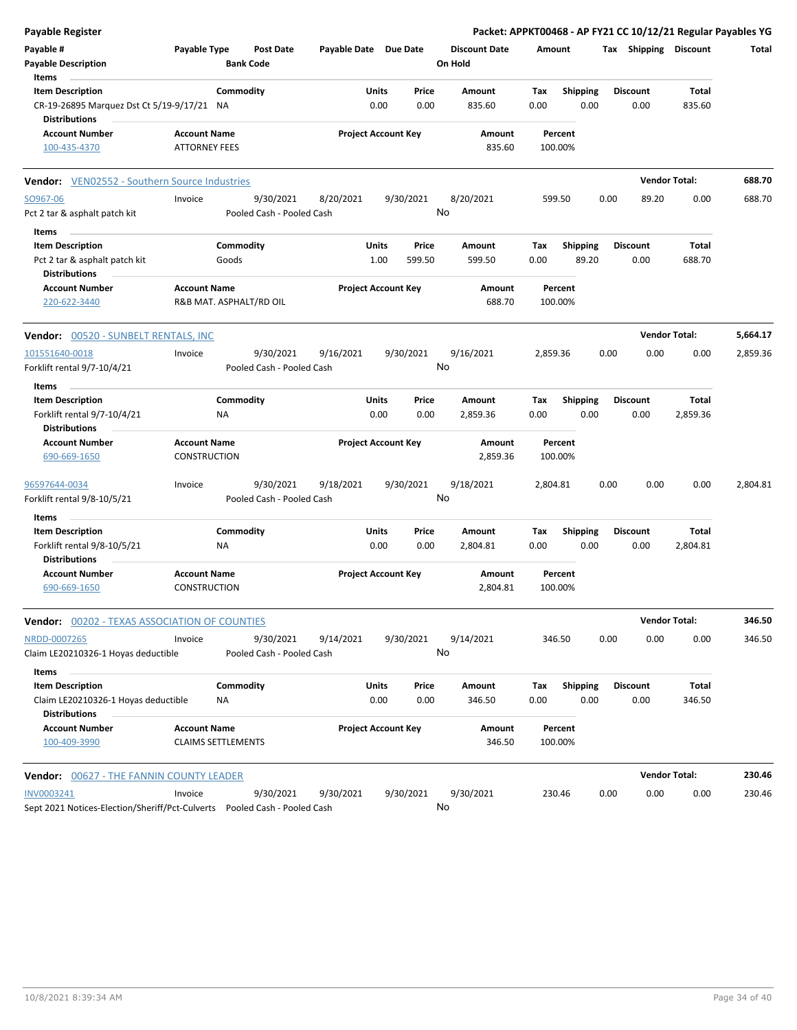**Payable Register** — Packet: APPKT00468 - AP FY21 CC 10/12/21 Regular Payables YG

| Payable # / Payable Description | Payable Type | Post Date / Bank Code | Payable Date | Due Date | Discount Date / On Hold | Amount | Tax | Shipping | Discount | Total |
|---|---|---|---|---|---|---|---|---|---|---|

**Items**

| Item Description | Commodity | Units | Price | Amount | Tax | Shipping | Discount | Total |
|---|---|---|---|---|---|---|---|---|
| CR-19-26895 Marquez Dst Ct 5/19-9/17/21 | NA | 0.00 | 0.00 | 835.60 | 0.00 | 0.00 | 0.00 | 835.60 |

**Distributions**

| Account Number | Account Name | Project Account Key | Amount | Percent |
|---|---|---|---|---|
| 100-435-4370 | ATTORNEY FEES | | 835.60 | 100.00% |

---

**Vendor:** VEN02552 - Southern Source Industries — **Vendor Total: 688.70**

| Payable # | Payable Type | Post Date | Payable Date | Due Date | Discount Date | Amount | Tax | Shipping | Discount | Total |
|---|---|---|---|---|---|---|---|---|---|---|
| SO967-06 | Invoice | 9/30/2021 | 8/20/2021 | 9/30/2021 | 8/20/2021 | 599.50 | 0.00 | 89.20 | 0.00 | 688.70 |
| Pct 2 tar & asphalt patch kit | | Pooled Cash - Pooled Cash | | | No | | | | | |

**Items**

| Item Description | Commodity | Units | Price | Amount | Tax | Shipping | Discount | Total |
|---|---|---|---|---|---|---|---|---|
| Pct 2 tar & asphalt patch kit | Goods | 1.00 | 599.50 | 599.50 | 0.00 | 89.20 | 0.00 | 688.70 |

**Distributions**

| Account Number | Account Name | Project Account Key | Amount | Percent |
|---|---|---|---|---|
| 220-622-3440 | R&B MAT. ASPHALT/RD OIL | | 688.70 | 100.00% |

---

**Vendor:** 00520 - SUNBELT RENTALS, INC — **Vendor Total: 5,664.17**

| Payable # | Payable Type | Post Date | Payable Date | Due Date | Discount Date | Amount | Tax | Shipping | Discount | Total |
|---|---|---|---|---|---|---|---|---|---|---|
| 101551640-0018 | Invoice | 9/30/2021 | 9/16/2021 | 9/30/2021 | 9/16/2021 | 2,859.36 | 0.00 | 0.00 | 0.00 | 2,859.36 |
| Forklift rental 9/7-10/4/21 | | Pooled Cash - Pooled Cash | | | No | | | | | |

**Items**

| Item Description | Commodity | Units | Price | Amount | Tax | Shipping | Discount | Total |
|---|---|---|---|---|---|---|---|---|
| Forklift rental 9/7-10/4/21 | NA | 0.00 | 0.00 | 2,859.36 | 0.00 | 0.00 | 0.00 | 2,859.36 |

**Distributions**

| Account Number | Account Name | Project Account Key | Amount | Percent |
|---|---|---|---|---|
| 690-669-1650 | CONSTRUCTION | | 2,859.36 | 100.00% |

| Payable # | Payable Type | Post Date | Payable Date | Due Date | Discount Date | Amount | Tax | Shipping | Discount | Total |
|---|---|---|---|---|---|---|---|---|---|---|
| 96597644-0034 | Invoice | 9/30/2021 | 9/18/2021 | 9/30/2021 | 9/18/2021 | 2,804.81 | 0.00 | 0.00 | 0.00 | 2,804.81 |
| Forklift rental 9/8-10/5/21 | | Pooled Cash - Pooled Cash | | | No | | | | | |

**Items**

| Item Description | Commodity | Units | Price | Amount | Tax | Shipping | Discount | Total |
|---|---|---|---|---|---|---|---|---|
| Forklift rental 9/8-10/5/21 | NA | 0.00 | 0.00 | 2,804.81 | 0.00 | 0.00 | 0.00 | 2,804.81 |

**Distributions**

| Account Number | Account Name | Project Account Key | Amount | Percent |
|---|---|---|---|---|
| 690-669-1650 | CONSTRUCTION | | 2,804.81 | 100.00% |

---

**Vendor:** 00202 - TEXAS ASSOCIATION OF COUNTIES — **Vendor Total: 346.50**

| Payable # | Payable Type | Post Date | Payable Date | Due Date | Discount Date | Amount | Tax | Shipping | Discount | Total |
|---|---|---|---|---|---|---|---|---|---|---|
| NRDD-0007265 | Invoice | 9/30/2021 | 9/14/2021 | 9/30/2021 | 9/14/2021 | 346.50 | 0.00 | 0.00 | 0.00 | 346.50 |
| Claim LE20210326-1 Hoyas deductible | | Pooled Cash - Pooled Cash | | | No | | | | | |

**Items**

| Item Description | Commodity | Units | Price | Amount | Tax | Shipping | Discount | Total |
|---|---|---|---|---|---|---|---|---|
| Claim LE20210326-1 Hoyas deductible | NA | 0.00 | 0.00 | 346.50 | 0.00 | 0.00 | 0.00 | 346.50 |

**Distributions**

| Account Number | Account Name | Project Account Key | Amount | Percent |
|---|---|---|---|---|
| 100-409-3990 | CLAIMS SETTLEMENTS | | 346.50 | 100.00% |

---

**Vendor:** 00627 - THE FANNIN COUNTY LEADER — **Vendor Total: 230.46**

| Payable # | Payable Type | Post Date | Payable Date | Due Date | Discount Date | Amount | Tax | Shipping | Discount | Total |
|---|---|---|---|---|---|---|---|---|---|---|
| INV0003241 | Invoice | 9/30/2021 | 9/30/2021 | 9/30/2021 | 9/30/2021 | 230.46 | 0.00 | 0.00 | 0.00 | 230.46 |
| Sept 2021 Notices-Election/Sheriff/Pct-Culverts | | Pooled Cash - Pooled Cash | | | No | | | | | |

10/8/2021 8:39:34 AM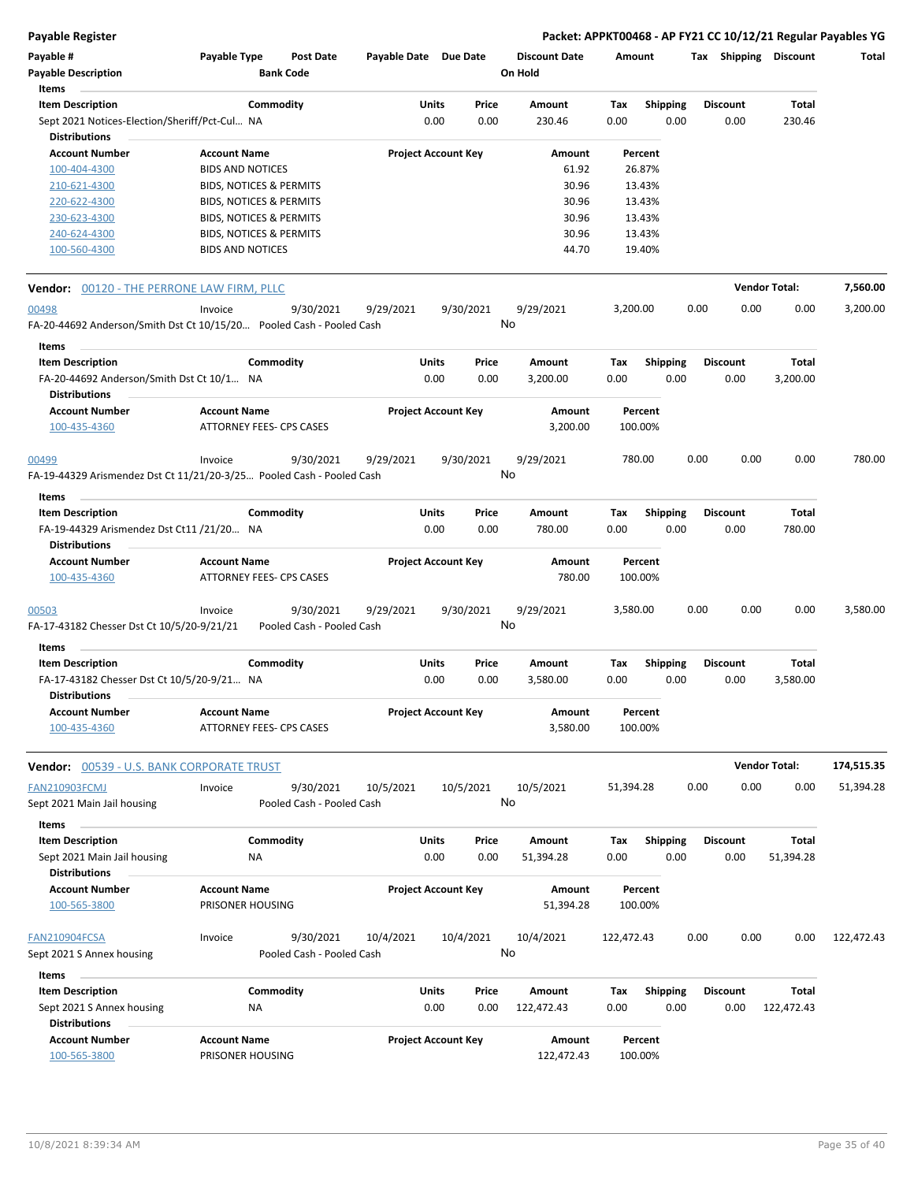**Payable Register** — **Packet: APPKT00468 - AP FY21 CC 10/12/21 Regular Payables YG**

| Payable # | Payable Type | Post Date | Payable Date | Due Date | Discount Date | Amount | Tax | Shipping | Discount | Total |
|---|---|---|---|---|---|---|---|---|---|---|
| Payable Description | | Bank Code | | | On Hold | | | | | |

**Items**

| Item Description | Commodity | Units | Price | Amount | Tax | Shipping | Discount | Total |
|---|---|---|---|---|---|---|---|---|
| Sept 2021 Notices-Election/Sheriff/Pct-Cul... | NA | 0.00 | 0.00 | 230.46 | 0.00 | 0.00 | 0.00 | 230.46 |

**Distributions**

| Account Number | Account Name | Project Account Key | Amount | Percent |
|---|---|---|---|---|
| 100-404-4300 | BIDS AND NOTICES | | 61.92 | 26.87% |
| 210-621-4300 | BIDS, NOTICES & PERMITS | | 30.96 | 13.43% |
| 220-622-4300 | BIDS, NOTICES & PERMITS | | 30.96 | 13.43% |
| 230-623-4300 | BIDS, NOTICES & PERMITS | | 30.96 | 13.43% |
| 240-624-4300 | BIDS, NOTICES & PERMITS | | 30.96 | 13.43% |
| 100-560-4300 | BIDS AND NOTICES | | 44.70 | 19.40% |

---

**Vendor: 00120 - THE PERRONE LAW FIRM, PLLC** — **Vendor Total: 7,560.00**

| Payable # | Payable Type | Post Date | Payable Date | Due Date | Discount Date | Amount | Tax | Shipping | Discount | Total |
|---|---|---|---|---|---|---|---|---|---|---|
| 00498 | Invoice | 9/30/2021 | 9/29/2021 | 9/30/2021 | 9/29/2021 | 3,200.00 | 0.00 | 0.00 | 0.00 | 3,200.00 |
| FA-20-44692 Anderson/Smith Dst Ct 10/15/20... | | Pooled Cash - Pooled Cash | | | No | | | | | |

**Items**

| Item Description | Commodity | Units | Price | Amount | Tax | Shipping | Discount | Total |
|---|---|---|---|---|---|---|---|---|
| FA-20-44692 Anderson/Smith Dst Ct 10/1... | NA | 0.00 | 0.00 | 3,200.00 | 0.00 | 0.00 | 0.00 | 3,200.00 |

**Distributions**

| Account Number | Account Name | Project Account Key | Amount | Percent |
|---|---|---|---|---|
| 100-435-4360 | ATTORNEY FEES- CPS CASES | | 3,200.00 | 100.00% |

| Payable # | Payable Type | Post Date | Payable Date | Due Date | Discount Date | Amount | Tax | Shipping | Discount | Total |
|---|---|---|---|---|---|---|---|---|---|---|
| 00499 | Invoice | 9/30/2021 | 9/29/2021 | 9/30/2021 | 9/29/2021 | 780.00 | 0.00 | 0.00 | 0.00 | 780.00 |
| FA-19-44329 Arismendez Dst Ct 11/21/20-3/25... | | Pooled Cash - Pooled Cash | | | No | | | | | |

**Items**

| Item Description | Commodity | Units | Price | Amount | Tax | Shipping | Discount | Total |
|---|---|---|---|---|---|---|---|---|
| FA-19-44329 Arismendez Dst Ct11 /21/20... | NA | 0.00 | 0.00 | 780.00 | 0.00 | 0.00 | 0.00 | 780.00 |

**Distributions**

| Account Number | Account Name | Project Account Key | Amount | Percent |
|---|---|---|---|---|
| 100-435-4360 | ATTORNEY FEES- CPS CASES | | 780.00 | 100.00% |

| Payable # | Payable Type | Post Date | Payable Date | Due Date | Discount Date | Amount | Tax | Shipping | Discount | Total |
|---|---|---|---|---|---|---|---|---|---|---|
| 00503 | Invoice | 9/30/2021 | 9/29/2021 | 9/30/2021 | 9/29/2021 | 3,580.00 | 0.00 | 0.00 | 0.00 | 3,580.00 |
| FA-17-43182 Chesser Dst Ct 10/5/20-9/21/21 | | Pooled Cash - Pooled Cash | | | No | | | | | |

**Items**

| Item Description | Commodity | Units | Price | Amount | Tax | Shipping | Discount | Total |
|---|---|---|---|---|---|---|---|---|
| FA-17-43182 Chesser Dst Ct 10/5/20-9/21... | NA | 0.00 | 0.00 | 3,580.00 | 0.00 | 0.00 | 0.00 | 3,580.00 |

**Distributions**

| Account Number | Account Name | Project Account Key | Amount | Percent |
|---|---|---|---|---|
| 100-435-4360 | ATTORNEY FEES- CPS CASES | | 3,580.00 | 100.00% |

---

**Vendor: 00539 - U.S. BANK CORPORATE TRUST** — **Vendor Total: 174,515.35**

| Payable # | Payable Type | Post Date | Payable Date | Due Date | Discount Date | Amount | Tax | Shipping | Discount | Total |
|---|---|---|---|---|---|---|---|---|---|---|
| FAN210903FCMJ | Invoice | 9/30/2021 | 10/5/2021 | 10/5/2021 | 10/5/2021 | 51,394.28 | 0.00 | 0.00 | 0.00 | 51,394.28 |
| Sept 2021 Main Jail housing | | Pooled Cash - Pooled Cash | | | No | | | | | |

**Items**

| Item Description | Commodity | Units | Price | Amount | Tax | Shipping | Discount | Total |
|---|---|---|---|---|---|---|---|---|
| Sept 2021 Main Jail housing | NA | 0.00 | 0.00 | 51,394.28 | 0.00 | 0.00 | 0.00 | 51,394.28 |

**Distributions**

| Account Number | Account Name | Project Account Key | Amount | Percent |
|---|---|---|---|---|
| 100-565-3800 | PRISONER HOUSING | | 51,394.28 | 100.00% |

| Payable # | Payable Type | Post Date | Payable Date | Due Date | Discount Date | Amount | Tax | Shipping | Discount | Total |
|---|---|---|---|---|---|---|---|---|---|---|
| FAN210904FCSA | Invoice | 9/30/2021 | 10/4/2021 | 10/4/2021 | 10/4/2021 | 122,472.43 | 0.00 | 0.00 | 0.00 | 122,472.43 |
| Sept 2021 S Annex housing | | Pooled Cash - Pooled Cash | | | No | | | | | |

**Items**

| Item Description | Commodity | Units | Price | Amount | Tax | Shipping | Discount | Total |
|---|---|---|---|---|---|---|---|---|
| Sept 2021 S Annex housing | NA | 0.00 | 0.00 | 122,472.43 | 0.00 | 0.00 | 0.00 | 122,472.43 |

**Distributions**

| Account Number | Account Name | Project Account Key | Amount | Percent |
|---|---|---|---|---|
| 100-565-3800 | PRISONER HOUSING | | 122,472.43 | 100.00% |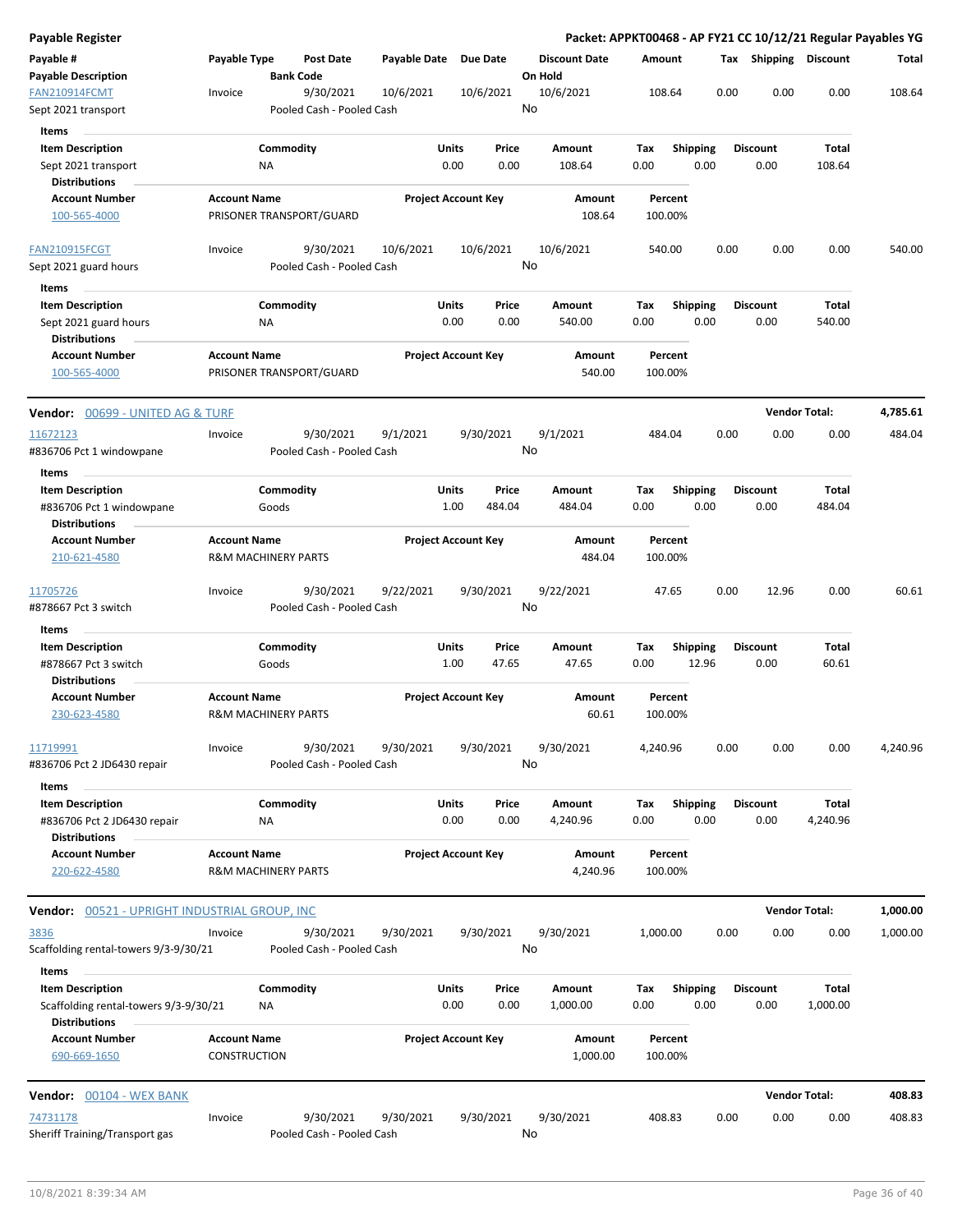**Payable Register** — Packet: APPKT00468 - AP FY21 CC 10/12/21 Regular Payables YG

| Payable # / Payable Description | Payable Type | Post Date / Bank Code | Payable Date | Due Date | Discount Date / On Hold | Amount | Tax | Shipping | Discount | Total |
|---|---|---|---|---|---|---|---|---|---|---|
| FAN210914FCMT<br>Sept 2021 transport | Invoice | 9/30/2021<br>Pooled Cash - Pooled Cash | 10/6/2021 | 10/6/2021 | 10/6/2021<br>No | 108.64 | 0.00 | 0.00 | 0.00 | 108.64 |

Items

| Item Description | Commodity | Units | Price | Amount | Tax | Shipping | Discount | Total |
|---|---|---|---|---|---|---|---|---|
| Sept 2021 transport | NA | 0.00 | 0.00 | 108.64 | 0.00 | 0.00 | 0.00 | 108.64 |

Distributions

| Account Number | Account Name | Project Account Key | Amount | Percent |
|---|---|---|---|---|
| 100-565-4000 | PRISONER TRANSPORT/GUARD | | 108.64 | 100.00% |

| Payable # / Payable Description | Payable Type | Post Date / Bank Code | Payable Date | Due Date | Discount Date / On Hold | Amount | Tax | Shipping | Discount | Total |
|---|---|---|---|---|---|---|---|---|---|---|
| FAN210915FCGT<br>Sept 2021 guard hours | Invoice | 9/30/2021<br>Pooled Cash - Pooled Cash | 10/6/2021 | 10/6/2021 | 10/6/2021<br>No | 540.00 | 0.00 | 0.00 | 0.00 | 540.00 |

Items

| Item Description | Commodity | Units | Price | Amount | Tax | Shipping | Discount | Total |
|---|---|---|---|---|---|---|---|---|
| Sept 2021 guard hours | NA | 0.00 | 0.00 | 540.00 | 0.00 | 0.00 | 0.00 | 540.00 |

Distributions

| Account Number | Account Name | Project Account Key | Amount | Percent |
|---|---|---|---|---|
| 100-565-4000 | PRISONER TRANSPORT/GUARD | | 540.00 | 100.00% |

**Vendor: 00699 - UNITED AG & TURF** — Vendor Total: **4,785.61**

| Payable # / Payable Description | Payable Type | Post Date / Bank Code | Payable Date | Due Date | Discount Date / On Hold | Amount | Tax | Shipping | Discount | Total |
|---|---|---|---|---|---|---|---|---|---|---|
| 11672123<br>#836706 Pct 1 windowpane | Invoice | 9/30/2021<br>Pooled Cash - Pooled Cash | 9/1/2021 | 9/30/2021 | 9/1/2021<br>No | 484.04 | 0.00 | 0.00 | 0.00 | 484.04 |

Items

| Item Description | Commodity | Units | Price | Amount | Tax | Shipping | Discount | Total |
|---|---|---|---|---|---|---|---|---|
| #836706 Pct 1 windowpane | Goods | 1.00 | 484.04 | 484.04 | 0.00 | 0.00 | 0.00 | 484.04 |

Distributions

| Account Number | Account Name | Project Account Key | Amount | Percent |
|---|---|---|---|---|
| 210-621-4580 | R&M MACHINERY PARTS | | 484.04 | 100.00% |

| Payable # / Payable Description | Payable Type | Post Date / Bank Code | Payable Date | Due Date | Discount Date / On Hold | Amount | Tax | Shipping | Discount | Total |
|---|---|---|---|---|---|---|---|---|---|---|
| 11705726<br>#878667 Pct 3 switch | Invoice | 9/30/2021<br>Pooled Cash - Pooled Cash | 9/22/2021 | 9/30/2021 | 9/22/2021<br>No | 47.65 | 0.00 | 12.96 | 0.00 | 60.61 |

Items

| Item Description | Commodity | Units | Price | Amount | Tax | Shipping | Discount | Total |
|---|---|---|---|---|---|---|---|---|
| #878667 Pct 3 switch | Goods | 1.00 | 47.65 | 47.65 | 0.00 | 12.96 | 0.00 | 60.61 |

Distributions

| Account Number | Account Name | Project Account Key | Amount | Percent |
|---|---|---|---|---|
| 230-623-4580 | R&M MACHINERY PARTS | | 60.61 | 100.00% |

| Payable # / Payable Description | Payable Type | Post Date / Bank Code | Payable Date | Due Date | Discount Date / On Hold | Amount | Tax | Shipping | Discount | Total |
|---|---|---|---|---|---|---|---|---|---|---|
| 11719991<br>#836706 Pct 2 JD6430 repair | Invoice | 9/30/2021<br>Pooled Cash - Pooled Cash | 9/30/2021 | 9/30/2021 | 9/30/2021<br>No | 4,240.96 | 0.00 | 0.00 | 0.00 | 4,240.96 |

Items

| Item Description | Commodity | Units | Price | Amount | Tax | Shipping | Discount | Total |
|---|---|---|---|---|---|---|---|---|
| #836706 Pct 2 JD6430 repair | NA | 0.00 | 0.00 | 4,240.96 | 0.00 | 0.00 | 0.00 | 4,240.96 |

Distributions

| Account Number | Account Name | Project Account Key | Amount | Percent |
|---|---|---|---|---|
| 220-622-4580 | R&M MACHINERY PARTS | | 4,240.96 | 100.00% |

**Vendor: 00521 - UPRIGHT INDUSTRIAL GROUP, INC** — Vendor Total: **1,000.00**

| Payable # / Payable Description | Payable Type | Post Date / Bank Code | Payable Date | Due Date | Discount Date / On Hold | Amount | Tax | Shipping | Discount | Total |
|---|---|---|---|---|---|---|---|---|---|---|
| 3836<br>Scaffolding rental-towers 9/3-9/30/21 | Invoice | 9/30/2021<br>Pooled Cash - Pooled Cash | 9/30/2021 | 9/30/2021 | 9/30/2021<br>No | 1,000.00 | 0.00 | 0.00 | 0.00 | 1,000.00 |

Items

| Item Description | Commodity | Units | Price | Amount | Tax | Shipping | Discount | Total |
|---|---|---|---|---|---|---|---|---|
| Scaffolding rental-towers 9/3-9/30/21 | NA | 0.00 | 0.00 | 1,000.00 | 0.00 | 0.00 | 0.00 | 1,000.00 |

Distributions

| Account Number | Account Name | Project Account Key | Amount | Percent |
|---|---|---|---|---|
| 690-669-1650 | CONSTRUCTION | | 1,000.00 | 100.00% |

**Vendor: 00104 - WEX BANK** — Vendor Total: **408.83**

| Payable # / Payable Description | Payable Type | Post Date / Bank Code | Payable Date | Due Date | Discount Date / On Hold | Amount | Tax | Shipping | Discount | Total |
|---|---|---|---|---|---|---|---|---|---|---|
| 74731178<br>Sheriff Training/Transport gas | Invoice | 9/30/2021<br>Pooled Cash - Pooled Cash | 9/30/2021 | 9/30/2021 | 9/30/2021<br>No | 408.83 | 0.00 | 0.00 | 0.00 | 408.83 |

10/8/2021 8:39:34 AM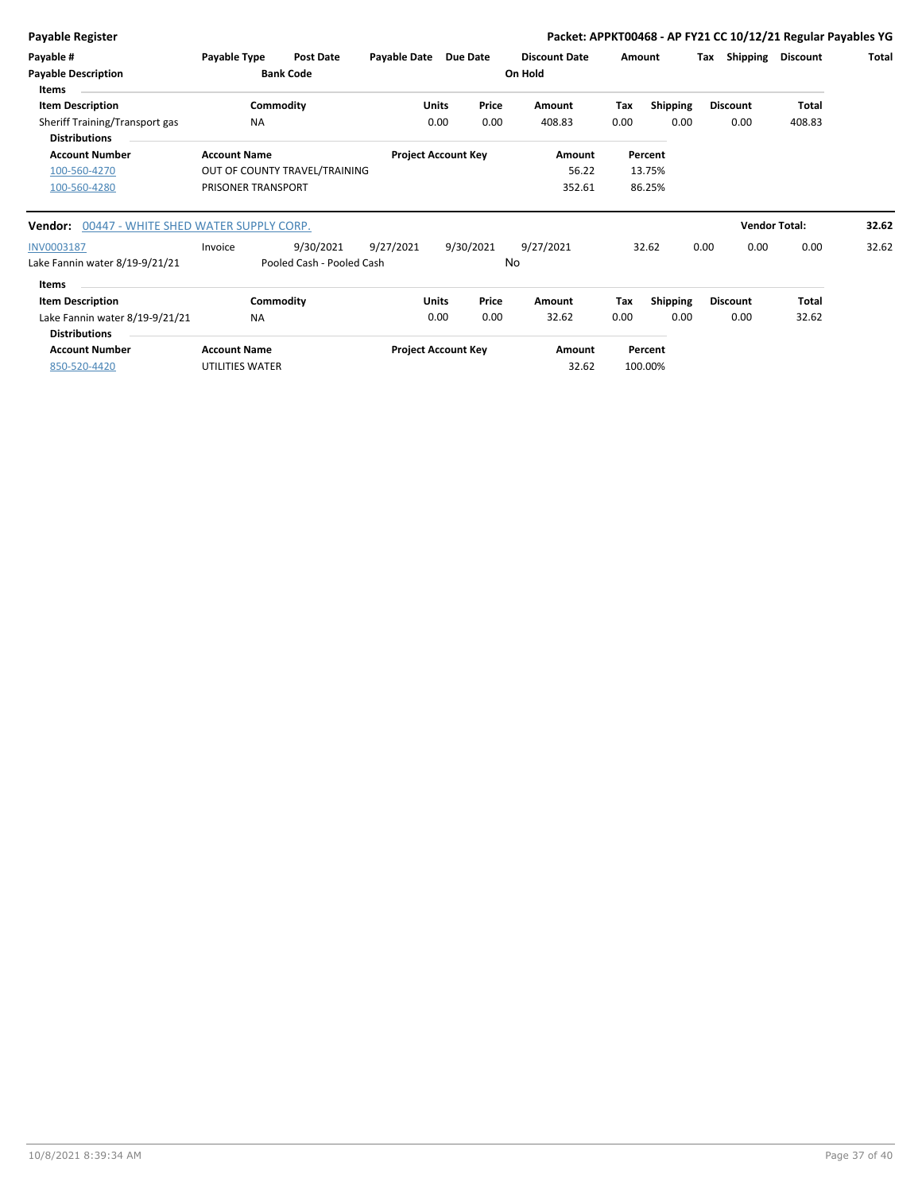**Payable Register** — Packet: APPKT00468 - AP FY21 CC 10/12/21 Regular Payables YG

| Payable # | Payable Type | Post Date | Payable Date | Due Date | Discount Date | Amount | Tax | Shipping | Discount | Total |
|---|---|---|---|---|---|---|---|---|---|---|
| Payable Description | | Bank Code | | | On Hold | | | | | |

**Items**

| Item Description | Commodity | Units | Price | Amount | Tax | Shipping | Discount | Total |
|---|---|---|---|---|---|---|---|---|
| Sheriff Training/Transport gas | NA | 0.00 | 0.00 | 408.83 | 0.00 | 0.00 | 0.00 | 408.83 |

**Distributions**

| Account Number | Account Name | Project Account Key | Amount | Percent |
|---|---|---|---|---|
| 100-560-4270 | OUT OF COUNTY TRAVEL/TRAINING | | 56.22 | 13.75% |
| 100-560-4280 | PRISONER TRANSPORT | | 352.61 | 86.25% |

**Vendor:** 00447 - WHITE SHED WATER SUPPLY CORP. — **Vendor Total:** 32.62

| Payable # | Payable Type | Post Date | Payable Date | Due Date | Discount Date | Amount | Tax | Shipping | Discount | Total |
|---|---|---|---|---|---|---|---|---|---|---|
| INV0003187 | Invoice | 9/30/2021 | 9/27/2021 | 9/30/2021 | 9/27/2021 | 32.62 | 0.00 | 0.00 | 0.00 | 32.62 |
| Lake Fannin water 8/19-9/21/21 | | Pooled Cash - Pooled Cash | | | No | | | | | |

**Items**

| Item Description | Commodity | Units | Price | Amount | Tax | Shipping | Discount | Total |
|---|---|---|---|---|---|---|---|---|
| Lake Fannin water 8/19-9/21/21 | NA | 0.00 | 0.00 | 32.62 | 0.00 | 0.00 | 0.00 | 32.62 |

**Distributions**

| Account Number | Account Name | Project Account Key | Amount | Percent |
|---|---|---|---|---|
| 850-520-4420 | UTILITIES WATER | | 32.62 | 100.00% |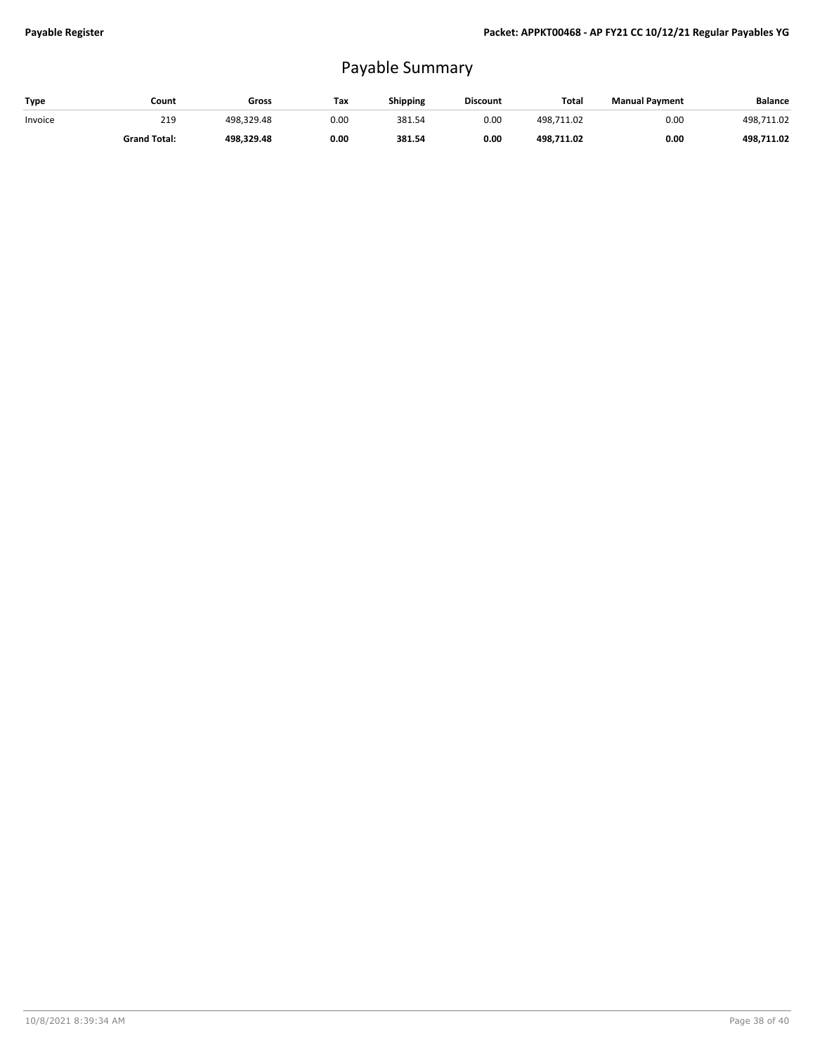# Payable Summary

| Type | Count | Gross | Tax | Shipping | Discount | Total | Manual Payment | Balance |
|---|---|---|---|---|---|---|---|---|
| Invoice | 219 | 498,329.48 | 0.00 | 381.54 | 0.00 | 498,711.02 | 0.00 | 498,711.02 |
| | **Grand Total:** | **498,329.48** | **0.00** | **381.54** | **0.00** | **498,711.02** | **0.00** | **498,711.02** |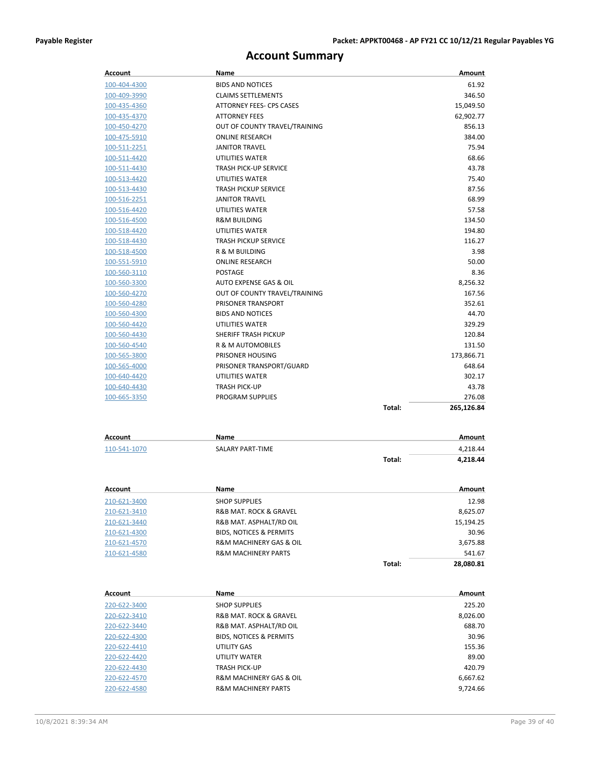# Account Summary

| Account | Name | | Amount |
|---|---|---|---|
| 100-404-4300 | BIDS AND NOTICES | | 61.92 |
| 100-409-3990 | CLAIMS SETTLEMENTS | | 346.50 |
| 100-435-4360 | ATTORNEY FEES- CPS CASES | | 15,049.50 |
| 100-435-4370 | ATTORNEY FEES | | 62,902.77 |
| 100-450-4270 | OUT OF COUNTY TRAVEL/TRAINING | | 856.13 |
| 100-475-5910 | ONLINE RESEARCH | | 384.00 |
| 100-511-2251 | JANITOR TRAVEL | | 75.94 |
| 100-511-4420 | UTILITIES WATER | | 68.66 |
| 100-511-4430 | TRASH PICK-UP SERVICE | | 43.78 |
| 100-513-4420 | UTILITIES WATER | | 75.40 |
| 100-513-4430 | TRASH PICKUP SERVICE | | 87.56 |
| 100-516-2251 | JANITOR TRAVEL | | 68.99 |
| 100-516-4420 | UTILITIES WATER | | 57.58 |
| 100-516-4500 | R&M BUILDING | | 134.50 |
| 100-518-4420 | UTILITIES WATER | | 194.80 |
| 100-518-4430 | TRASH PICKUP SERVICE | | 116.27 |
| 100-518-4500 | R & M BUILDING | | 3.98 |
| 100-551-5910 | ONLINE RESEARCH | | 50.00 |
| 100-560-3110 | POSTAGE | | 8.36 |
| 100-560-3300 | AUTO EXPENSE GAS & OIL | | 8,256.32 |
| 100-560-4270 | OUT OF COUNTY TRAVEL/TRAINING | | 167.56 |
| 100-560-4280 | PRISONER TRANSPORT | | 352.61 |
| 100-560-4300 | BIDS AND NOTICES | | 44.70 |
| 100-560-4420 | UTILITIES WATER | | 329.29 |
| 100-560-4430 | SHERIFF TRASH PICKUP | | 120.84 |
| 100-560-4540 | R & M AUTOMOBILES | | 131.50 |
| 100-565-3800 | PRISONER HOUSING | | 173,866.71 |
| 100-565-4000 | PRISONER TRANSPORT/GUARD | | 648.64 |
| 100-640-4420 | UTILITIES WATER | | 302.17 |
| 100-640-4430 | TRASH PICK-UP | | 43.78 |
| 100-665-3350 | PROGRAM SUPPLIES | | 276.08 |
| | | **Total:** | **265,126.84** |

| Account | Name | | Amount |
|---|---|---|---|
| 110-541-1070 | SALARY PART-TIME | | 4,218.44 |
| | | **Total:** | **4,218.44** |

| Account | Name | | Amount |
|---|---|---|---|
| 210-621-3400 | SHOP SUPPLIES | | 12.98 |
| 210-621-3410 | R&B MAT. ROCK & GRAVEL | | 8,625.07 |
| 210-621-3440 | R&B MAT. ASPHALT/RD OIL | | 15,194.25 |
| 210-621-4300 | BIDS, NOTICES & PERMITS | | 30.96 |
| 210-621-4570 | R&M MACHINERY GAS & OIL | | 3,675.88 |
| 210-621-4580 | R&M MACHINERY PARTS | | 541.67 |
| | | **Total:** | **28,080.81** |

| Account | Name | Amount |
|---|---|---|
| 220-622-3400 | SHOP SUPPLIES | 225.20 |
| 220-622-3410 | R&B MAT. ROCK & GRAVEL | 8,026.00 |
| 220-622-3440 | R&B MAT. ASPHALT/RD OIL | 688.70 |
| 220-622-4300 | BIDS, NOTICES & PERMITS | 30.96 |
| 220-622-4410 | UTILITY GAS | 155.36 |
| 220-622-4420 | UTILITY WATER | 89.00 |
| 220-622-4430 | TRASH PICK-UP | 420.79 |
| 220-622-4570 | R&M MACHINERY GAS & OIL | 6,667.62 |
| 220-622-4580 | R&M MACHINERY PARTS | 9,724.66 |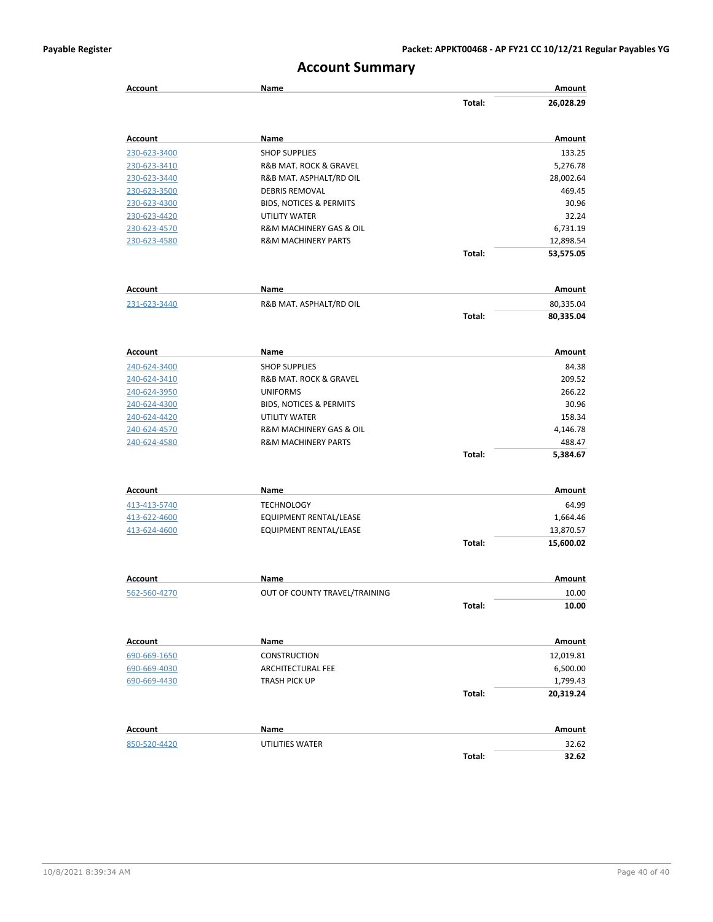## Account Summary

| Account | Name | | Amount |
|---|---|---|---|
| | | Total: | 26,028.29 |

| Account | Name | | Amount |
|---|---|---|---|
| 230-623-3400 | SHOP SUPPLIES | | 133.25 |
| 230-623-3410 | R&B MAT. ROCK & GRAVEL | | 5,276.78 |
| 230-623-3440 | R&B MAT. ASPHALT/RD OIL | | 28,002.64 |
| 230-623-3500 | DEBRIS REMOVAL | | 469.45 |
| 230-623-4300 | BIDS, NOTICES & PERMITS | | 30.96 |
| 230-623-4420 | UTILITY WATER | | 32.24 |
| 230-623-4570 | R&M MACHINERY GAS & OIL | | 6,731.19 |
| 230-623-4580 | R&M MACHINERY PARTS | | 12,898.54 |
| | | Total: | 53,575.05 |

| Account | Name | | Amount |
|---|---|---|---|
| 231-623-3440 | R&B MAT. ASPHALT/RD OIL | | 80,335.04 |
| | | Total: | 80,335.04 |

| Account | Name | | Amount |
|---|---|---|---|
| 240-624-3400 | SHOP SUPPLIES | | 84.38 |
| 240-624-3410 | R&B MAT. ROCK & GRAVEL | | 209.52 |
| 240-624-3950 | UNIFORMS | | 266.22 |
| 240-624-4300 | BIDS, NOTICES & PERMITS | | 30.96 |
| 240-624-4420 | UTILITY WATER | | 158.34 |
| 240-624-4570 | R&M MACHINERY GAS & OIL | | 4,146.78 |
| 240-624-4580 | R&M MACHINERY PARTS | | 488.47 |
| | | Total: | 5,384.67 |

| Account | Name | | Amount |
|---|---|---|---|
| 413-413-5740 | TECHNOLOGY | | 64.99 |
| 413-622-4600 | EQUIPMENT RENTAL/LEASE | | 1,664.46 |
| 413-624-4600 | EQUIPMENT RENTAL/LEASE | | 13,870.57 |
| | | Total: | 15,600.02 |

| Account | Name | | Amount |
|---|---|---|---|
| 562-560-4270 | OUT OF COUNTY TRAVEL/TRAINING | | 10.00 |
| | | Total: | 10.00 |

| Account | Name | | Amount |
|---|---|---|---|
| 690-669-1650 | CONSTRUCTION | | 12,019.81 |
| 690-669-4030 | ARCHITECTURAL FEE | | 6,500.00 |
| 690-669-4430 | TRASH PICK UP | | 1,799.43 |
| | | Total: | 20,319.24 |

| Account | Name | | Amount |
|---|---|---|---|
| 850-520-4420 | UTILITIES WATER | | 32.62 |
| | | Total: | 32.62 |